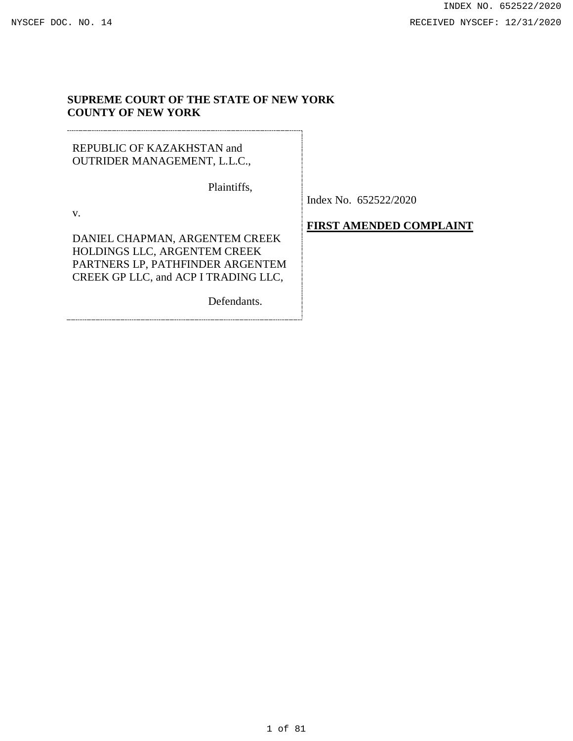**SUPREME COURT OF THE STATE OF NEW YORK**
**COUNTY OF NEW YORK**

| | |
|---|---|
| REPUBLIC OF KAZAKHSTAN and OUTRIDER MANAGEMENT, L.L.C., Plaintiffs, v. DANIEL CHAPMAN, ARGENTEM CREEK HOLDINGS LLC, ARGENTEM CREEK PARTNERS LP, PATHFINDER ARGENTEM CREEK GP LLC, and ACP I TRADING LLC, Defendants. | Index No. 652522/2020 **FIRST AMENDED COMPLAINT** |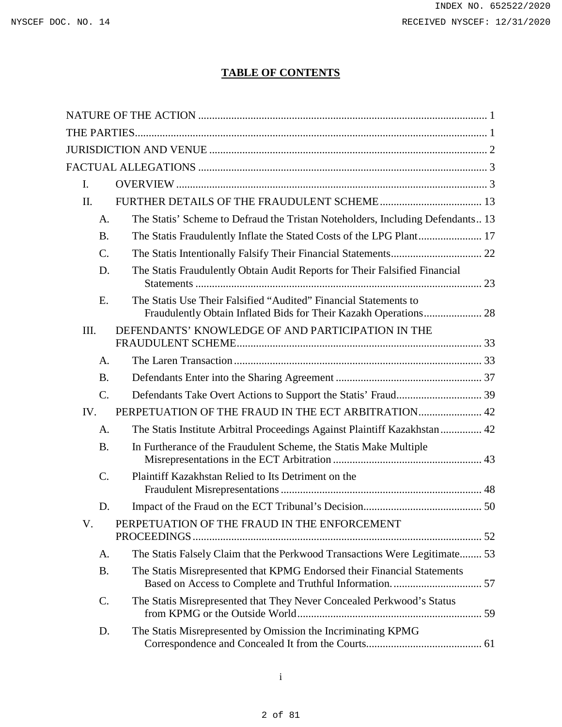# TABLE OF CONTENTS

NATURE OF THE ACTION .......... 1

THE PARTIES .......... 1

JURISDICTION AND VENUE .......... 2

FACTUAL ALLEGATIONS .......... 3

- I. OVERVIEW .......... 3
- II. FURTHER DETAILS OF THE FRAUDULENT SCHEME .......... 13
  - A. The Statis' Scheme to Defraud the Tristan Noteholders, Including Defendants .......... 13
  - B. The Statis Fraudulently Inflate the Stated Costs of the LPG Plant .......... 17
  - C. The Statis Intentionally Falsify Their Financial Statements .......... 22
  - D. The Statis Fraudulently Obtain Audit Reports for Their Falsified Financial Statements .......... 23
  - E. The Statis Use Their Falsified "Audited" Financial Statements to Fraudulently Obtain Inflated Bids for Their Kazakh Operations .......... 28
- III. DEFENDANTS' KNOWLEDGE OF AND PARTICIPATION IN THE FRAUDULENT SCHEME .......... 33
  - A. The Laren Transaction .......... 33
  - B. Defendants Enter into the Sharing Agreement .......... 37
  - C. Defendants Take Overt Actions to Support the Statis' Fraud .......... 39
- IV. PERPETUATION OF THE FRAUD IN THE ECT ARBITRATION .......... 42
  - A. The Statis Institute Arbitral Proceedings Against Plaintiff Kazakhstan .......... 42
  - B. In Furtherance of the Fraudulent Scheme, the Statis Make Multiple Misrepresentations in the ECT Arbitration .......... 43
  - C. Plaintiff Kazakhstan Relied to Its Detriment on the Fraudulent Misrepresentations .......... 48
  - D. Impact of the Fraud on the ECT Tribunal's Decision .......... 50
- V. PERPETUATION OF THE FRAUD IN THE ENFORCEMENT PROCEEDINGS .......... 52
  - A. The Statis Falsely Claim that the Perkwood Transactions Were Legitimate .......... 53
  - B. The Statis Misrepresented that KPMG Endorsed their Financial Statements Based on Access to Complete and Truthful Information. .......... 57
  - C. The Statis Misrepresented that They Never Concealed Perkwood's Status from KPMG or the Outside World .......... 59
  - D. The Statis Misrepresented by Omission the Incriminating KPMG Correspondence and Concealed It from the Courts .......... 61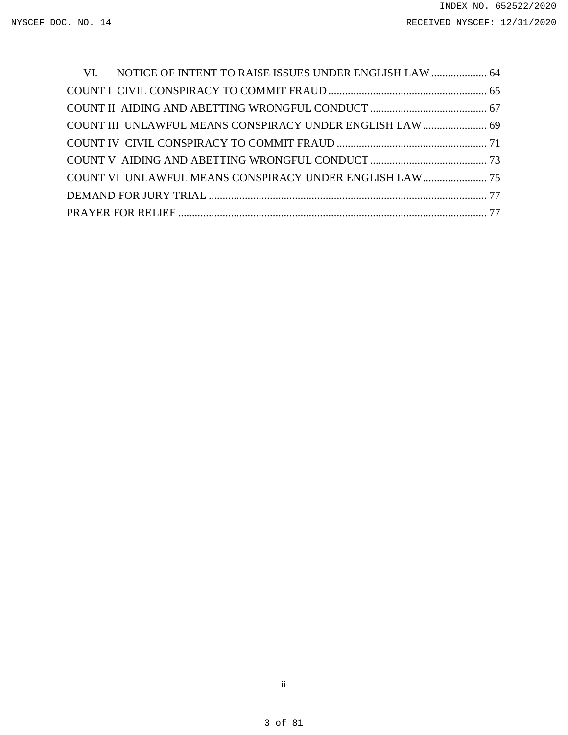VI. NOTICE OF INTENT TO RAISE ISSUES UNDER ENGLISH LAW .................... 64

COUNT I CIVIL CONSPIRACY TO COMMIT FRAUD ......................................................... 65

COUNT II AIDING AND ABETTING WRONGFUL CONDUCT .......................................... 67

COUNT III UNLAWFUL MEANS CONSPIRACY UNDER ENGLISH LAW ....................... 69

COUNT IV CIVIL CONSPIRACY TO COMMIT FRAUD ...................................................... 71

COUNT V AIDING AND ABETTING WRONGFUL CONDUCT .......................................... 73

COUNT VI UNLAWFUL MEANS CONSPIRACY UNDER ENGLISH LAW ....................... 75

DEMAND FOR JURY TRIAL .................................................................................................. 77

PRAYER FOR RELIEF ............................................................................................................ 77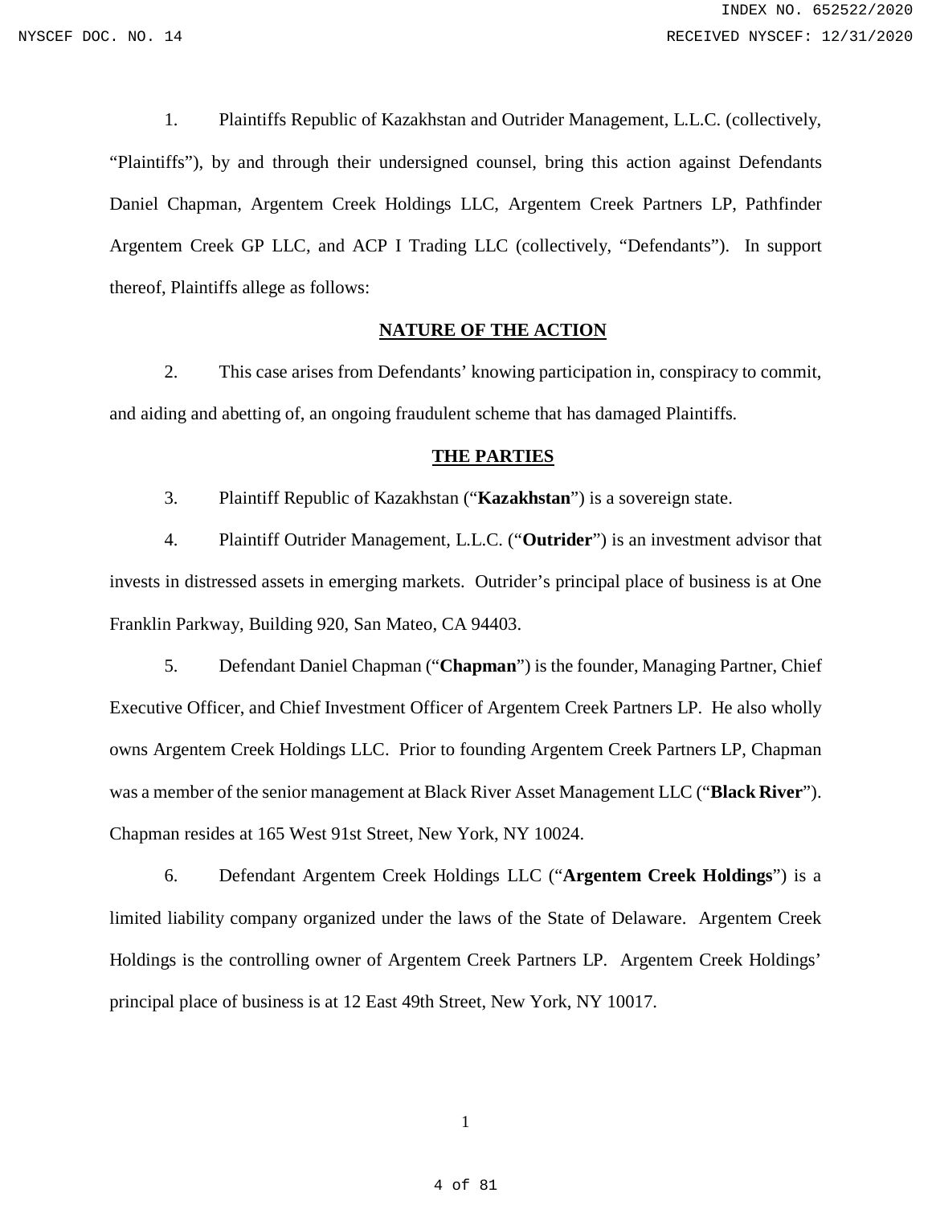1. Plaintiffs Republic of Kazakhstan and Outrider Management, L.L.C. (collectively, "Plaintiffs"), by and through their undersigned counsel, bring this action against Defendants Daniel Chapman, Argentem Creek Holdings LLC, Argentem Creek Partners LP, Pathfinder Argentem Creek GP LLC, and ACP I Trading LLC (collectively, "Defendants"). In support thereof, Plaintiffs allege as follows:

## NATURE OF THE ACTION

2. This case arises from Defendants' knowing participation in, conspiracy to commit, and aiding and abetting of, an ongoing fraudulent scheme that has damaged Plaintiffs.

## THE PARTIES

3. Plaintiff Republic of Kazakhstan ("**Kazakhstan**") is a sovereign state.

4. Plaintiff Outrider Management, L.L.C. ("**Outrider**") is an investment advisor that invests in distressed assets in emerging markets. Outrider's principal place of business is at One Franklin Parkway, Building 920, San Mateo, CA 94403.

5. Defendant Daniel Chapman ("**Chapman**") is the founder, Managing Partner, Chief Executive Officer, and Chief Investment Officer of Argentem Creek Partners LP. He also wholly owns Argentem Creek Holdings LLC. Prior to founding Argentem Creek Partners LP, Chapman was a member of the senior management at Black River Asset Management LLC ("**Black River**"). Chapman resides at 165 West 91st Street, New York, NY 10024.

6. Defendant Argentem Creek Holdings LLC ("**Argentem Creek Holdings**") is a limited liability company organized under the laws of the State of Delaware. Argentem Creek Holdings is the controlling owner of Argentem Creek Partners LP. Argentem Creek Holdings' principal place of business is at 12 East 49th Street, New York, NY 10017.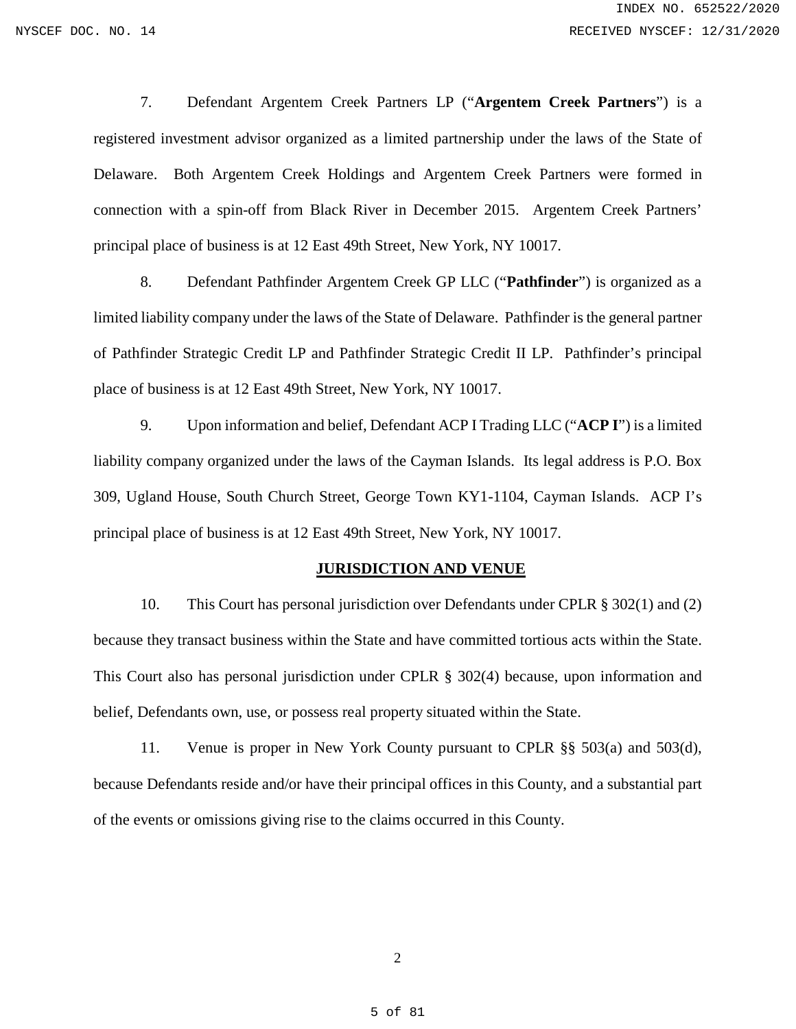7. Defendant Argentem Creek Partners LP ("**Argentem Creek Partners**") is a registered investment advisor organized as a limited partnership under the laws of the State of Delaware. Both Argentem Creek Holdings and Argentem Creek Partners were formed in connection with a spin-off from Black River in December 2015. Argentem Creek Partners' principal place of business is at 12 East 49th Street, New York, NY 10017.

8. Defendant Pathfinder Argentem Creek GP LLC ("**Pathfinder**") is organized as a limited liability company under the laws of the State of Delaware. Pathfinder is the general partner of Pathfinder Strategic Credit LP and Pathfinder Strategic Credit II LP. Pathfinder's principal place of business is at 12 East 49th Street, New York, NY 10017.

9. Upon information and belief, Defendant ACP I Trading LLC ("**ACP I**") is a limited liability company organized under the laws of the Cayman Islands. Its legal address is P.O. Box 309, Ugland House, South Church Street, George Town KY1-1104, Cayman Islands. ACP I's principal place of business is at 12 East 49th Street, New York, NY 10017.

## JURISDICTION AND VENUE

10. This Court has personal jurisdiction over Defendants under CPLR § 302(1) and (2) because they transact business within the State and have committed tortious acts within the State. This Court also has personal jurisdiction under CPLR § 302(4) because, upon information and belief, Defendants own, use, or possess real property situated within the State.

11. Venue is proper in New York County pursuant to CPLR §§ 503(a) and 503(d), because Defendants reside and/or have their principal offices in this County, and a substantial part of the events or omissions giving rise to the claims occurred in this County.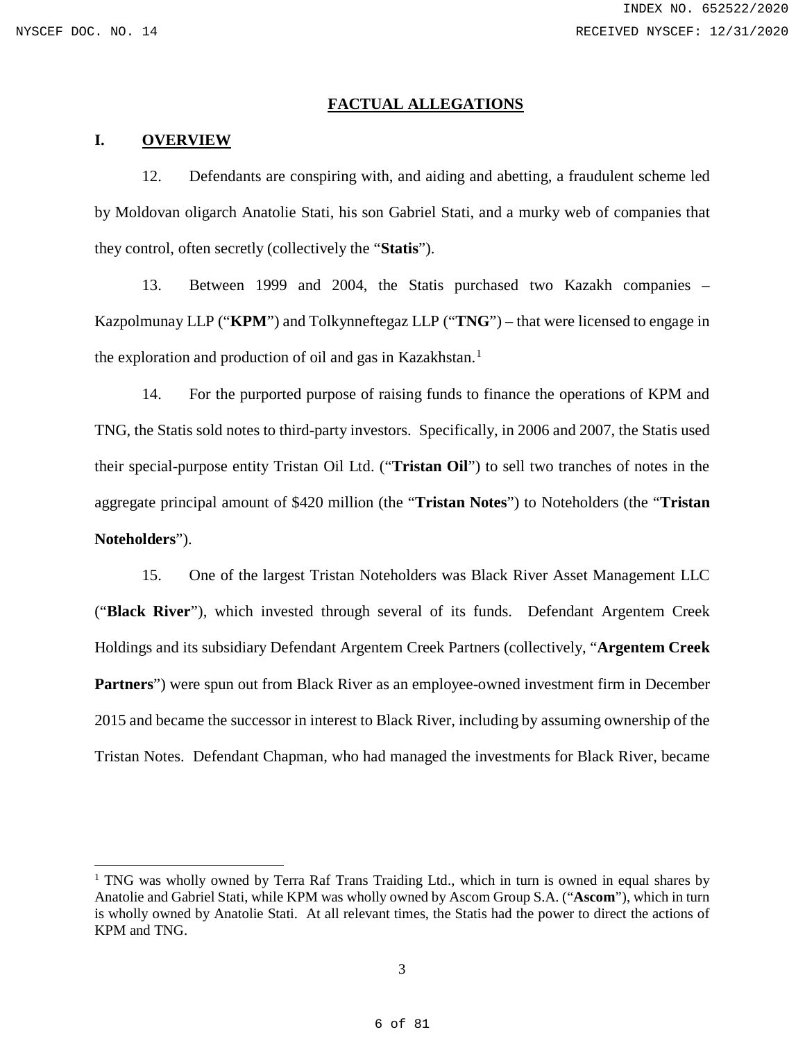## FACTUAL ALLEGATIONS

### I. OVERVIEW

12. Defendants are conspiring with, and aiding and abetting, a fraudulent scheme led by Moldovan oligarch Anatolie Stati, his son Gabriel Stati, and a murky web of companies that they control, often secretly (collectively the "**Statis**").

13. Between 1999 and 2004, the Statis purchased two Kazakh companies – Kazpolmunay LLP ("**KPM**") and Tolkynneftegaz LLP ("**TNG**") – that were licensed to engage in the exploration and production of oil and gas in Kazakhstan.[1]

14. For the purported purpose of raising funds to finance the operations of KPM and TNG, the Statis sold notes to third-party investors. Specifically, in 2006 and 2007, the Statis used their special-purpose entity Tristan Oil Ltd. ("**Tristan Oil**") to sell two tranches of notes in the aggregate principal amount of $420 million (the "**Tristan Notes**") to Noteholders (the "**Tristan Noteholders**").

15. One of the largest Tristan Noteholders was Black River Asset Management LLC ("**Black River**"), which invested through several of its funds. Defendant Argentem Creek Holdings and its subsidiary Defendant Argentem Creek Partners (collectively, "**Argentem Creek Partners**") were spun out from Black River as an employee-owned investment firm in December 2015 and became the successor in interest to Black River, including by assuming ownership of the Tristan Notes. Defendant Chapman, who had managed the investments for Black River, became

---

[1] TNG was wholly owned by Terra Raf Trans Traiding Ltd., which in turn is owned in equal shares by Anatolie and Gabriel Stati, while KPM was wholly owned by Ascom Group S.A. ("**Ascom**"), which in turn is wholly owned by Anatolie Stati. At all relevant times, the Statis had the power to direct the actions of KPM and TNG.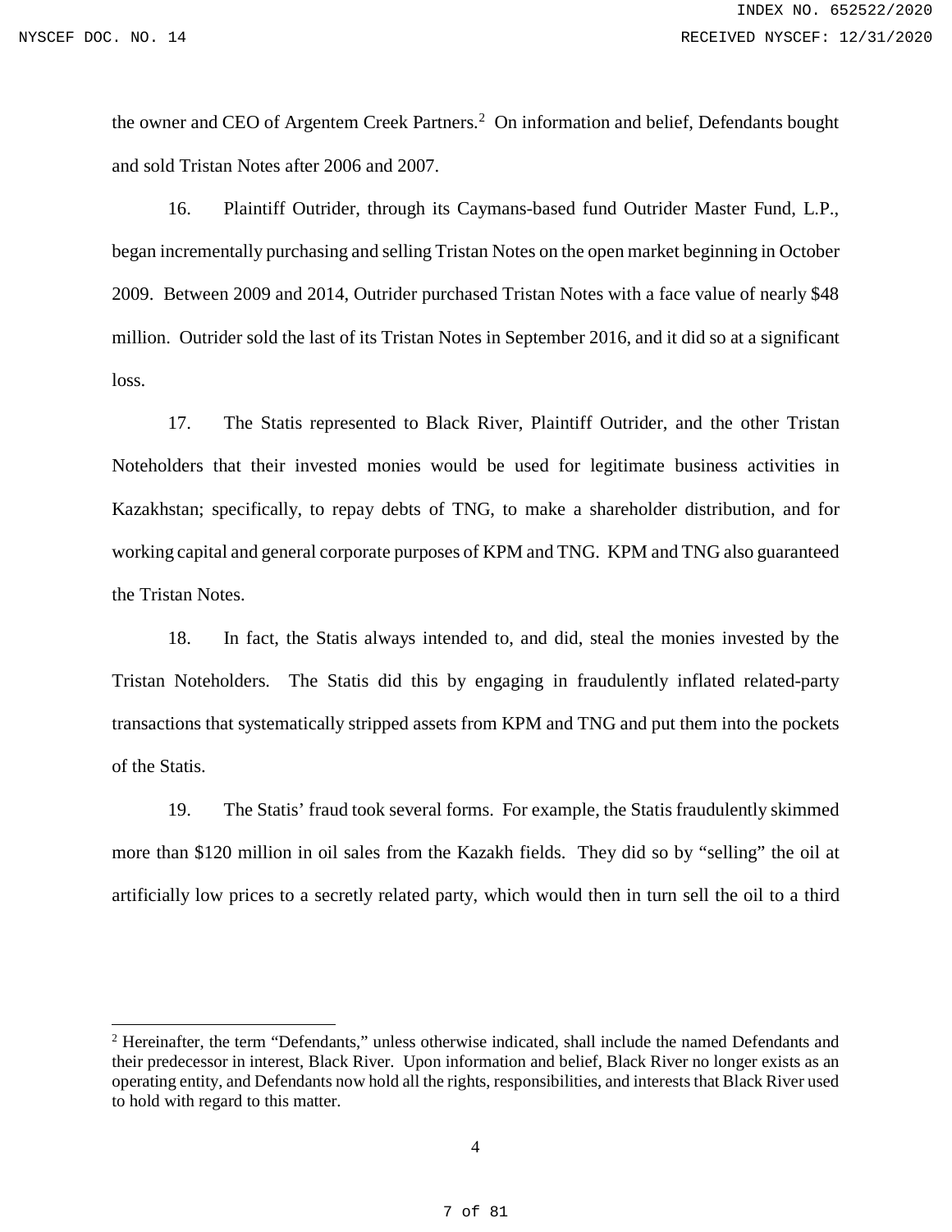the owner and CEO of Argentem Creek Partners.[2] On information and belief, Defendants bought and sold Tristan Notes after 2006 and 2007.

16. Plaintiff Outrider, through its Caymans-based fund Outrider Master Fund, L.P., began incrementally purchasing and selling Tristan Notes on the open market beginning in October 2009. Between 2009 and 2014, Outrider purchased Tristan Notes with a face value of nearly $48 million. Outrider sold the last of its Tristan Notes in September 2016, and it did so at a significant loss.

17. The Statis represented to Black River, Plaintiff Outrider, and the other Tristan Noteholders that their invested monies would be used for legitimate business activities in Kazakhstan; specifically, to repay debts of TNG, to make a shareholder distribution, and for working capital and general corporate purposes of KPM and TNG. KPM and TNG also guaranteed the Tristan Notes.

18. In fact, the Statis always intended to, and did, steal the monies invested by the Tristan Noteholders. The Statis did this by engaging in fraudulently inflated related-party transactions that systematically stripped assets from KPM and TNG and put them into the pockets of the Statis.

19. The Statis' fraud took several forms. For example, the Statis fraudulently skimmed more than $120 million in oil sales from the Kazakh fields. They did so by "selling" the oil at artificially low prices to a secretly related party, which would then in turn sell the oil to a third

---

[2] Hereinafter, the term "Defendants," unless otherwise indicated, shall include the named Defendants and their predecessor in interest, Black River. Upon information and belief, Black River no longer exists as an operating entity, and Defendants now hold all the rights, responsibilities, and interests that Black River used to hold with regard to this matter.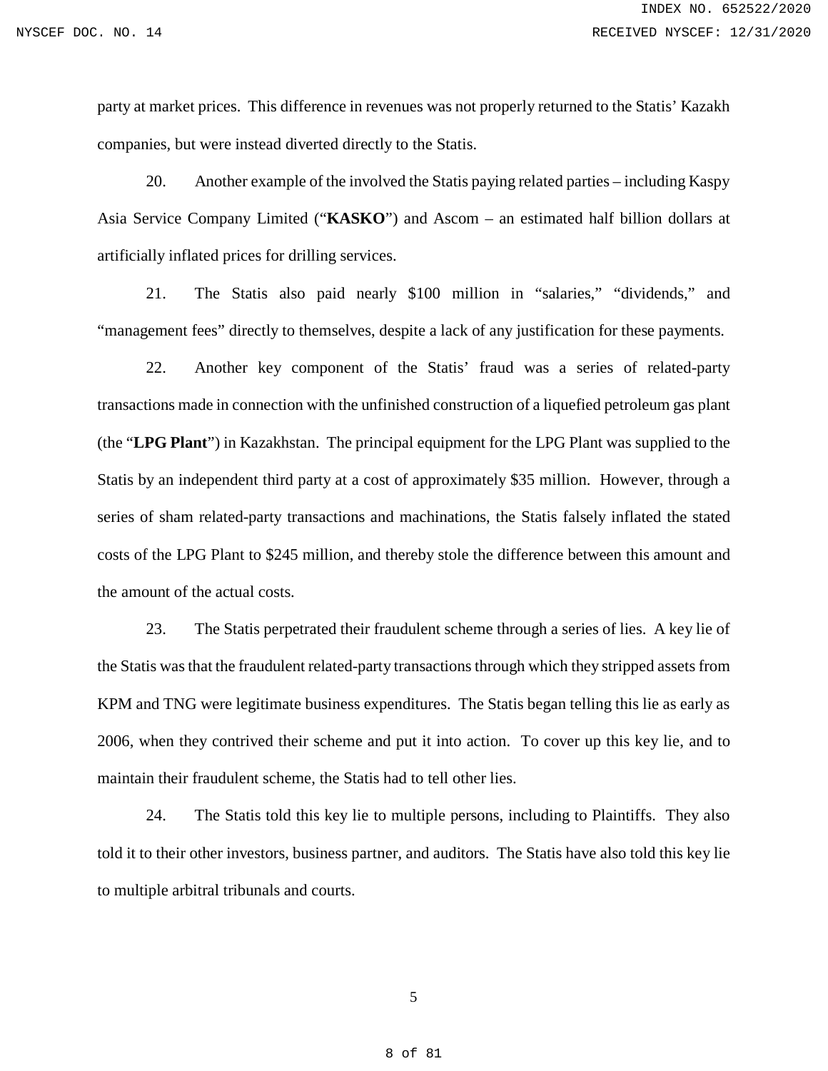party at market prices. This difference in revenues was not properly returned to the Statis' Kazakh companies, but were instead diverted directly to the Statis.

20. Another example of the involved the Statis paying related parties – including Kaspy Asia Service Company Limited ("**KASKO**") and Ascom – an estimated half billion dollars at artificially inflated prices for drilling services.

21. The Statis also paid nearly $100 million in "salaries," "dividends," and "management fees" directly to themselves, despite a lack of any justification for these payments.

22. Another key component of the Statis' fraud was a series of related-party transactions made in connection with the unfinished construction of a liquefied petroleum gas plant (the "**LPG Plant**") in Kazakhstan. The principal equipment for the LPG Plant was supplied to the Statis by an independent third party at a cost of approximately $35 million. However, through a series of sham related-party transactions and machinations, the Statis falsely inflated the stated costs of the LPG Plant to $245 million, and thereby stole the difference between this amount and the amount of the actual costs.

23. The Statis perpetrated their fraudulent scheme through a series of lies. A key lie of the Statis was that the fraudulent related-party transactions through which they stripped assets from KPM and TNG were legitimate business expenditures. The Statis began telling this lie as early as 2006, when they contrived their scheme and put it into action. To cover up this key lie, and to maintain their fraudulent scheme, the Statis had to tell other lies.

24. The Statis told this key lie to multiple persons, including to Plaintiffs. They also told it to their other investors, business partner, and auditors. The Statis have also told this key lie to multiple arbitral tribunals and courts.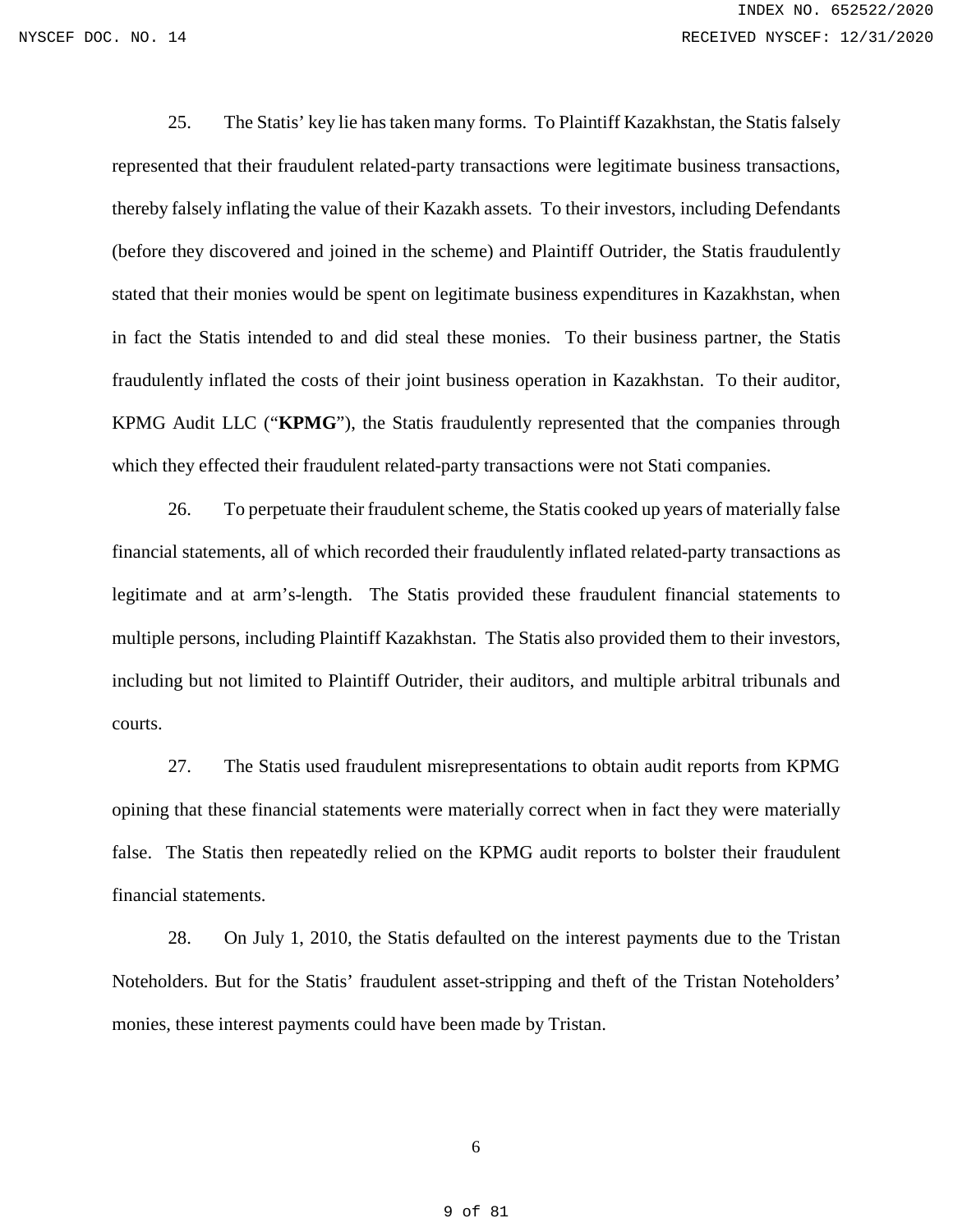25. The Statis' key lie has taken many forms. To Plaintiff Kazakhstan, the Statis falsely represented that their fraudulent related-party transactions were legitimate business transactions, thereby falsely inflating the value of their Kazakh assets. To their investors, including Defendants (before they discovered and joined in the scheme) and Plaintiff Outrider, the Statis fraudulently stated that their monies would be spent on legitimate business expenditures in Kazakhstan, when in fact the Statis intended to and did steal these monies. To their business partner, the Statis fraudulently inflated the costs of their joint business operation in Kazakhstan. To their auditor, KPMG Audit LLC ("**KPMG**"), the Statis fraudulently represented that the companies through which they effected their fraudulent related-party transactions were not Stati companies.

26. To perpetuate their fraudulent scheme, the Statis cooked up years of materially false financial statements, all of which recorded their fraudulently inflated related-party transactions as legitimate and at arm's-length. The Statis provided these fraudulent financial statements to multiple persons, including Plaintiff Kazakhstan. The Statis also provided them to their investors, including but not limited to Plaintiff Outrider, their auditors, and multiple arbitral tribunals and courts.

27. The Statis used fraudulent misrepresentations to obtain audit reports from KPMG opining that these financial statements were materially correct when in fact they were materially false. The Statis then repeatedly relied on the KPMG audit reports to bolster their fraudulent financial statements.

28. On July 1, 2010, the Statis defaulted on the interest payments due to the Tristan Noteholders. But for the Statis' fraudulent asset-stripping and theft of the Tristan Noteholders' monies, these interest payments could have been made by Tristan.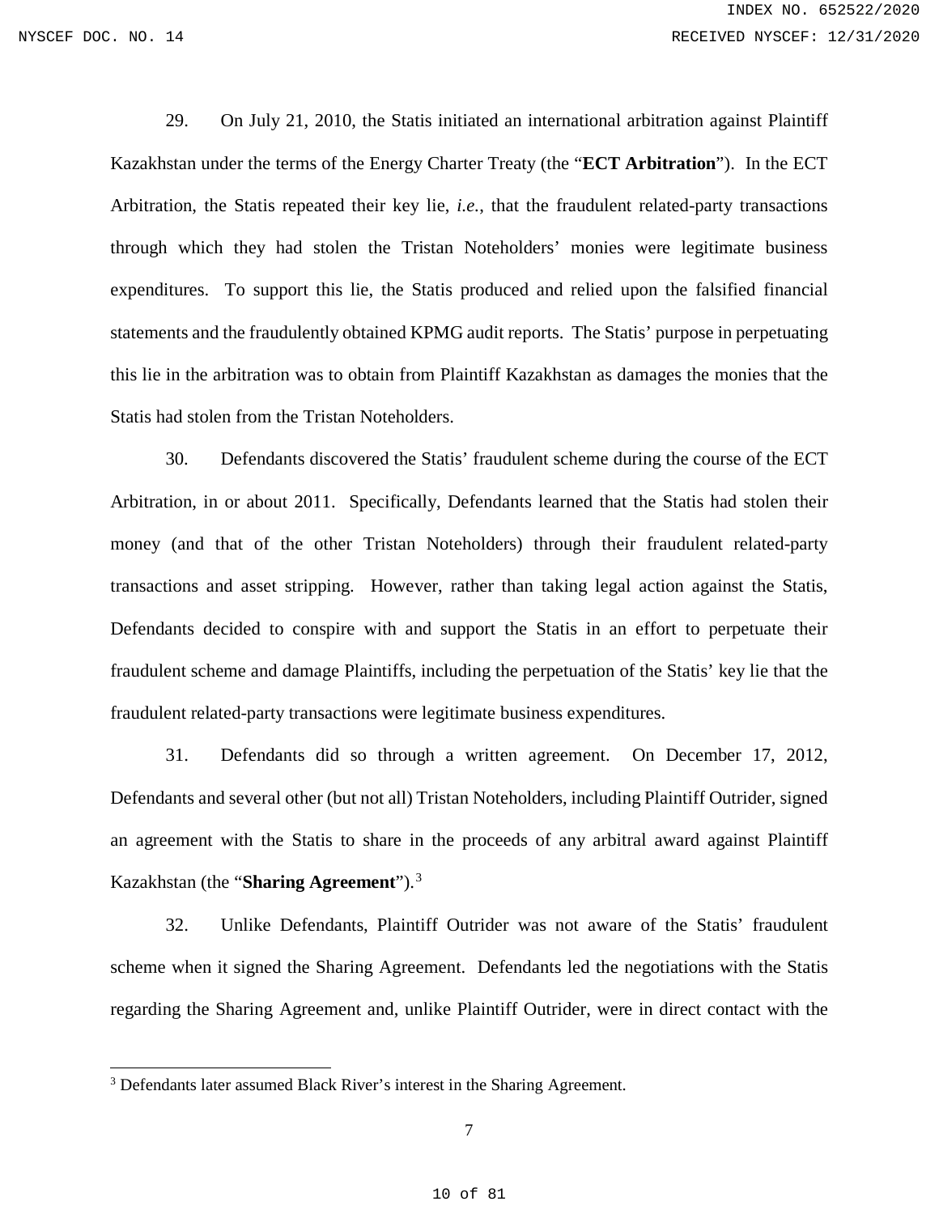29. On July 21, 2010, the Statis initiated an international arbitration against Plaintiff Kazakhstan under the terms of the Energy Charter Treaty (the "**ECT Arbitration**"). In the ECT Arbitration, the Statis repeated their key lie, *i.e.*, that the fraudulent related-party transactions through which they had stolen the Tristan Noteholders' monies were legitimate business expenditures. To support this lie, the Statis produced and relied upon the falsified financial statements and the fraudulently obtained KPMG audit reports. The Statis' purpose in perpetuating this lie in the arbitration was to obtain from Plaintiff Kazakhstan as damages the monies that the Statis had stolen from the Tristan Noteholders.

30. Defendants discovered the Statis' fraudulent scheme during the course of the ECT Arbitration, in or about 2011. Specifically, Defendants learned that the Statis had stolen their money (and that of the other Tristan Noteholders) through their fraudulent related-party transactions and asset stripping. However, rather than taking legal action against the Statis, Defendants decided to conspire with and support the Statis in an effort to perpetuate their fraudulent scheme and damage Plaintiffs, including the perpetuation of the Statis' key lie that the fraudulent related-party transactions were legitimate business expenditures.

31. Defendants did so through a written agreement. On December 17, 2012, Defendants and several other (but not all) Tristan Noteholders, including Plaintiff Outrider, signed an agreement with the Statis to share in the proceeds of any arbitral award against Plaintiff Kazakhstan (the "**Sharing Agreement**").[3]

32. Unlike Defendants, Plaintiff Outrider was not aware of the Statis' fraudulent scheme when it signed the Sharing Agreement. Defendants led the negotiations with the Statis regarding the Sharing Agreement and, unlike Plaintiff Outrider, were in direct contact with the

---

[3] Defendants later assumed Black River's interest in the Sharing Agreement.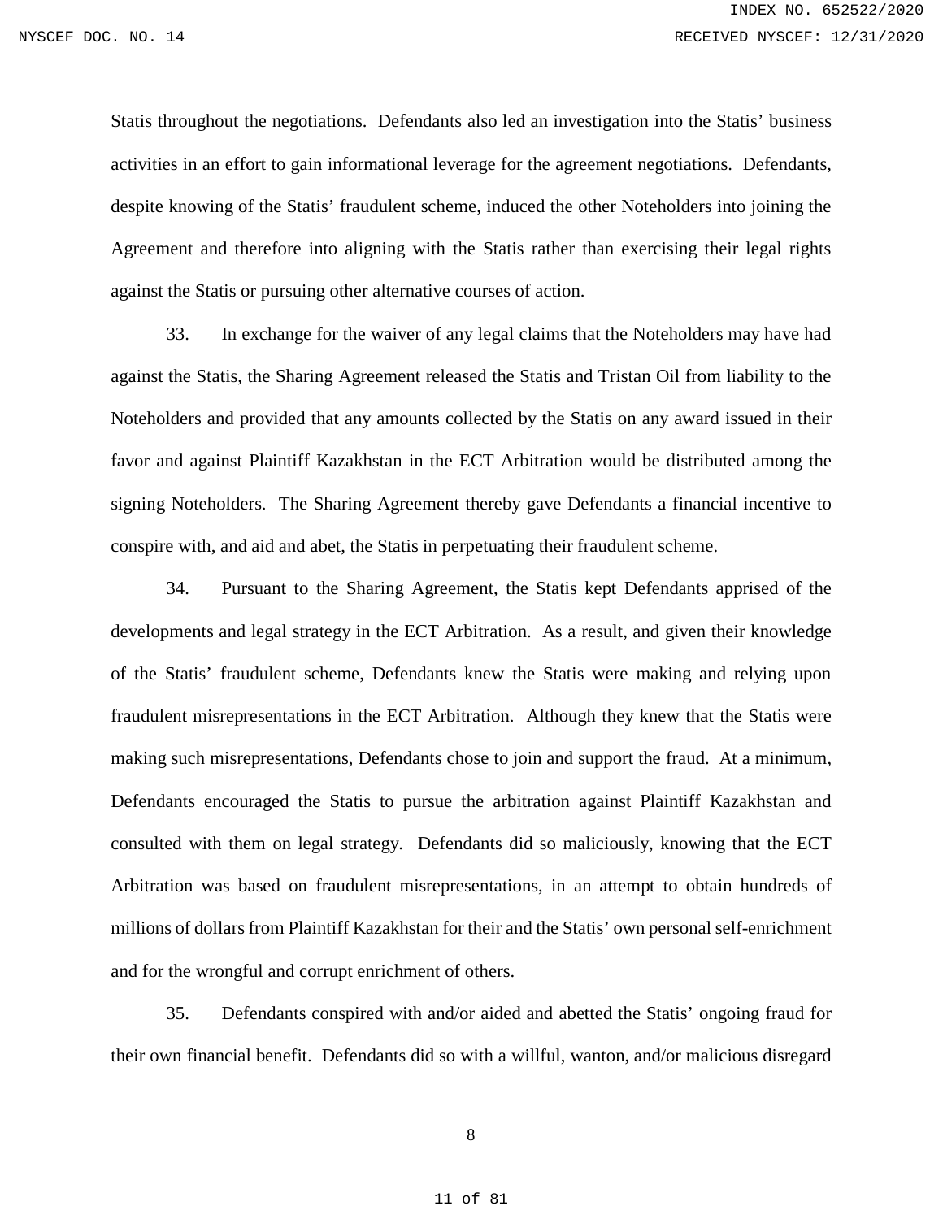Statis throughout the negotiations. Defendants also led an investigation into the Statis' business activities in an effort to gain informational leverage for the agreement negotiations. Defendants, despite knowing of the Statis' fraudulent scheme, induced the other Noteholders into joining the Agreement and therefore into aligning with the Statis rather than exercising their legal rights against the Statis or pursuing other alternative courses of action.

33. In exchange for the waiver of any legal claims that the Noteholders may have had against the Statis, the Sharing Agreement released the Statis and Tristan Oil from liability to the Noteholders and provided that any amounts collected by the Statis on any award issued in their favor and against Plaintiff Kazakhstan in the ECT Arbitration would be distributed among the signing Noteholders. The Sharing Agreement thereby gave Defendants a financial incentive to conspire with, and aid and abet, the Statis in perpetuating their fraudulent scheme.

34. Pursuant to the Sharing Agreement, the Statis kept Defendants apprised of the developments and legal strategy in the ECT Arbitration. As a result, and given their knowledge of the Statis' fraudulent scheme, Defendants knew the Statis were making and relying upon fraudulent misrepresentations in the ECT Arbitration. Although they knew that the Statis were making such misrepresentations, Defendants chose to join and support the fraud. At a minimum, Defendants encouraged the Statis to pursue the arbitration against Plaintiff Kazakhstan and consulted with them on legal strategy. Defendants did so maliciously, knowing that the ECT Arbitration was based on fraudulent misrepresentations, in an attempt to obtain hundreds of millions of dollars from Plaintiff Kazakhstan for their and the Statis' own personal self-enrichment and for the wrongful and corrupt enrichment of others.

35. Defendants conspired with and/or aided and abetted the Statis' ongoing fraud for their own financial benefit. Defendants did so with a willful, wanton, and/or malicious disregard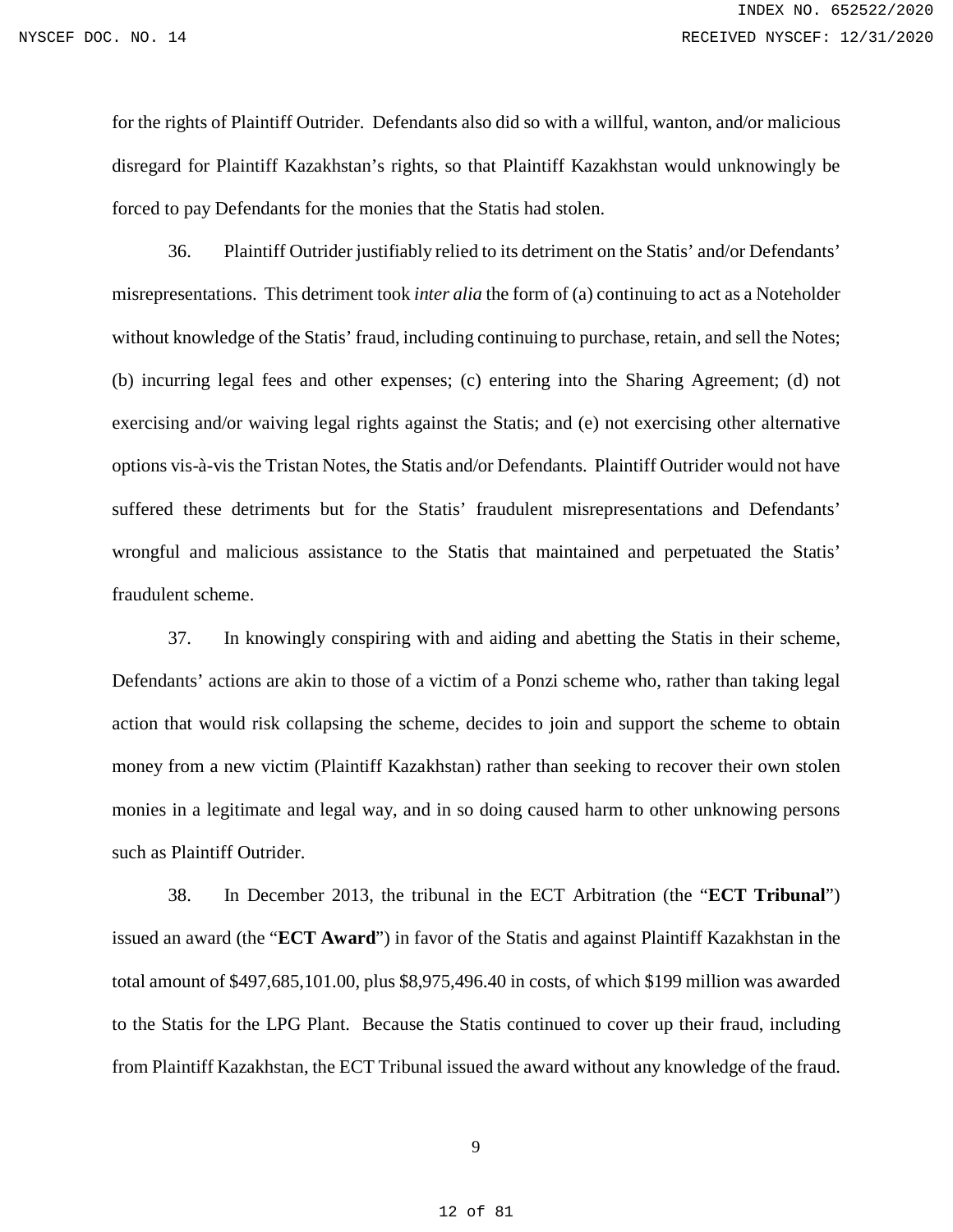for the rights of Plaintiff Outrider. Defendants also did so with a willful, wanton, and/or malicious disregard for Plaintiff Kazakhstan's rights, so that Plaintiff Kazakhstan would unknowingly be forced to pay Defendants for the monies that the Statis had stolen.

36. Plaintiff Outrider justifiably relied to its detriment on the Statis' and/or Defendants' misrepresentations. This detriment took *inter alia* the form of (a) continuing to act as a Noteholder without knowledge of the Statis' fraud, including continuing to purchase, retain, and sell the Notes; (b) incurring legal fees and other expenses; (c) entering into the Sharing Agreement; (d) not exercising and/or waiving legal rights against the Statis; and (e) not exercising other alternative options vis-à-vis the Tristan Notes, the Statis and/or Defendants. Plaintiff Outrider would not have suffered these detriments but for the Statis' fraudulent misrepresentations and Defendants' wrongful and malicious assistance to the Statis that maintained and perpetuated the Statis' fraudulent scheme.

37. In knowingly conspiring with and aiding and abetting the Statis in their scheme, Defendants' actions are akin to those of a victim of a Ponzi scheme who, rather than taking legal action that would risk collapsing the scheme, decides to join and support the scheme to obtain money from a new victim (Plaintiff Kazakhstan) rather than seeking to recover their own stolen monies in a legitimate and legal way, and in so doing caused harm to other unknowing persons such as Plaintiff Outrider.

38. In December 2013, the tribunal in the ECT Arbitration (the "**ECT Tribunal**") issued an award (the "**ECT Award**") in favor of the Statis and against Plaintiff Kazakhstan in the total amount of $497,685,101.00, plus $8,975,496.40 in costs, of which $199 million was awarded to the Statis for the LPG Plant. Because the Statis continued to cover up their fraud, including from Plaintiff Kazakhstan, the ECT Tribunal issued the award without any knowledge of the fraud.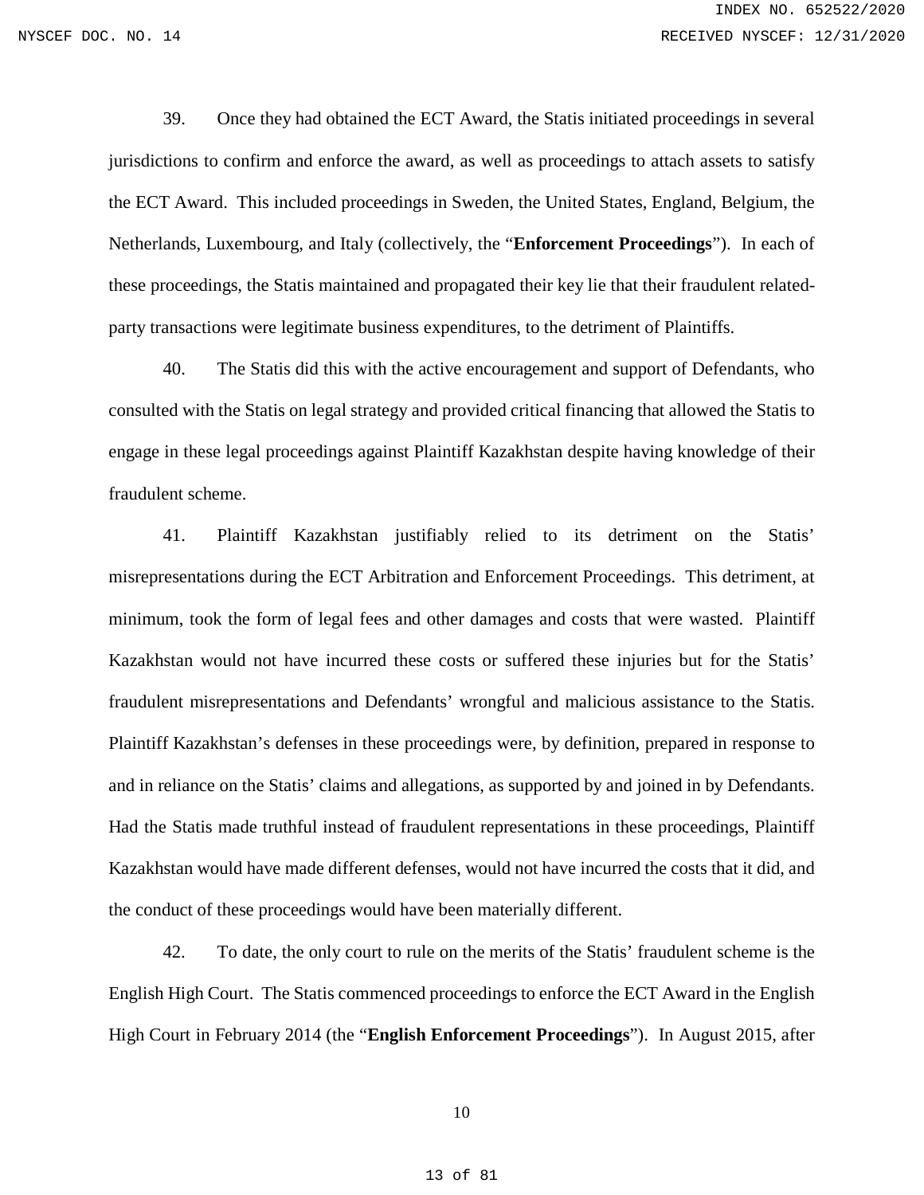39. Once they had obtained the ECT Award, the Statis initiated proceedings in several jurisdictions to confirm and enforce the award, as well as proceedings to attach assets to satisfy the ECT Award. This included proceedings in Sweden, the United States, England, Belgium, the Netherlands, Luxembourg, and Italy (collectively, the "**Enforcement Proceedings**"). In each of these proceedings, the Statis maintained and propagated their key lie that their fraudulent related-party transactions were legitimate business expenditures, to the detriment of Plaintiffs.

40. The Statis did this with the active encouragement and support of Defendants, who consulted with the Statis on legal strategy and provided critical financing that allowed the Statis to engage in these legal proceedings against Plaintiff Kazakhstan despite having knowledge of their fraudulent scheme.

41. Plaintiff Kazakhstan justifiably relied to its detriment on the Statis' misrepresentations during the ECT Arbitration and Enforcement Proceedings. This detriment, at minimum, took the form of legal fees and other damages and costs that were wasted. Plaintiff Kazakhstan would not have incurred these costs or suffered these injuries but for the Statis' fraudulent misrepresentations and Defendants' wrongful and malicious assistance to the Statis. Plaintiff Kazakhstan's defenses in these proceedings were, by definition, prepared in response to and in reliance on the Statis' claims and allegations, as supported by and joined in by Defendants. Had the Statis made truthful instead of fraudulent representations in these proceedings, Plaintiff Kazakhstan would have made different defenses, would not have incurred the costs that it did, and the conduct of these proceedings would have been materially different.

42. To date, the only court to rule on the merits of the Statis' fraudulent scheme is the English High Court. The Statis commenced proceedings to enforce the ECT Award in the English High Court in February 2014 (the "**English Enforcement Proceedings**"). In August 2015, after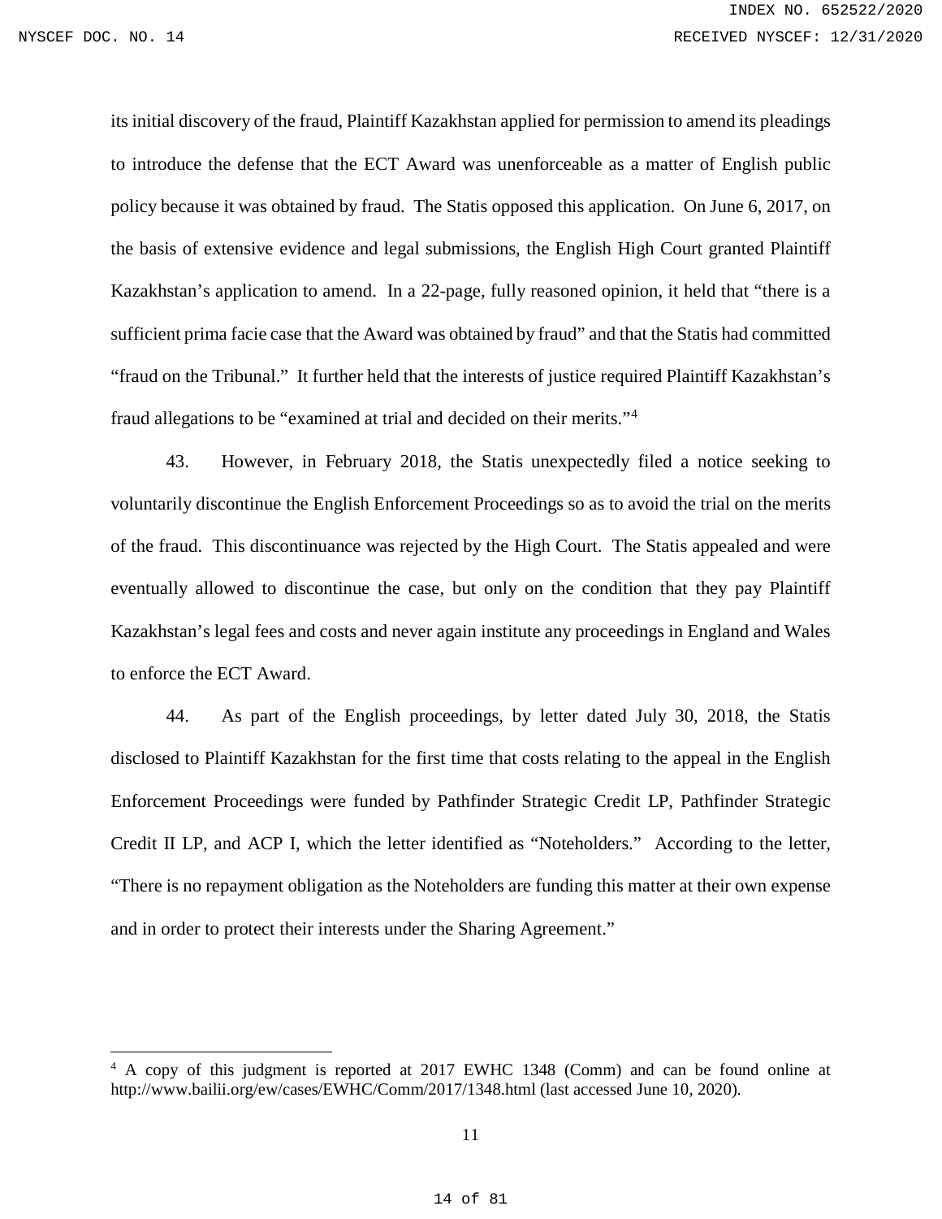its initial discovery of the fraud, Plaintiff Kazakhstan applied for permission to amend its pleadings to introduce the defense that the ECT Award was unenforceable as a matter of English public policy because it was obtained by fraud. The Statis opposed this application. On June 6, 2017, on the basis of extensive evidence and legal submissions, the English High Court granted Plaintiff Kazakhstan's application to amend. In a 22-page, fully reasoned opinion, it held that "there is a sufficient prima facie case that the Award was obtained by fraud" and that the Statis had committed "fraud on the Tribunal." It further held that the interests of justice required Plaintiff Kazakhstan's fraud allegations to be "examined at trial and decided on their merits."[4]

43. However, in February 2018, the Statis unexpectedly filed a notice seeking to voluntarily discontinue the English Enforcement Proceedings so as to avoid the trial on the merits of the fraud. This discontinuance was rejected by the High Court. The Statis appealed and were eventually allowed to discontinue the case, but only on the condition that they pay Plaintiff Kazakhstan's legal fees and costs and never again institute any proceedings in England and Wales to enforce the ECT Award.

44. As part of the English proceedings, by letter dated July 30, 2018, the Statis disclosed to Plaintiff Kazakhstan for the first time that costs relating to the appeal in the English Enforcement Proceedings were funded by Pathfinder Strategic Credit LP, Pathfinder Strategic Credit II LP, and ACP I, which the letter identified as "Noteholders." According to the letter, "There is no repayment obligation as the Noteholders are funding this matter at their own expense and in order to protect their interests under the Sharing Agreement."

---

[4] A copy of this judgment is reported at 2017 EWHC 1348 (Comm) and can be found online at http://www.bailii.org/ew/cases/EWHC/Comm/2017/1348.html (last accessed June 10, 2020).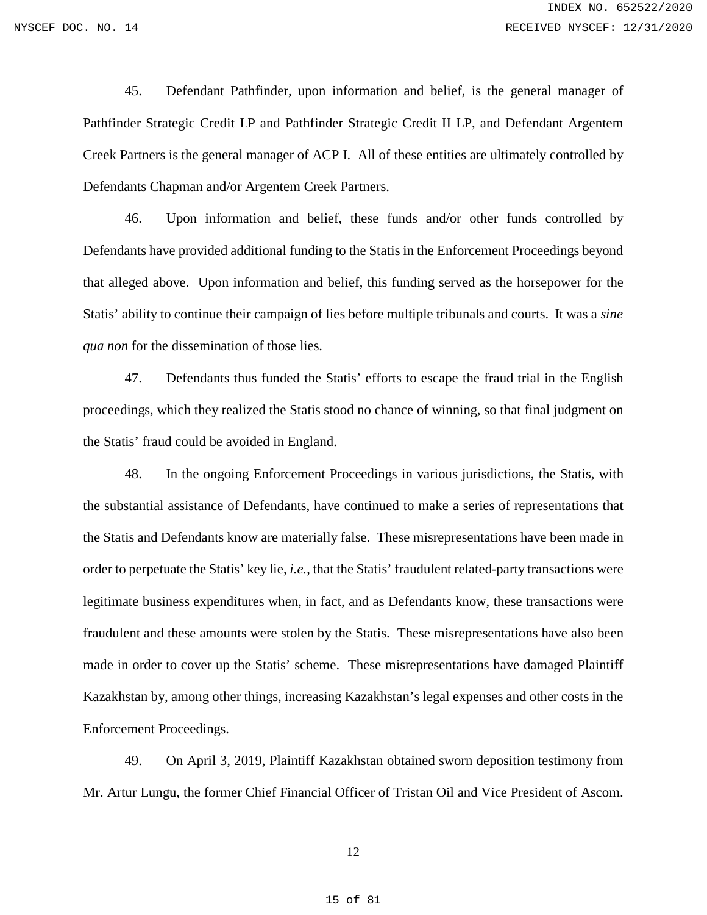45. Defendant Pathfinder, upon information and belief, is the general manager of Pathfinder Strategic Credit LP and Pathfinder Strategic Credit II LP, and Defendant Argentem Creek Partners is the general manager of ACP I. All of these entities are ultimately controlled by Defendants Chapman and/or Argentem Creek Partners.

46. Upon information and belief, these funds and/or other funds controlled by Defendants have provided additional funding to the Statis in the Enforcement Proceedings beyond that alleged above. Upon information and belief, this funding served as the horsepower for the Statis' ability to continue their campaign of lies before multiple tribunals and courts. It was a *sine qua non* for the dissemination of those lies.

47. Defendants thus funded the Statis' efforts to escape the fraud trial in the English proceedings, which they realized the Statis stood no chance of winning, so that final judgment on the Statis' fraud could be avoided in England.

48. In the ongoing Enforcement Proceedings in various jurisdictions, the Statis, with the substantial assistance of Defendants, have continued to make a series of representations that the Statis and Defendants know are materially false. These misrepresentations have been made in order to perpetuate the Statis' key lie, *i.e.*, that the Statis' fraudulent related-party transactions were legitimate business expenditures when, in fact, and as Defendants know, these transactions were fraudulent and these amounts were stolen by the Statis. These misrepresentations have also been made in order to cover up the Statis' scheme. These misrepresentations have damaged Plaintiff Kazakhstan by, among other things, increasing Kazakhstan's legal expenses and other costs in the Enforcement Proceedings.

49. On April 3, 2019, Plaintiff Kazakhstan obtained sworn deposition testimony from Mr. Artur Lungu, the former Chief Financial Officer of Tristan Oil and Vice President of Ascom.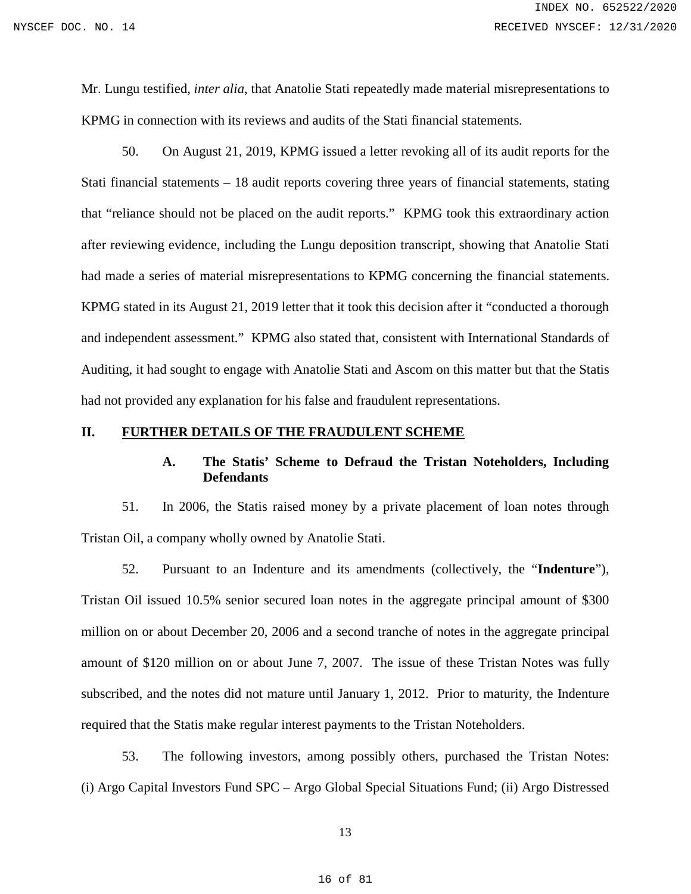Mr. Lungu testified, *inter alia*, that Anatolie Stati repeatedly made material misrepresentations to KPMG in connection with its reviews and audits of the Stati financial statements.

50. On August 21, 2019, KPMG issued a letter revoking all of its audit reports for the Stati financial statements – 18 audit reports covering three years of financial statements, stating that "reliance should not be placed on the audit reports." KPMG took this extraordinary action after reviewing evidence, including the Lungu deposition transcript, showing that Anatolie Stati had made a series of material misrepresentations to KPMG concerning the financial statements. KPMG stated in its August 21, 2019 letter that it took this decision after it "conducted a thorough and independent assessment." KPMG also stated that, consistent with International Standards of Auditing, it had sought to engage with Anatolie Stati and Ascom on this matter but that the Statis had not provided any explanation for his false and fraudulent representations.

## II. FURTHER DETAILS OF THE FRAUDULENT SCHEME

### A. The Statis' Scheme to Defraud the Tristan Noteholders, Including Defendants

51. In 2006, the Statis raised money by a private placement of loan notes through Tristan Oil, a company wholly owned by Anatolie Stati.

52. Pursuant to an Indenture and its amendments (collectively, the "**Indenture**"), Tristan Oil issued 10.5% senior secured loan notes in the aggregate principal amount of $300 million on or about December 20, 2006 and a second tranche of notes in the aggregate principal amount of $120 million on or about June 7, 2007. The issue of these Tristan Notes was fully subscribed, and the notes did not mature until January 1, 2012. Prior to maturity, the Indenture required that the Statis make regular interest payments to the Tristan Noteholders.

53. The following investors, among possibly others, purchased the Tristan Notes: (i) Argo Capital Investors Fund SPC – Argo Global Special Situations Fund; (ii) Argo Distressed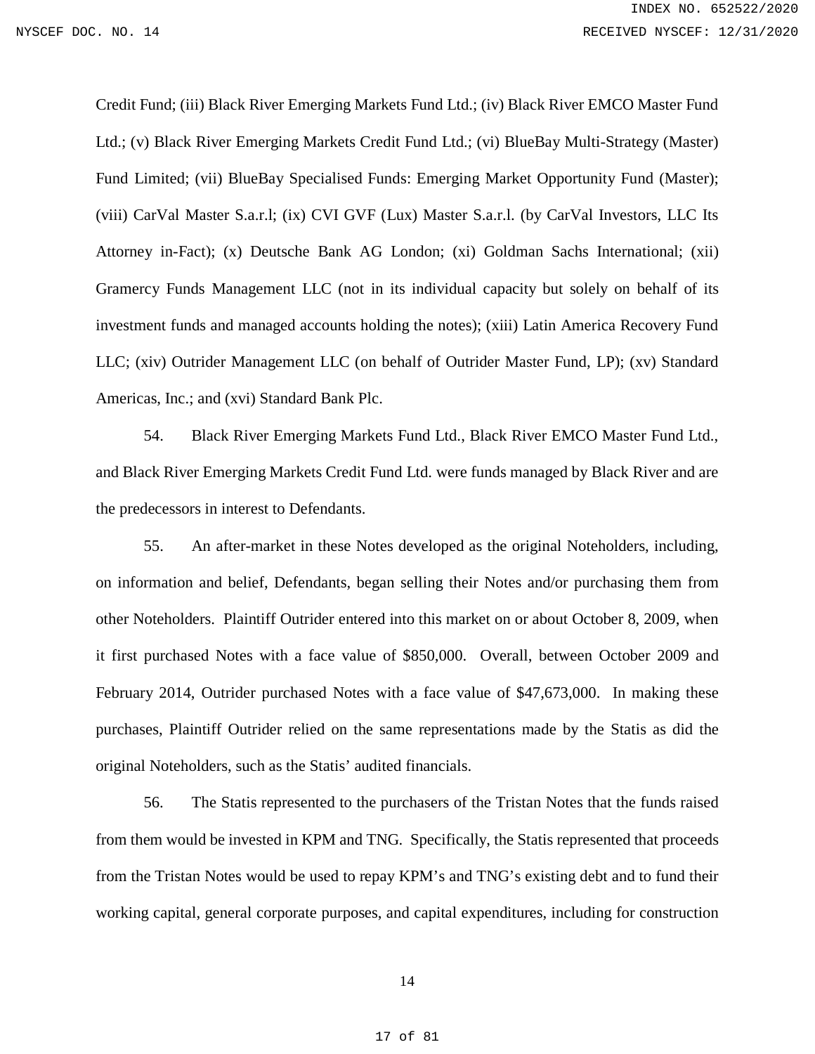Credit Fund; (iii) Black River Emerging Markets Fund Ltd.; (iv) Black River EMCO Master Fund Ltd.; (v) Black River Emerging Markets Credit Fund Ltd.; (vi) BlueBay Multi-Strategy (Master) Fund Limited; (vii) BlueBay Specialised Funds: Emerging Market Opportunity Fund (Master); (viii) CarVal Master S.a.r.l; (ix) CVI GVF (Lux) Master S.a.r.l. (by CarVal Investors, LLC Its Attorney in-Fact); (x) Deutsche Bank AG London; (xi) Goldman Sachs International; (xii) Gramercy Funds Management LLC (not in its individual capacity but solely on behalf of its investment funds and managed accounts holding the notes); (xiii) Latin America Recovery Fund LLC; (xiv) Outrider Management LLC (on behalf of Outrider Master Fund, LP); (xv) Standard Americas, Inc.; and (xvi) Standard Bank Plc.

54. Black River Emerging Markets Fund Ltd., Black River EMCO Master Fund Ltd., and Black River Emerging Markets Credit Fund Ltd. were funds managed by Black River and are the predecessors in interest to Defendants.

55. An after-market in these Notes developed as the original Noteholders, including, on information and belief, Defendants, began selling their Notes and/or purchasing them from other Noteholders. Plaintiff Outrider entered into this market on or about October 8, 2009, when it first purchased Notes with a face value of $850,000. Overall, between October 2009 and February 2014, Outrider purchased Notes with a face value of $47,673,000. In making these purchases, Plaintiff Outrider relied on the same representations made by the Statis as did the original Noteholders, such as the Statis' audited financials.

56. The Statis represented to the purchasers of the Tristan Notes that the funds raised from them would be invested in KPM and TNG. Specifically, the Statis represented that proceeds from the Tristan Notes would be used to repay KPM's and TNG's existing debt and to fund their working capital, general corporate purposes, and capital expenditures, including for construction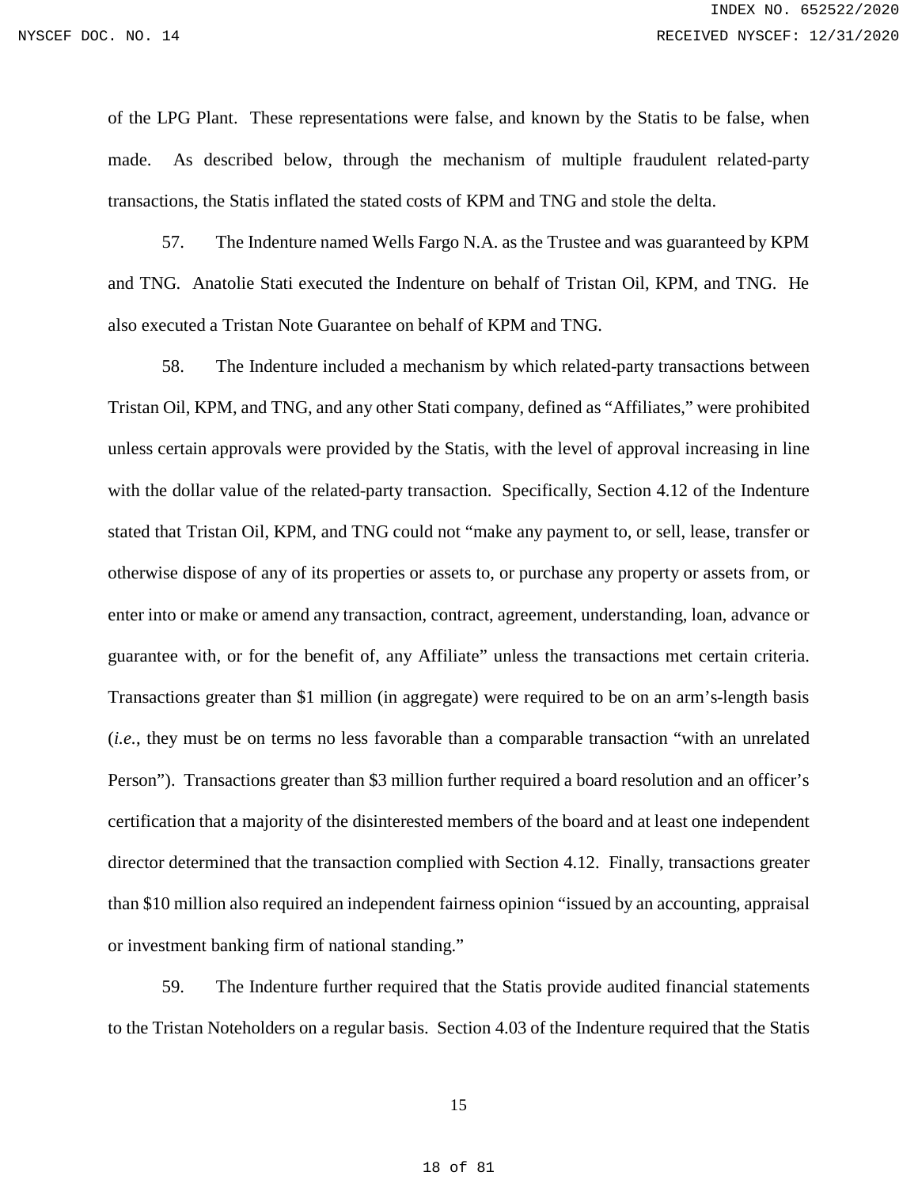of the LPG Plant. These representations were false, and known by the Statis to be false, when made. As described below, through the mechanism of multiple fraudulent related-party transactions, the Statis inflated the stated costs of KPM and TNG and stole the delta.

57. The Indenture named Wells Fargo N.A. as the Trustee and was guaranteed by KPM and TNG. Anatolie Stati executed the Indenture on behalf of Tristan Oil, KPM, and TNG. He also executed a Tristan Note Guarantee on behalf of KPM and TNG.

58. The Indenture included a mechanism by which related-party transactions between Tristan Oil, KPM, and TNG, and any other Stati company, defined as "Affiliates," were prohibited unless certain approvals were provided by the Statis, with the level of approval increasing in line with the dollar value of the related-party transaction. Specifically, Section 4.12 of the Indenture stated that Tristan Oil, KPM, and TNG could not "make any payment to, or sell, lease, transfer or otherwise dispose of any of its properties or assets to, or purchase any property or assets from, or enter into or make or amend any transaction, contract, agreement, understanding, loan, advance or guarantee with, or for the benefit of, any Affiliate" unless the transactions met certain criteria. Transactions greater than $1 million (in aggregate) were required to be on an arm's-length basis (*i.e.*, they must be on terms no less favorable than a comparable transaction "with an unrelated Person"). Transactions greater than $3 million further required a board resolution and an officer's certification that a majority of the disinterested members of the board and at least one independent director determined that the transaction complied with Section 4.12. Finally, transactions greater than $10 million also required an independent fairness opinion "issued by an accounting, appraisal or investment banking firm of national standing."

59. The Indenture further required that the Statis provide audited financial statements to the Tristan Noteholders on a regular basis. Section 4.03 of the Indenture required that the Statis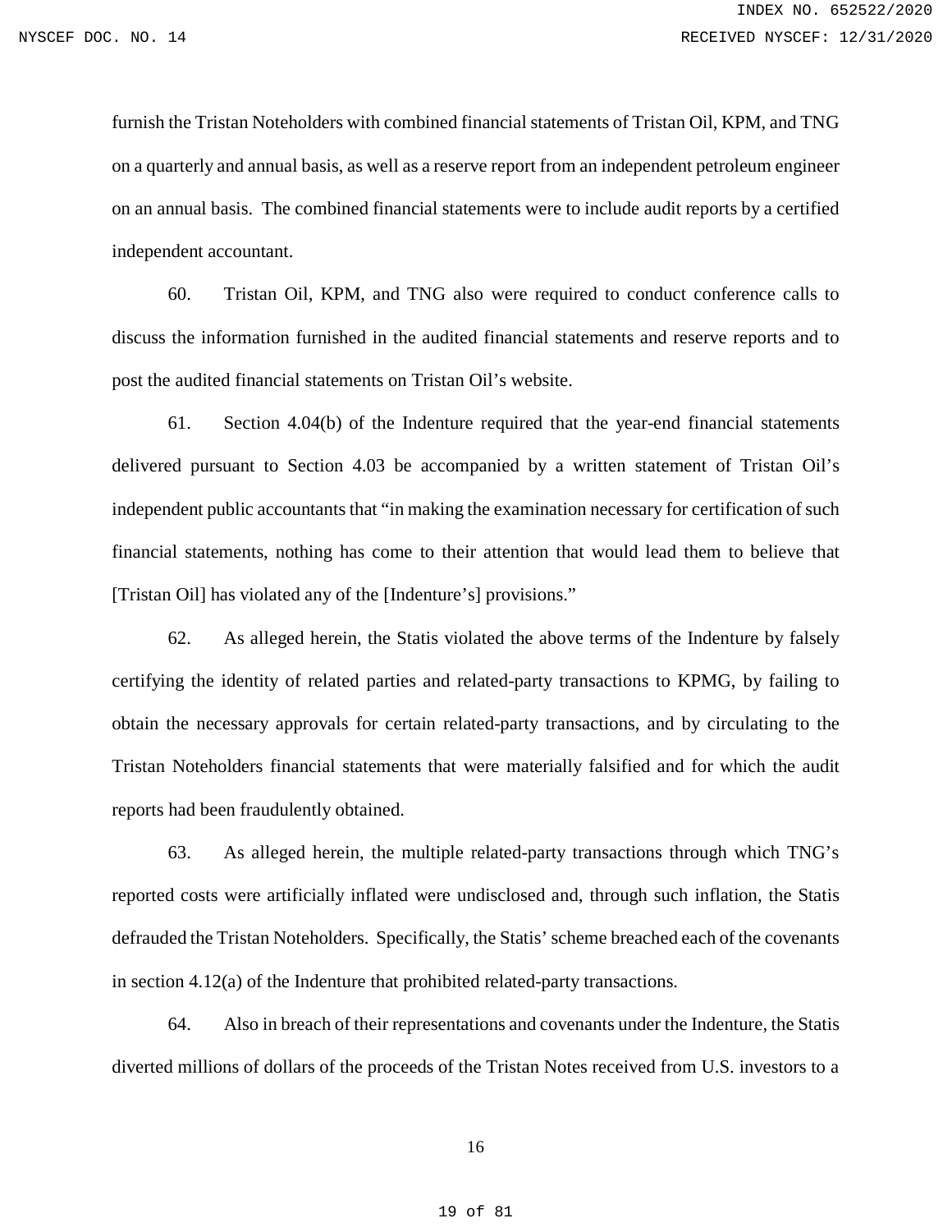furnish the Tristan Noteholders with combined financial statements of Tristan Oil, KPM, and TNG on a quarterly and annual basis, as well as a reserve report from an independent petroleum engineer on an annual basis. The combined financial statements were to include audit reports by a certified independent accountant.

60. Tristan Oil, KPM, and TNG also were required to conduct conference calls to discuss the information furnished in the audited financial statements and reserve reports and to post the audited financial statements on Tristan Oil's website.

61. Section 4.04(b) of the Indenture required that the year-end financial statements delivered pursuant to Section 4.03 be accompanied by a written statement of Tristan Oil's independent public accountants that "in making the examination necessary for certification of such financial statements, nothing has come to their attention that would lead them to believe that [Tristan Oil] has violated any of the [Indenture's] provisions."

62. As alleged herein, the Statis violated the above terms of the Indenture by falsely certifying the identity of related parties and related-party transactions to KPMG, by failing to obtain the necessary approvals for certain related-party transactions, and by circulating to the Tristan Noteholders financial statements that were materially falsified and for which the audit reports had been fraudulently obtained.

63. As alleged herein, the multiple related-party transactions through which TNG's reported costs were artificially inflated were undisclosed and, through such inflation, the Statis defrauded the Tristan Noteholders. Specifically, the Statis' scheme breached each of the covenants in section 4.12(a) of the Indenture that prohibited related-party transactions.

64. Also in breach of their representations and covenants under the Indenture, the Statis diverted millions of dollars of the proceeds of the Tristan Notes received from U.S. investors to a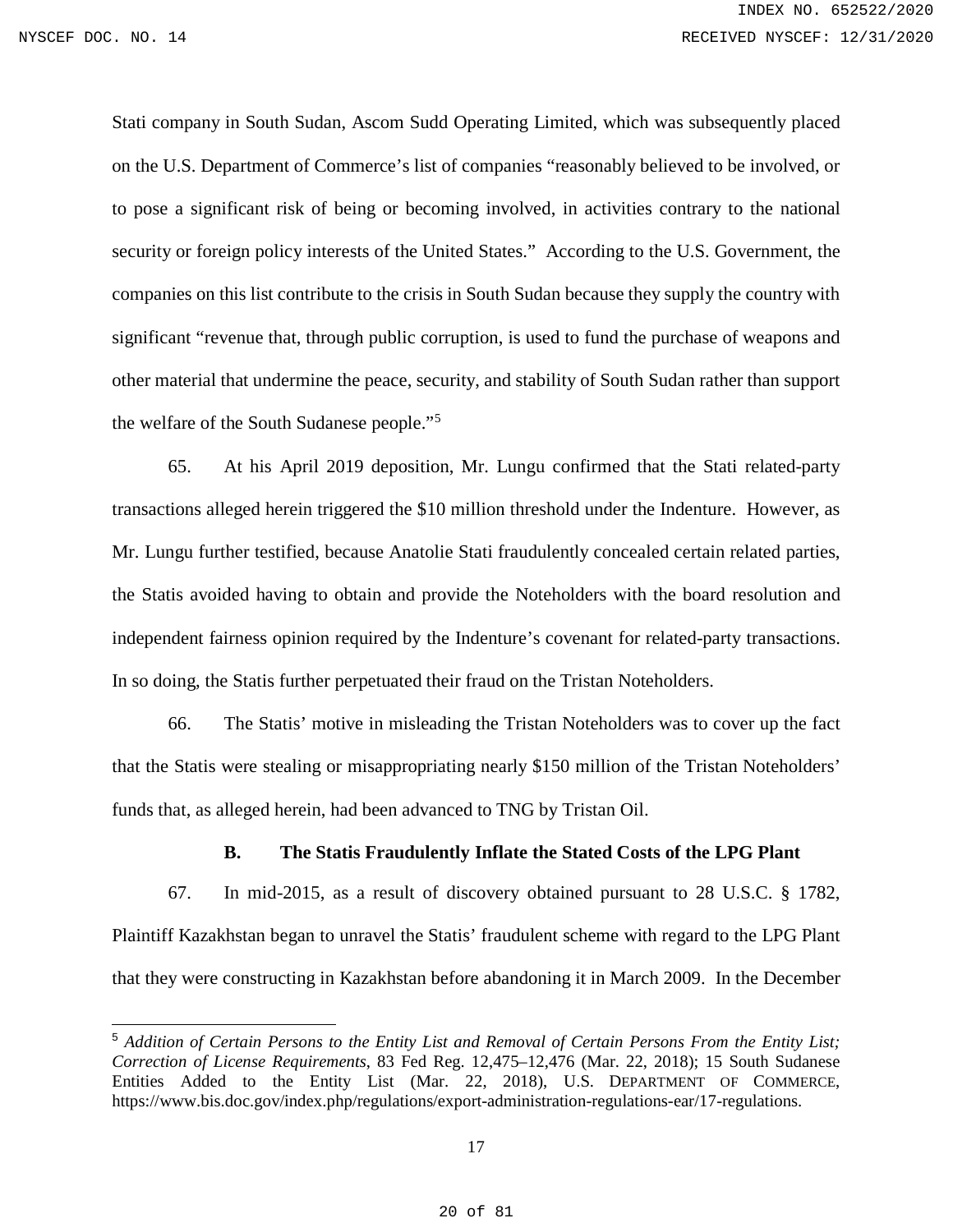Stati company in South Sudan, Ascom Sudd Operating Limited, which was subsequently placed on the U.S. Department of Commerce's list of companies "reasonably believed to be involved, or to pose a significant risk of being or becoming involved, in activities contrary to the national security or foreign policy interests of the United States." According to the U.S. Government, the companies on this list contribute to the crisis in South Sudan because they supply the country with significant "revenue that, through public corruption, is used to fund the purchase of weapons and other material that undermine the peace, security, and stability of South Sudan rather than support the welfare of the South Sudanese people."[5]

65. At his April 2019 deposition, Mr. Lungu confirmed that the Stati related-party transactions alleged herein triggered the $10 million threshold under the Indenture. However, as Mr. Lungu further testified, because Anatolie Stati fraudulently concealed certain related parties, the Statis avoided having to obtain and provide the Noteholders with the board resolution and independent fairness opinion required by the Indenture's covenant for related-party transactions. In so doing, the Statis further perpetuated their fraud on the Tristan Noteholders.

66. The Statis' motive in misleading the Tristan Noteholders was to cover up the fact that the Statis were stealing or misappropriating nearly $150 million of the Tristan Noteholders' funds that, as alleged herein, had been advanced to TNG by Tristan Oil.

### B. The Statis Fraudulently Inflate the Stated Costs of the LPG Plant

67. In mid-2015, as a result of discovery obtained pursuant to 28 U.S.C. § 1782, Plaintiff Kazakhstan began to unravel the Statis' fraudulent scheme with regard to the LPG Plant that they were constructing in Kazakhstan before abandoning it in March 2009. In the December

---

[5] *Addition of Certain Persons to the Entity List and Removal of Certain Persons From the Entity List; Correction of License Requirements*, 83 Fed Reg. 12,475–12,476 (Mar. 22, 2018); 15 South Sudanese Entities Added to the Entity List (Mar. 22, 2018), U.S. DEPARTMENT OF COMMERCE, https://www.bis.doc.gov/index.php/regulations/export-administration-regulations-ear/17-regulations.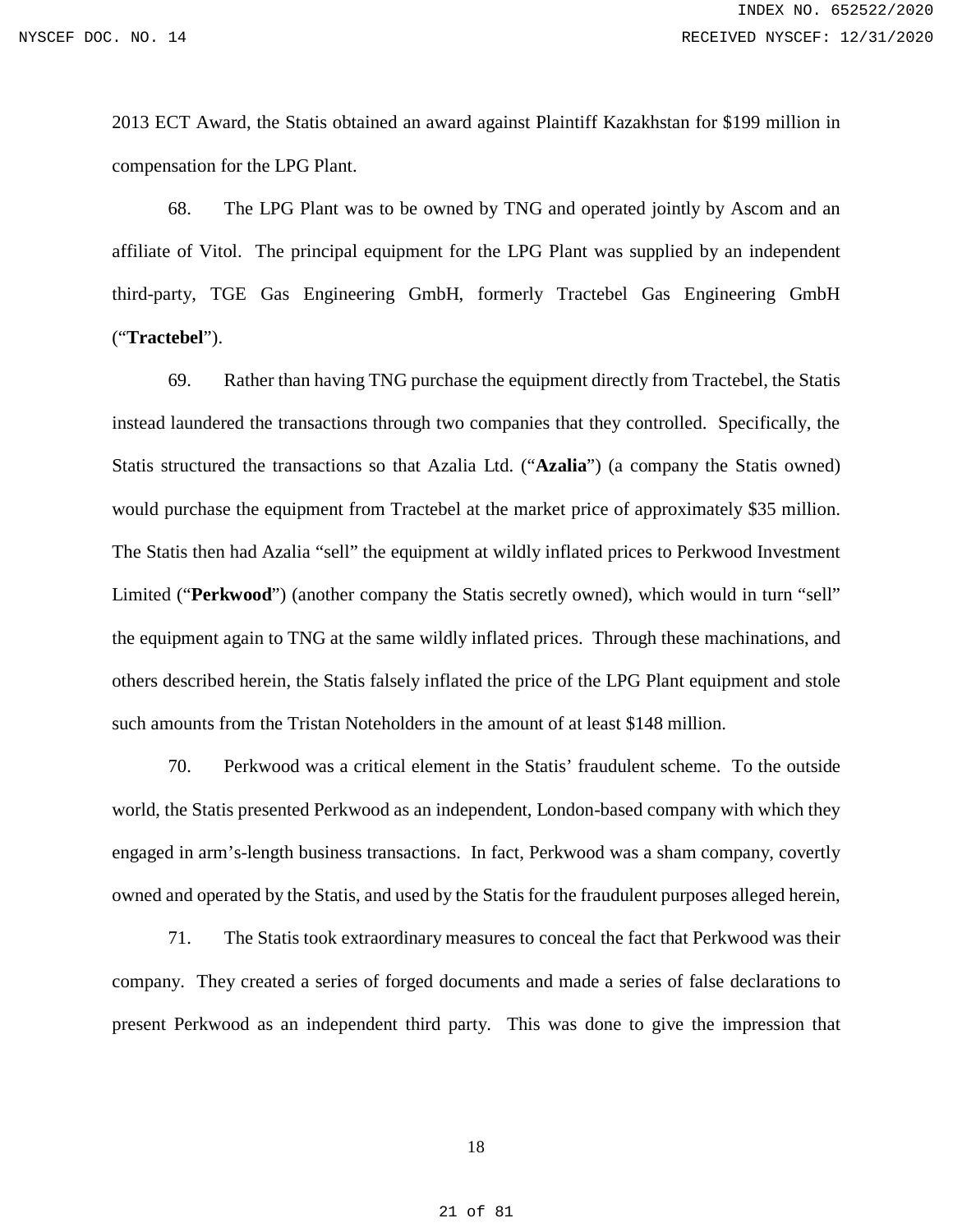2013 ECT Award, the Statis obtained an award against Plaintiff Kazakhstan for $199 million in compensation for the LPG Plant.

68. The LPG Plant was to be owned by TNG and operated jointly by Ascom and an affiliate of Vitol. The principal equipment for the LPG Plant was supplied by an independent third-party, TGE Gas Engineering GmbH, formerly Tractebel Gas Engineering GmbH ("**Tractebel**").

69. Rather than having TNG purchase the equipment directly from Tractebel, the Statis instead laundered the transactions through two companies that they controlled. Specifically, the Statis structured the transactions so that Azalia Ltd. ("**Azalia**") (a company the Statis owned) would purchase the equipment from Tractebel at the market price of approximately $35 million. The Statis then had Azalia "sell" the equipment at wildly inflated prices to Perkwood Investment Limited ("**Perkwood**") (another company the Statis secretly owned), which would in turn "sell" the equipment again to TNG at the same wildly inflated prices. Through these machinations, and others described herein, the Statis falsely inflated the price of the LPG Plant equipment and stole such amounts from the Tristan Noteholders in the amount of at least $148 million.

70. Perkwood was a critical element in the Statis' fraudulent scheme. To the outside world, the Statis presented Perkwood as an independent, London-based company with which they engaged in arm's-length business transactions. In fact, Perkwood was a sham company, covertly owned and operated by the Statis, and used by the Statis for the fraudulent purposes alleged herein,

71. The Statis took extraordinary measures to conceal the fact that Perkwood was their company. They created a series of forged documents and made a series of false declarations to present Perkwood as an independent third party. This was done to give the impression that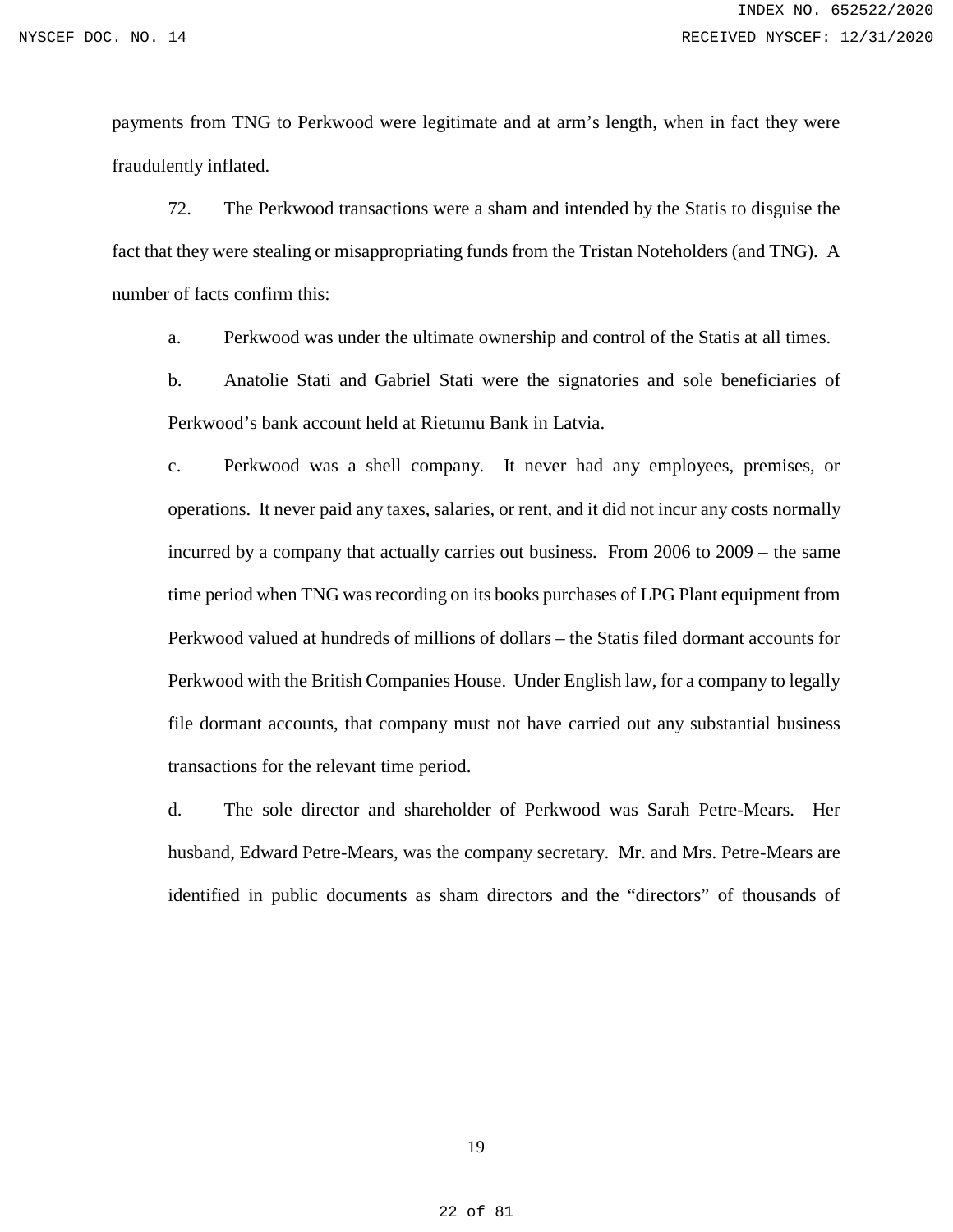payments from TNG to Perkwood were legitimate and at arm's length, when in fact they were fraudulently inflated.

72. The Perkwood transactions were a sham and intended by the Statis to disguise the fact that they were stealing or misappropriating funds from the Tristan Noteholders (and TNG). A number of facts confirm this:

a. Perkwood was under the ultimate ownership and control of the Statis at all times.

b. Anatolie Stati and Gabriel Stati were the signatories and sole beneficiaries of Perkwood's bank account held at Rietumu Bank in Latvia.

c. Perkwood was a shell company. It never had any employees, premises, or operations. It never paid any taxes, salaries, or rent, and it did not incur any costs normally incurred by a company that actually carries out business. From 2006 to 2009 – the same time period when TNG was recording on its books purchases of LPG Plant equipment from Perkwood valued at hundreds of millions of dollars – the Statis filed dormant accounts for Perkwood with the British Companies House. Under English law, for a company to legally file dormant accounts, that company must not have carried out any substantial business transactions for the relevant time period.

d. The sole director and shareholder of Perkwood was Sarah Petre-Mears. Her husband, Edward Petre-Mears, was the company secretary. Mr. and Mrs. Petre-Mears are identified in public documents as sham directors and the "directors" of thousands of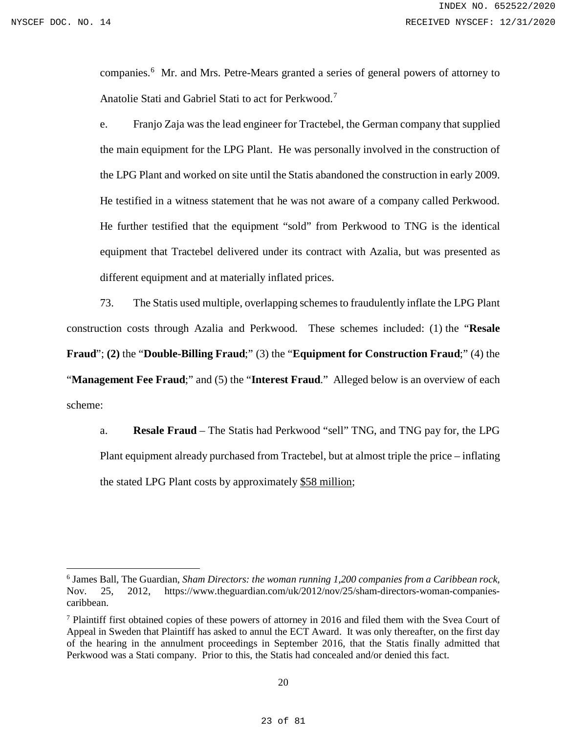companies.[6] Mr. and Mrs. Petre-Mears granted a series of general powers of attorney to Anatolie Stati and Gabriel Stati to act for Perkwood.[7]

e. Franjo Zaja was the lead engineer for Tractebel, the German company that supplied the main equipment for the LPG Plant. He was personally involved in the construction of the LPG Plant and worked on site until the Statis abandoned the construction in early 2009. He testified in a witness statement that he was not aware of a company called Perkwood. He further testified that the equipment "sold" from Perkwood to TNG is the identical equipment that Tractebel delivered under its contract with Azalia, but was presented as different equipment and at materially inflated prices.

73. The Statis used multiple, overlapping schemes to fraudulently inflate the LPG Plant construction costs through Azalia and Perkwood. These schemes included: (1) the "**Resale Fraud**"; **(2)** the "**Double-Billing Fraud**;" (3) the "**Equipment for Construction Fraud**;" (4) the "**Management Fee Fraud**;" and (5) the "**Interest Fraud**." Alleged below is an overview of each scheme:

a. **Resale Fraud** – The Statis had Perkwood "sell" TNG, and TNG pay for, the LPG Plant equipment already purchased from Tractebel, but at almost triple the price – inflating the stated LPG Plant costs by approximately <u>$58 million</u>;

---

[6] James Ball, The Guardian, *Sham Directors: the woman running 1,200 companies from a Caribbean rock,* Nov. 25, 2012, https://www.theguardian.com/uk/2012/nov/25/sham-directors-woman-companies-caribbean.

[7] Plaintiff first obtained copies of these powers of attorney in 2016 and filed them with the Svea Court of Appeal in Sweden that Plaintiff has asked to annul the ECT Award. It was only thereafter, on the first day of the hearing in the annulment proceedings in September 2016, that the Statis finally admitted that Perkwood was a Stati company. Prior to this, the Statis had concealed and/or denied this fact.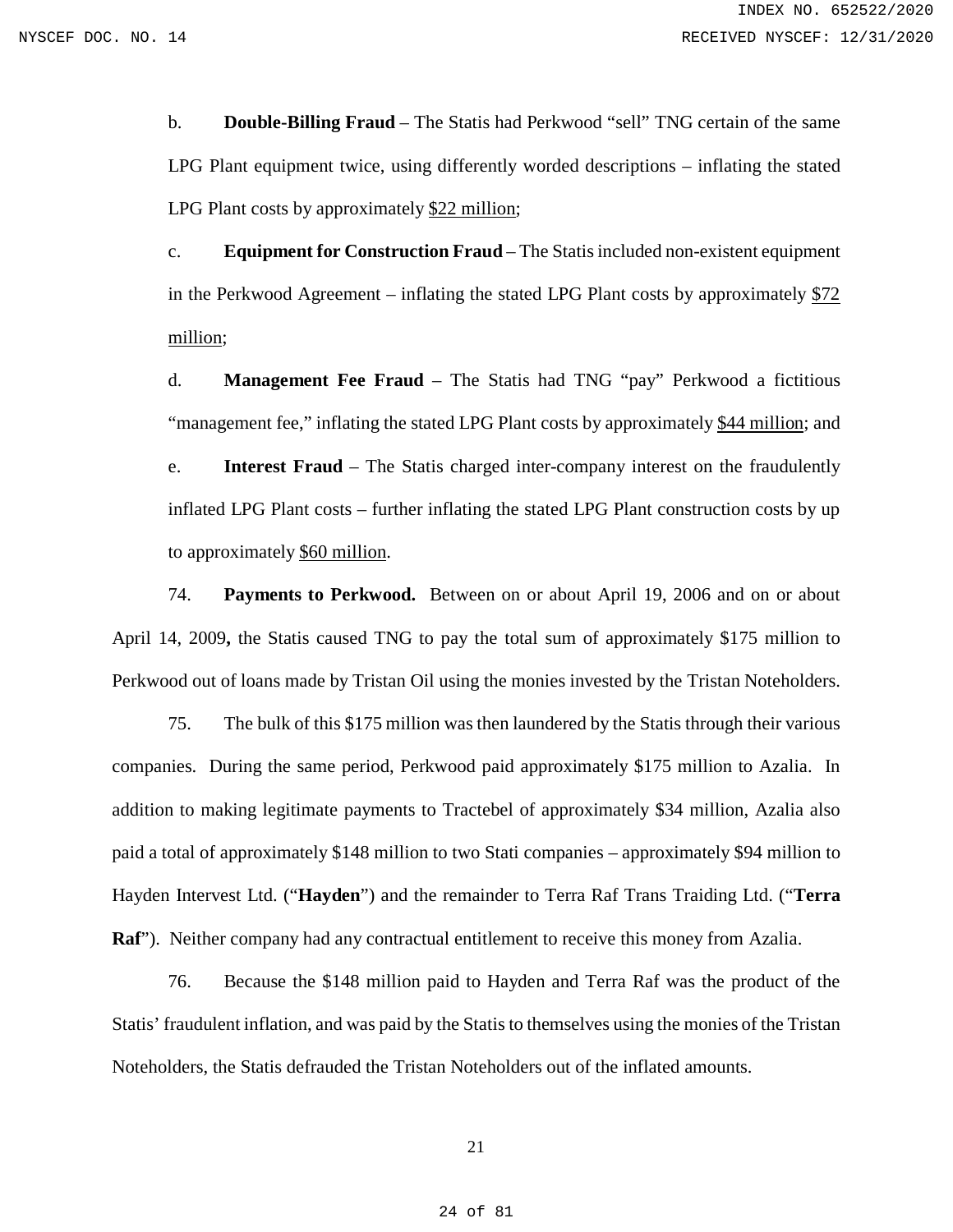b. **Double-Billing Fraud** – The Statis had Perkwood "sell" TNG certain of the same LPG Plant equipment twice, using differently worded descriptions – inflating the stated LPG Plant costs by approximately <u>$22 million</u>;

c. **Equipment for Construction Fraud** – The Statis included non-existent equipment in the Perkwood Agreement – inflating the stated LPG Plant costs by approximately <u>$72 million</u>;

d. **Management Fee Fraud** – The Statis had TNG "pay" Perkwood a fictitious "management fee," inflating the stated LPG Plant costs by approximately <u>$44 million</u>; and

e. **Interest Fraud** – The Statis charged inter-company interest on the fraudulently inflated LPG Plant costs – further inflating the stated LPG Plant construction costs by up to approximately <u>$60 million</u>.

74. **Payments to Perkwood.** Between on or about April 19, 2006 and on or about April 14, 2009**,** the Statis caused TNG to pay the total sum of approximately $175 million to Perkwood out of loans made by Tristan Oil using the monies invested by the Tristan Noteholders.

75. The bulk of this $175 million was then laundered by the Statis through their various companies. During the same period, Perkwood paid approximately $175 million to Azalia. In addition to making legitimate payments to Tractebel of approximately $34 million, Azalia also paid a total of approximately $148 million to two Stati companies – approximately $94 million to Hayden Intervest Ltd. ("**Hayden**") and the remainder to Terra Raf Trans Traiding Ltd. ("**Terra Raf**"). Neither company had any contractual entitlement to receive this money from Azalia.

76. Because the $148 million paid to Hayden and Terra Raf was the product of the Statis' fraudulent inflation, and was paid by the Statis to themselves using the monies of the Tristan Noteholders, the Statis defrauded the Tristan Noteholders out of the inflated amounts.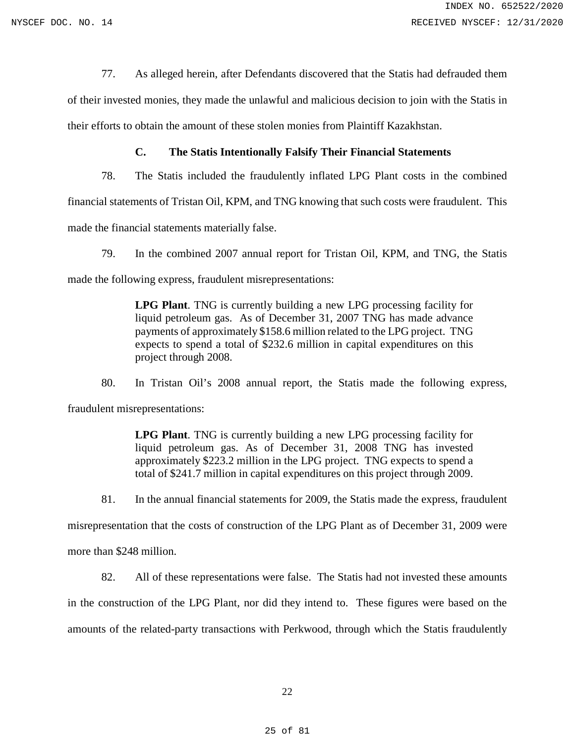77. As alleged herein, after Defendants discovered that the Statis had defrauded them of their invested monies, they made the unlawful and malicious decision to join with the Statis in their efforts to obtain the amount of these stolen monies from Plaintiff Kazakhstan.

### C. The Statis Intentionally Falsify Their Financial Statements

78. The Statis included the fraudulently inflated LPG Plant costs in the combined financial statements of Tristan Oil, KPM, and TNG knowing that such costs were fraudulent. This made the financial statements materially false.

79. In the combined 2007 annual report for Tristan Oil, KPM, and TNG, the Statis made the following express, fraudulent misrepresentations:

> **LPG Plant**. TNG is currently building a new LPG processing facility for liquid petroleum gas. As of December 31, 2007 TNG has made advance payments of approximately $158.6 million related to the LPG project. TNG expects to spend a total of $232.6 million in capital expenditures on this project through 2008.

80. In Tristan Oil's 2008 annual report, the Statis made the following express, fraudulent misrepresentations:

> **LPG Plant**. TNG is currently building a new LPG processing facility for liquid petroleum gas. As of December 31, 2008 TNG has invested approximately $223.2 million in the LPG project. TNG expects to spend a total of $241.7 million in capital expenditures on this project through 2009.

81. In the annual financial statements for 2009, the Statis made the express, fraudulent misrepresentation that the costs of construction of the LPG Plant as of December 31, 2009 were more than $248 million.

82. All of these representations were false. The Statis had not invested these amounts in the construction of the LPG Plant, nor did they intend to. These figures were based on the amounts of the related-party transactions with Perkwood, through which the Statis fraudulently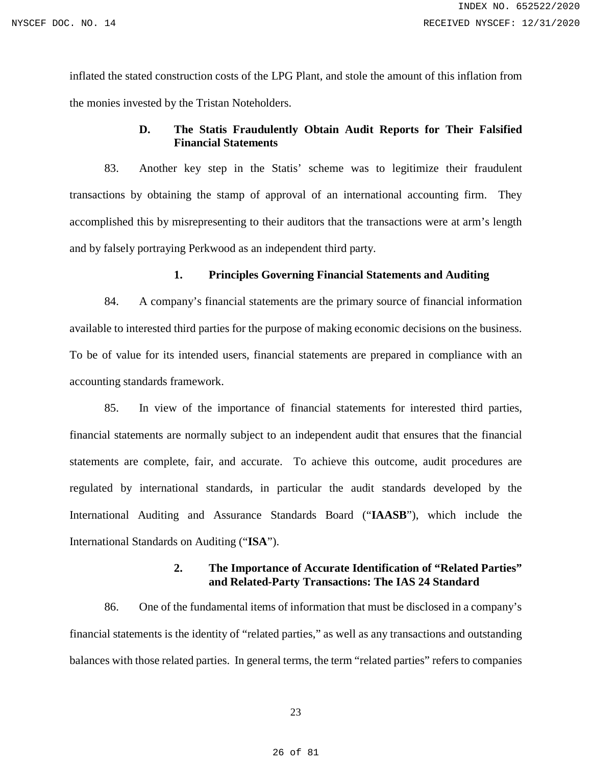inflated the stated construction costs of the LPG Plant, and stole the amount of this inflation from the monies invested by the Tristan Noteholders.

### D. The Statis Fraudulently Obtain Audit Reports for Their Falsified Financial Statements

83. Another key step in the Statis' scheme was to legitimize their fraudulent transactions by obtaining the stamp of approval of an international accounting firm. They accomplished this by misrepresenting to their auditors that the transactions were at arm's length and by falsely portraying Perkwood as an independent third party.

#### 1. Principles Governing Financial Statements and Auditing

84. A company's financial statements are the primary source of financial information available to interested third parties for the purpose of making economic decisions on the business. To be of value for its intended users, financial statements are prepared in compliance with an accounting standards framework.

85. In view of the importance of financial statements for interested third parties, financial statements are normally subject to an independent audit that ensures that the financial statements are complete, fair, and accurate. To achieve this outcome, audit procedures are regulated by international standards, in particular the audit standards developed by the International Auditing and Assurance Standards Board ("**IAASB**"), which include the International Standards on Auditing ("**ISA**").

#### 2. The Importance of Accurate Identification of "Related Parties" and Related-Party Transactions: The IAS 24 Standard

86. One of the fundamental items of information that must be disclosed in a company's financial statements is the identity of "related parties," as well as any transactions and outstanding balances with those related parties. In general terms, the term "related parties" refers to companies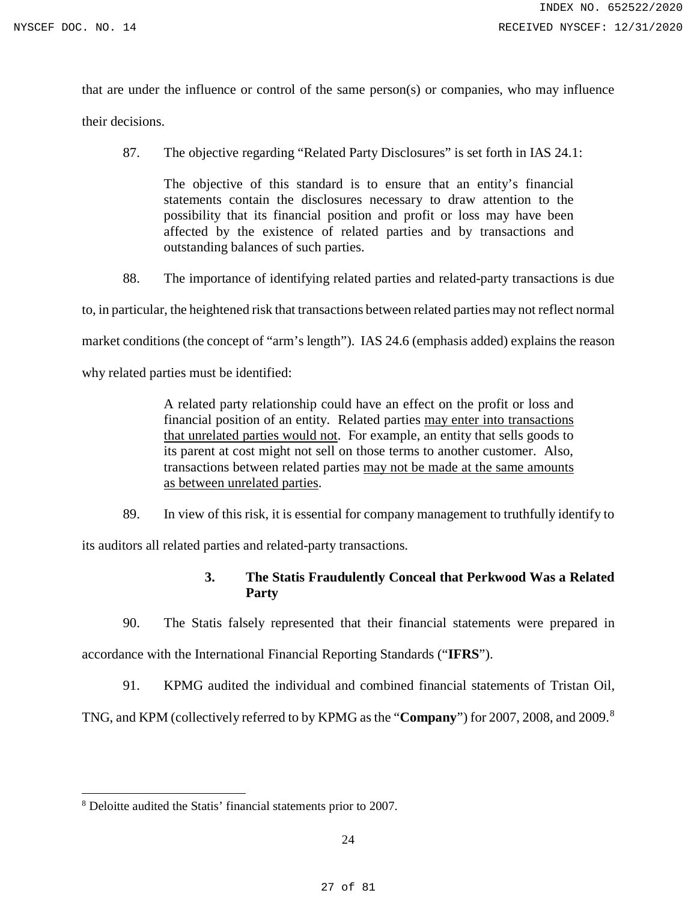that are under the influence or control of the same person(s) or companies, who may influence their decisions.

87. The objective regarding "Related Party Disclosures" is set forth in IAS 24.1:

> The objective of this standard is to ensure that an entity's financial statements contain the disclosures necessary to draw attention to the possibility that its financial position and profit or loss may have been affected by the existence of related parties and by transactions and outstanding balances of such parties.

88. The importance of identifying related parties and related-party transactions is due to, in particular, the heightened risk that transactions between related parties may not reflect normal market conditions (the concept of "arm's length"). IAS 24.6 (emphasis added) explains the reason why related parties must be identified:

> A related party relationship could have an effect on the profit or loss and financial position of an entity. Related parties <u>may enter into transactions that unrelated parties would not</u>. For example, an entity that sells goods to its parent at cost might not sell on those terms to another customer. Also, transactions between related parties <u>may not be made at the same amounts as between unrelated parties</u>.

89. In view of this risk, it is essential for company management to truthfully identify to its auditors all related parties and related-party transactions.

### 3. The Statis Fraudulently Conceal that Perkwood Was a Related Party

90. The Statis falsely represented that their financial statements were prepared in accordance with the International Financial Reporting Standards ("**IFRS**").

91. KPMG audited the individual and combined financial statements of Tristan Oil, TNG, and KPM (collectively referred to by KPMG as the "**Company**") for 2007, 2008, and 2009.[8]

[8] Deloitte audited the Statis' financial statements prior to 2007.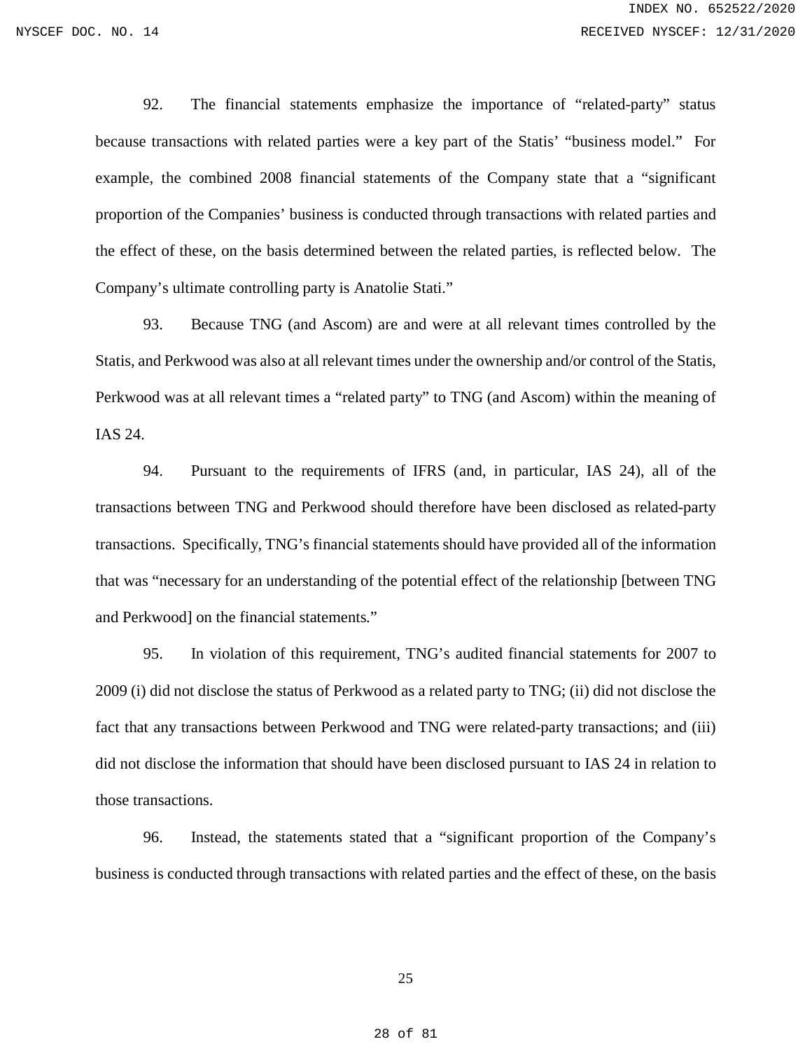92. The financial statements emphasize the importance of "related-party" status because transactions with related parties were a key part of the Statis' "business model." For example, the combined 2008 financial statements of the Company state that a "significant proportion of the Companies' business is conducted through transactions with related parties and the effect of these, on the basis determined between the related parties, is reflected below. The Company's ultimate controlling party is Anatolie Stati."

93. Because TNG (and Ascom) are and were at all relevant times controlled by the Statis, and Perkwood was also at all relevant times under the ownership and/or control of the Statis, Perkwood was at all relevant times a "related party" to TNG (and Ascom) within the meaning of IAS 24.

94. Pursuant to the requirements of IFRS (and, in particular, IAS 24), all of the transactions between TNG and Perkwood should therefore have been disclosed as related-party transactions. Specifically, TNG's financial statements should have provided all of the information that was "necessary for an understanding of the potential effect of the relationship [between TNG and Perkwood] on the financial statements."

95. In violation of this requirement, TNG's audited financial statements for 2007 to 2009 (i) did not disclose the status of Perkwood as a related party to TNG; (ii) did not disclose the fact that any transactions between Perkwood and TNG were related-party transactions; and (iii) did not disclose the information that should have been disclosed pursuant to IAS 24 in relation to those transactions.

96. Instead, the statements stated that a "significant proportion of the Company's business is conducted through transactions with related parties and the effect of these, on the basis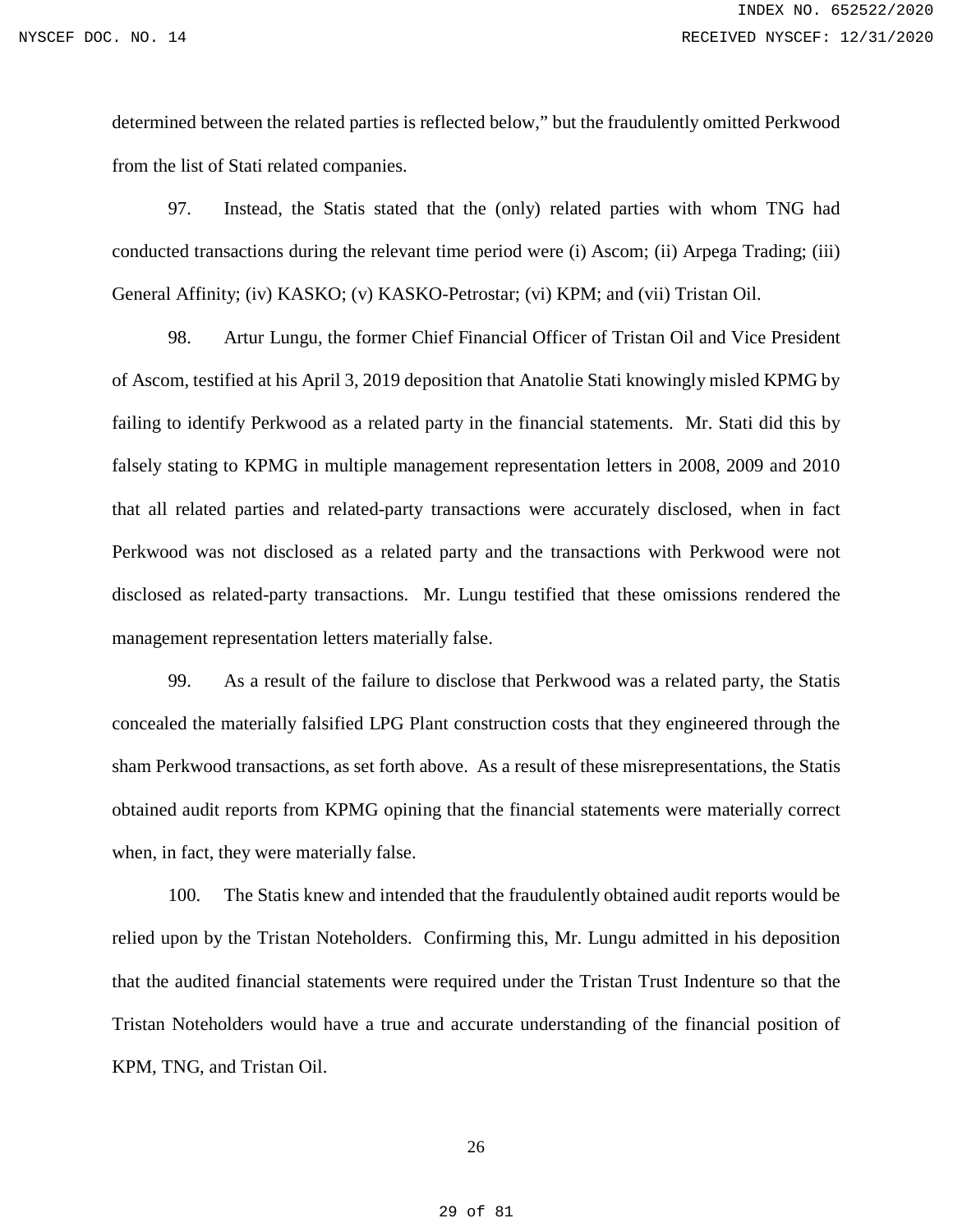determined between the related parties is reflected below," but the fraudulently omitted Perkwood from the list of Stati related companies.

97. Instead, the Statis stated that the (only) related parties with whom TNG had conducted transactions during the relevant time period were (i) Ascom; (ii) Arpega Trading; (iii) General Affinity; (iv) KASKO; (v) KASKO-Petrostar; (vi) KPM; and (vii) Tristan Oil.

98. Artur Lungu, the former Chief Financial Officer of Tristan Oil and Vice President of Ascom, testified at his April 3, 2019 deposition that Anatolie Stati knowingly misled KPMG by failing to identify Perkwood as a related party in the financial statements. Mr. Stati did this by falsely stating to KPMG in multiple management representation letters in 2008, 2009 and 2010 that all related parties and related-party transactions were accurately disclosed, when in fact Perkwood was not disclosed as a related party and the transactions with Perkwood were not disclosed as related-party transactions. Mr. Lungu testified that these omissions rendered the management representation letters materially false.

99. As a result of the failure to disclose that Perkwood was a related party, the Statis concealed the materially falsified LPG Plant construction costs that they engineered through the sham Perkwood transactions, as set forth above. As a result of these misrepresentations, the Statis obtained audit reports from KPMG opining that the financial statements were materially correct when, in fact, they were materially false.

100. The Statis knew and intended that the fraudulently obtained audit reports would be relied upon by the Tristan Noteholders. Confirming this, Mr. Lungu admitted in his deposition that the audited financial statements were required under the Tristan Trust Indenture so that the Tristan Noteholders would have a true and accurate understanding of the financial position of KPM, TNG, and Tristan Oil.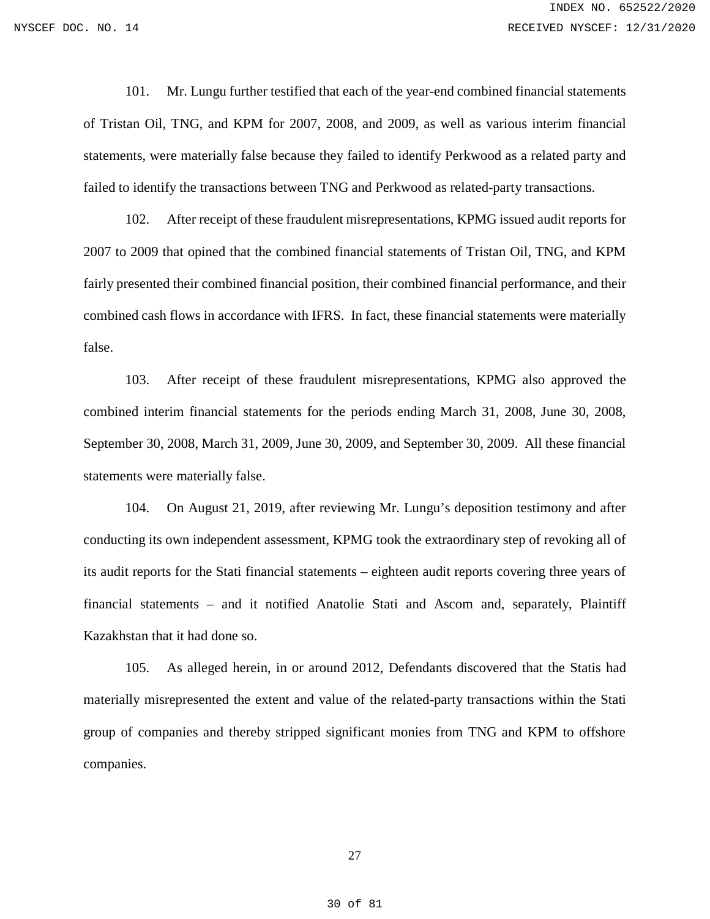101. Mr. Lungu further testified that each of the year-end combined financial statements of Tristan Oil, TNG, and KPM for 2007, 2008, and 2009, as well as various interim financial statements, were materially false because they failed to identify Perkwood as a related party and failed to identify the transactions between TNG and Perkwood as related-party transactions.

102. After receipt of these fraudulent misrepresentations, KPMG issued audit reports for 2007 to 2009 that opined that the combined financial statements of Tristan Oil, TNG, and KPM fairly presented their combined financial position, their combined financial performance, and their combined cash flows in accordance with IFRS. In fact, these financial statements were materially false.

103. After receipt of these fraudulent misrepresentations, KPMG also approved the combined interim financial statements for the periods ending March 31, 2008, June 30, 2008, September 30, 2008, March 31, 2009, June 30, 2009, and September 30, 2009. All these financial statements were materially false.

104. On August 21, 2019, after reviewing Mr. Lungu's deposition testimony and after conducting its own independent assessment, KPMG took the extraordinary step of revoking all of its audit reports for the Stati financial statements – eighteen audit reports covering three years of financial statements – and it notified Anatolie Stati and Ascom and, separately, Plaintiff Kazakhstan that it had done so.

105. As alleged herein, in or around 2012, Defendants discovered that the Statis had materially misrepresented the extent and value of the related-party transactions within the Stati group of companies and thereby stripped significant monies from TNG and KPM to offshore companies.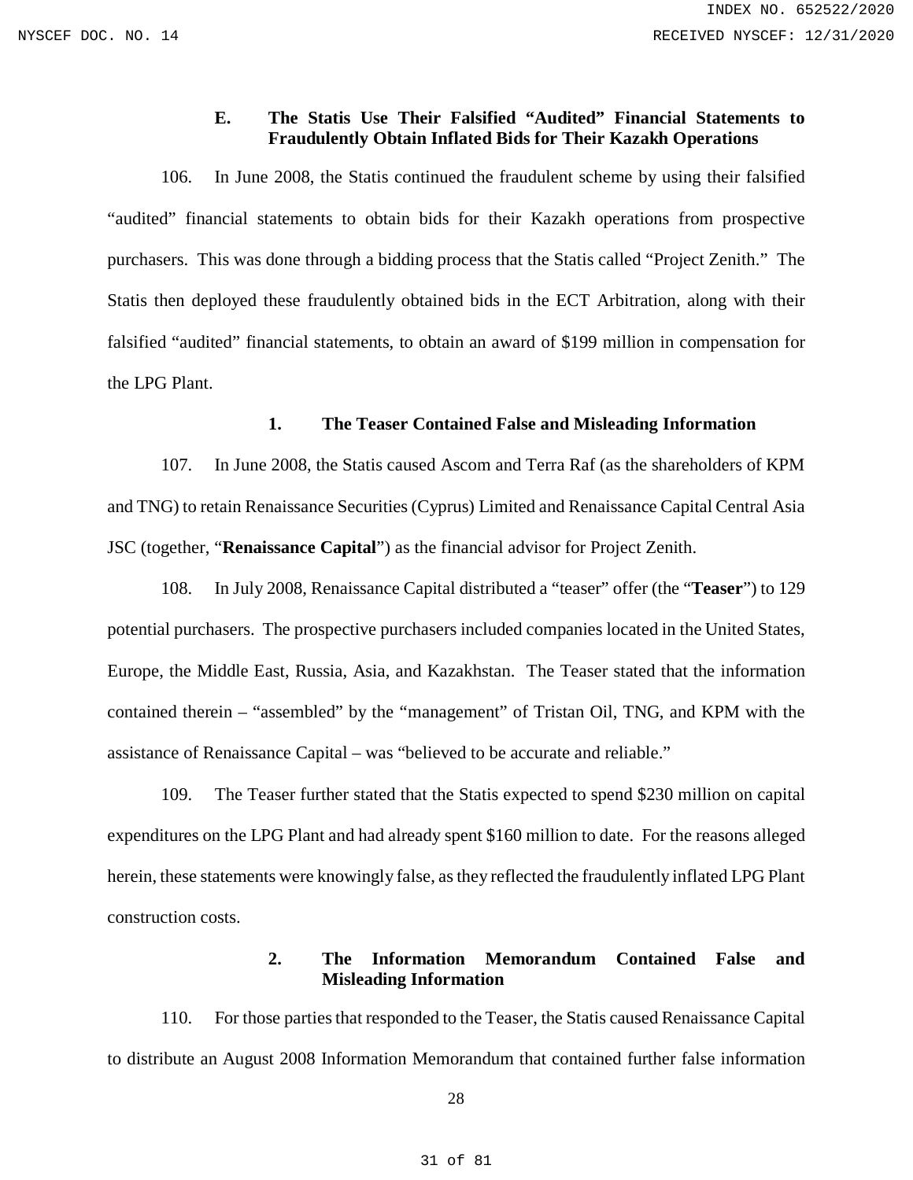### E. The Statis Use Their Falsified "Audited" Financial Statements to Fraudulently Obtain Inflated Bids for Their Kazakh Operations

106. In June 2008, the Statis continued the fraudulent scheme by using their falsified "audited" financial statements to obtain bids for their Kazakh operations from prospective purchasers. This was done through a bidding process that the Statis called "Project Zenith." The Statis then deployed these fraudulently obtained bids in the ECT Arbitration, along with their falsified "audited" financial statements, to obtain an award of $199 million in compensation for the LPG Plant.

#### 1. The Teaser Contained False and Misleading Information

107. In June 2008, the Statis caused Ascom and Terra Raf (as the shareholders of KPM and TNG) to retain Renaissance Securities (Cyprus) Limited and Renaissance Capital Central Asia JSC (together, "**Renaissance Capital**") as the financial advisor for Project Zenith.

108. In July 2008, Renaissance Capital distributed a "teaser" offer (the "**Teaser**") to 129 potential purchasers. The prospective purchasers included companies located in the United States, Europe, the Middle East, Russia, Asia, and Kazakhstan. The Teaser stated that the information contained therein – "assembled" by the "management" of Tristan Oil, TNG, and KPM with the assistance of Renaissance Capital – was "believed to be accurate and reliable."

109. The Teaser further stated that the Statis expected to spend $230 million on capital expenditures on the LPG Plant and had already spent $160 million to date. For the reasons alleged herein, these statements were knowingly false, as they reflected the fraudulently inflated LPG Plant construction costs.

#### 2. The Information Memorandum Contained False and Misleading Information

110. For those parties that responded to the Teaser, the Statis caused Renaissance Capital to distribute an August 2008 Information Memorandum that contained further false information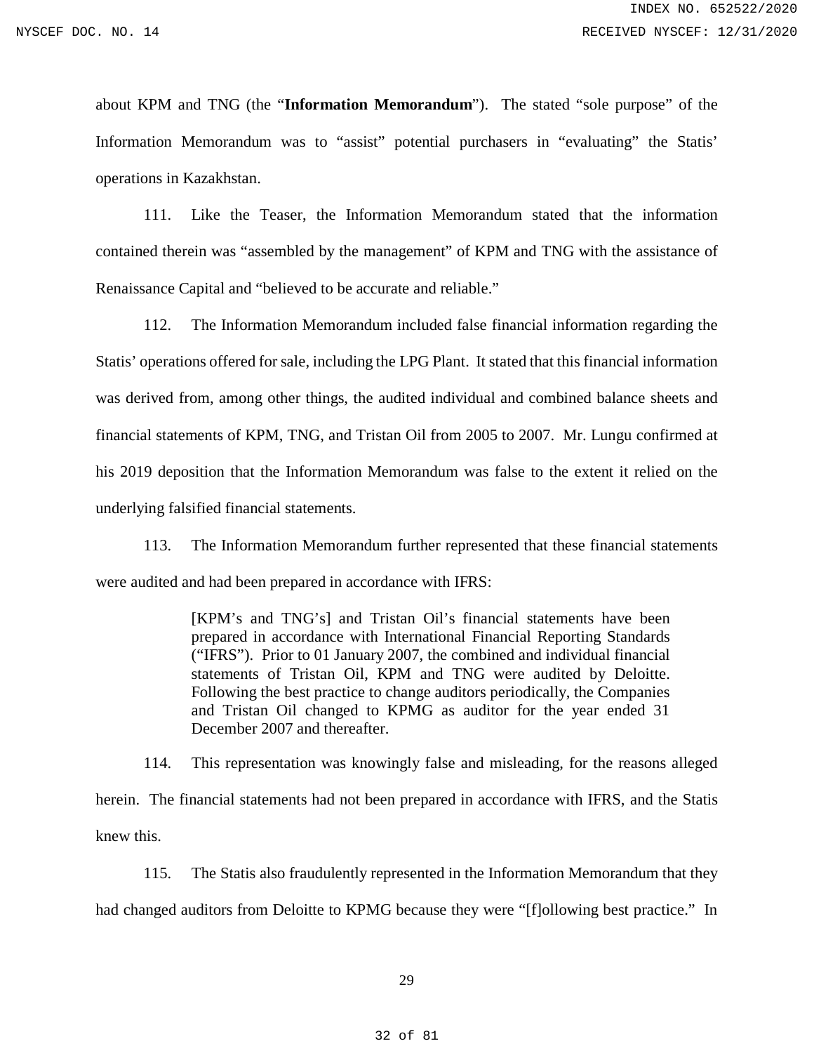about KPM and TNG (the "**Information Memorandum**"). The stated "sole purpose" of the Information Memorandum was to "assist" potential purchasers in "evaluating" the Statis' operations in Kazakhstan.

111. Like the Teaser, the Information Memorandum stated that the information contained therein was "assembled by the management" of KPM and TNG with the assistance of Renaissance Capital and "believed to be accurate and reliable."

112. The Information Memorandum included false financial information regarding the Statis' operations offered for sale, including the LPG Plant. It stated that this financial information was derived from, among other things, the audited individual and combined balance sheets and financial statements of KPM, TNG, and Tristan Oil from 2005 to 2007. Mr. Lungu confirmed at his 2019 deposition that the Information Memorandum was false to the extent it relied on the underlying falsified financial statements.

113. The Information Memorandum further represented that these financial statements were audited and had been prepared in accordance with IFRS:

> [KPM's and TNG's] and Tristan Oil's financial statements have been prepared in accordance with International Financial Reporting Standards ("IFRS"). Prior to 01 January 2007, the combined and individual financial statements of Tristan Oil, KPM and TNG were audited by Deloitte. Following the best practice to change auditors periodically, the Companies and Tristan Oil changed to KPMG as auditor for the year ended 31 December 2007 and thereafter.

114. This representation was knowingly false and misleading, for the reasons alleged herein. The financial statements had not been prepared in accordance with IFRS, and the Statis knew this.

115. The Statis also fraudulently represented in the Information Memorandum that they had changed auditors from Deloitte to KPMG because they were "[f]ollowing best practice." In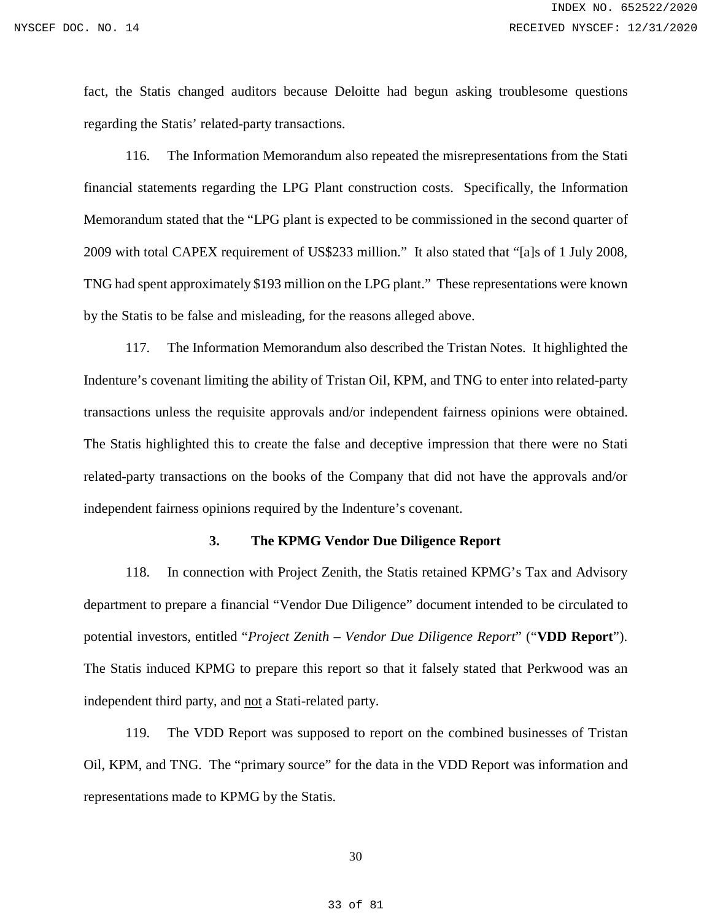fact, the Statis changed auditors because Deloitte had begun asking troublesome questions regarding the Statis' related-party transactions.

116. The Information Memorandum also repeated the misrepresentations from the Stati financial statements regarding the LPG Plant construction costs. Specifically, the Information Memorandum stated that the "LPG plant is expected to be commissioned in the second quarter of 2009 with total CAPEX requirement of US$233 million." It also stated that "[a]s of 1 July 2008, TNG had spent approximately $193 million on the LPG plant." These representations were known by the Statis to be false and misleading, for the reasons alleged above.

117. The Information Memorandum also described the Tristan Notes. It highlighted the Indenture's covenant limiting the ability of Tristan Oil, KPM, and TNG to enter into related-party transactions unless the requisite approvals and/or independent fairness opinions were obtained. The Statis highlighted this to create the false and deceptive impression that there were no Stati related-party transactions on the books of the Company that did not have the approvals and/or independent fairness opinions required by the Indenture's covenant.

### 3. The KPMG Vendor Due Diligence Report

118. In connection with Project Zenith, the Statis retained KPMG's Tax and Advisory department to prepare a financial "Vendor Due Diligence" document intended to be circulated to potential investors, entitled "*Project Zenith – Vendor Due Diligence Report*" ("**VDD Report**"). The Statis induced KPMG to prepare this report so that it falsely stated that Perkwood was an independent third party, and not a Stati-related party.

119. The VDD Report was supposed to report on the combined businesses of Tristan Oil, KPM, and TNG. The "primary source" for the data in the VDD Report was information and representations made to KPMG by the Statis.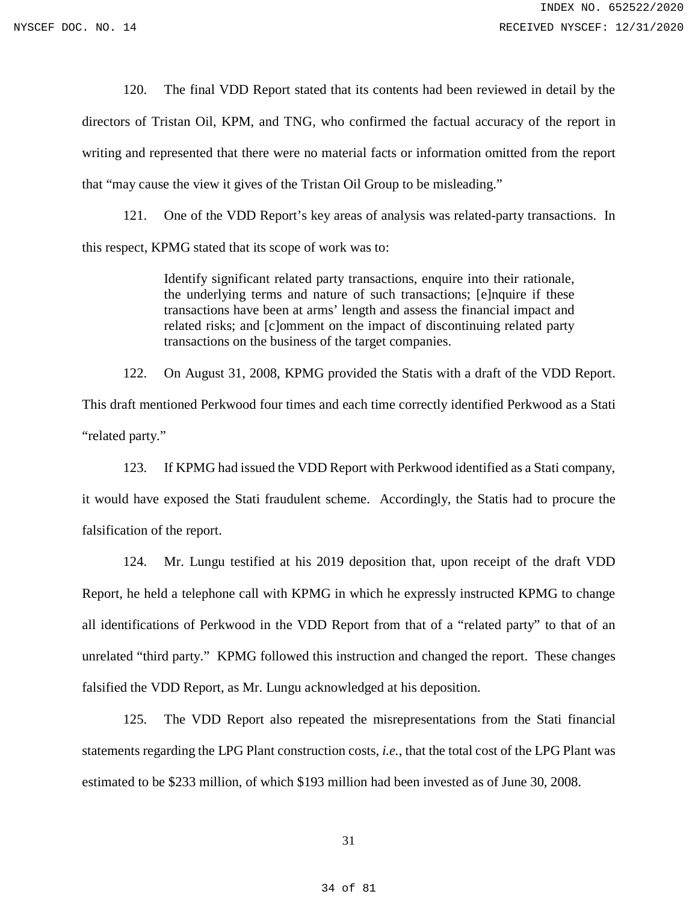120. The final VDD Report stated that its contents had been reviewed in detail by the directors of Tristan Oil, KPM, and TNG, who confirmed the factual accuracy of the report in writing and represented that there were no material facts or information omitted from the report that "may cause the view it gives of the Tristan Oil Group to be misleading."

121. One of the VDD Report's key areas of analysis was related-party transactions. In this respect, KPMG stated that its scope of work was to:

> Identify significant related party transactions, enquire into their rationale, the underlying terms and nature of such transactions; [e]nquire if these transactions have been at arms' length and assess the financial impact and related risks; and [c]omment on the impact of discontinuing related party transactions on the business of the target companies.

122. On August 31, 2008, KPMG provided the Statis with a draft of the VDD Report. This draft mentioned Perkwood four times and each time correctly identified Perkwood as a Stati "related party."

123. If KPMG had issued the VDD Report with Perkwood identified as a Stati company, it would have exposed the Stati fraudulent scheme. Accordingly, the Statis had to procure the falsification of the report.

124. Mr. Lungu testified at his 2019 deposition that, upon receipt of the draft VDD Report, he held a telephone call with KPMG in which he expressly instructed KPMG to change all identifications of Perkwood in the VDD Report from that of a "related party" to that of an unrelated "third party." KPMG followed this instruction and changed the report. These changes falsified the VDD Report, as Mr. Lungu acknowledged at his deposition.

125. The VDD Report also repeated the misrepresentations from the Stati financial statements regarding the LPG Plant construction costs, *i.e.*, that the total cost of the LPG Plant was estimated to be $233 million, of which $193 million had been invested as of June 30, 2008.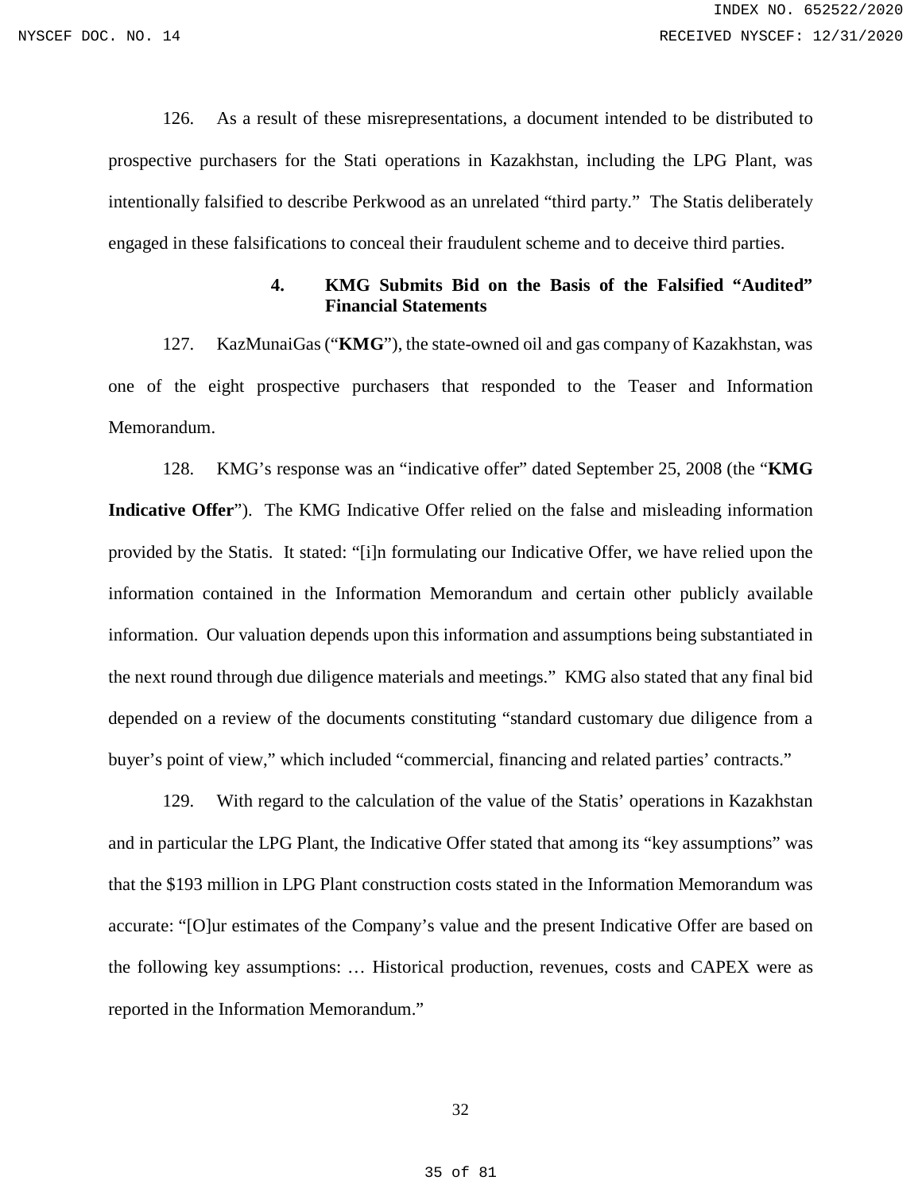126. As a result of these misrepresentations, a document intended to be distributed to prospective purchasers for the Stati operations in Kazakhstan, including the LPG Plant, was intentionally falsified to describe Perkwood as an unrelated "third party." The Statis deliberately engaged in these falsifications to conceal their fraudulent scheme and to deceive third parties.

#### 4. KMG Submits Bid on the Basis of the Falsified "Audited" Financial Statements

127. KazMunaiGas ("**KMG**"), the state-owned oil and gas company of Kazakhstan, was one of the eight prospective purchasers that responded to the Teaser and Information Memorandum.

128. KMG's response was an "indicative offer" dated September 25, 2008 (the "**KMG Indicative Offer**"). The KMG Indicative Offer relied on the false and misleading information provided by the Statis. It stated: "[i]n formulating our Indicative Offer, we have relied upon the information contained in the Information Memorandum and certain other publicly available information. Our valuation depends upon this information and assumptions being substantiated in the next round through due diligence materials and meetings." KMG also stated that any final bid depended on a review of the documents constituting "standard customary due diligence from a buyer's point of view," which included "commercial, financing and related parties' contracts."

129. With regard to the calculation of the value of the Statis' operations in Kazakhstan and in particular the LPG Plant, the Indicative Offer stated that among its "key assumptions" was that the $193 million in LPG Plant construction costs stated in the Information Memorandum was accurate: "[O]ur estimates of the Company's value and the present Indicative Offer are based on the following key assumptions: … Historical production, revenues, costs and CAPEX were as reported in the Information Memorandum."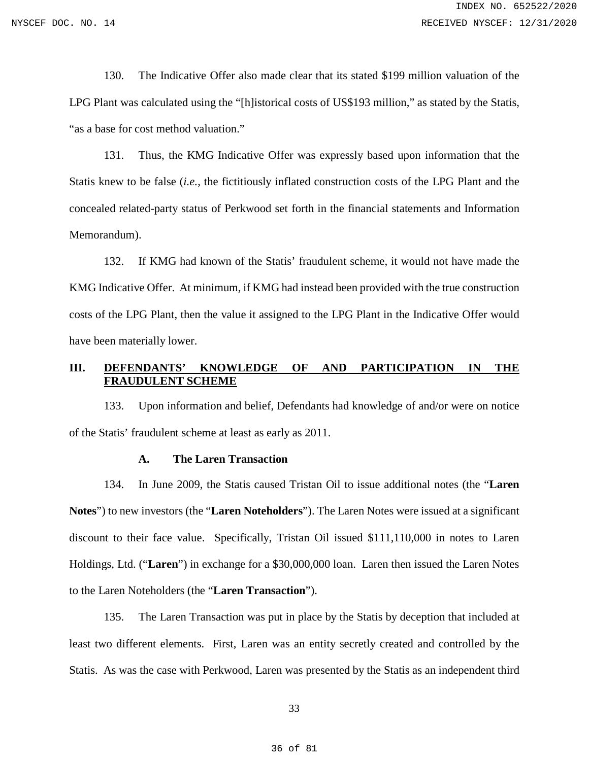130. The Indicative Offer also made clear that its stated $199 million valuation of the LPG Plant was calculated using the "[h]istorical costs of US$193 million," as stated by the Statis, "as a base for cost method valuation."

131. Thus, the KMG Indicative Offer was expressly based upon information that the Statis knew to be false (*i.e.*, the fictitiously inflated construction costs of the LPG Plant and the concealed related-party status of Perkwood set forth in the financial statements and Information Memorandum).

132. If KMG had known of the Statis' fraudulent scheme, it would not have made the KMG Indicative Offer. At minimum, if KMG had instead been provided with the true construction costs of the LPG Plant, then the value it assigned to the LPG Plant in the Indicative Offer would have been materially lower.

## III. DEFENDANTS' KNOWLEDGE OF AND PARTICIPATION IN THE FRAUDULENT SCHEME

133. Upon information and belief, Defendants had knowledge of and/or were on notice of the Statis' fraudulent scheme at least as early as 2011.

### A. The Laren Transaction

134. In June 2009, the Statis caused Tristan Oil to issue additional notes (the "**Laren Notes**") to new investors (the "**Laren Noteholders**"). The Laren Notes were issued at a significant discount to their face value. Specifically, Tristan Oil issued $111,110,000 in notes to Laren Holdings, Ltd. ("**Laren**") in exchange for a $30,000,000 loan. Laren then issued the Laren Notes to the Laren Noteholders (the "**Laren Transaction**").

135. The Laren Transaction was put in place by the Statis by deception that included at least two different elements. First, Laren was an entity secretly created and controlled by the Statis. As was the case with Perkwood, Laren was presented by the Statis as an independent third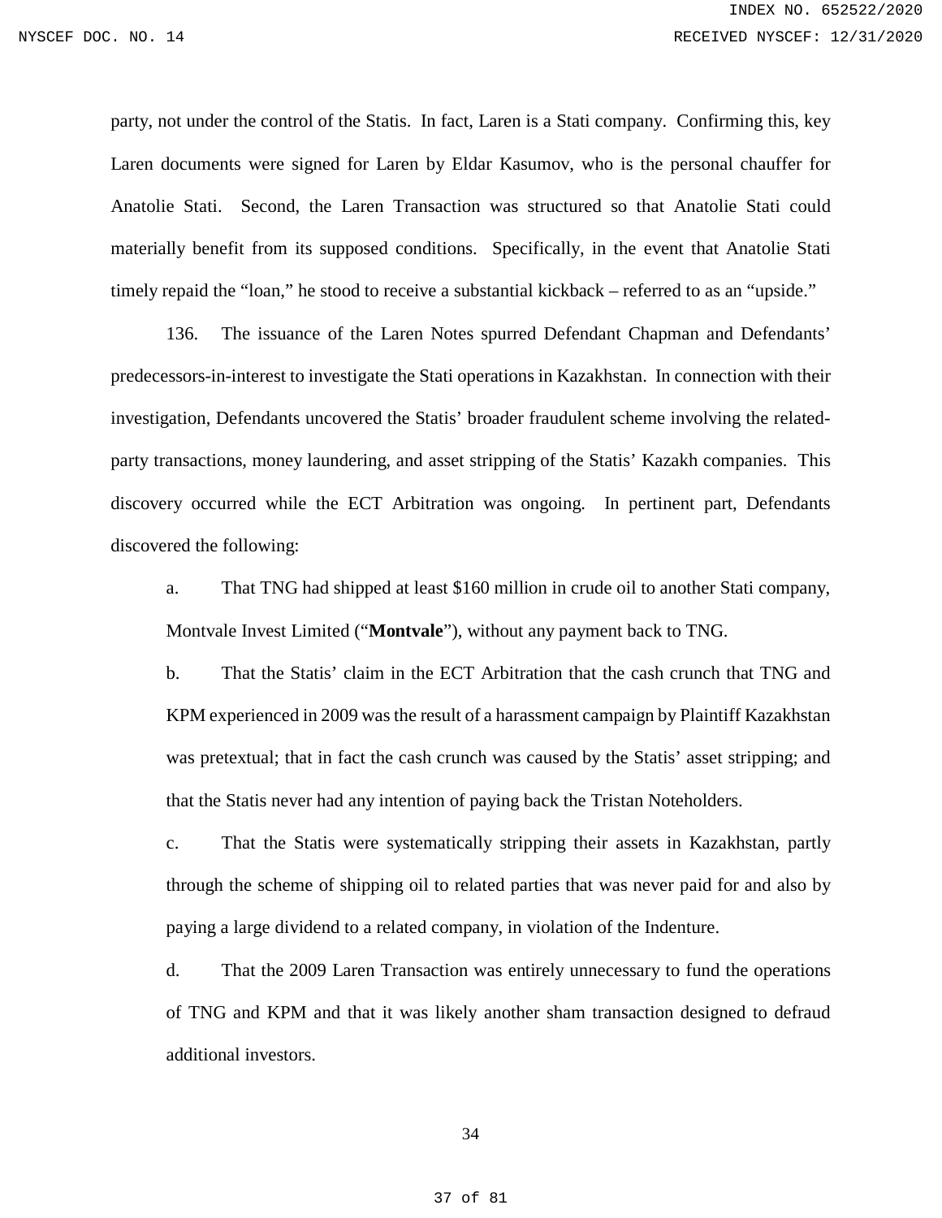party, not under the control of the Statis. In fact, Laren is a Stati company. Confirming this, key Laren documents were signed for Laren by Eldar Kasumov, who is the personal chauffer for Anatolie Stati. Second, the Laren Transaction was structured so that Anatolie Stati could materially benefit from its supposed conditions. Specifically, in the event that Anatolie Stati timely repaid the "loan," he stood to receive a substantial kickback – referred to as an "upside."

136. The issuance of the Laren Notes spurred Defendant Chapman and Defendants' predecessors-in-interest to investigate the Stati operations in Kazakhstan. In connection with their investigation, Defendants uncovered the Statis' broader fraudulent scheme involving the related-party transactions, money laundering, and asset stripping of the Statis' Kazakh companies. This discovery occurred while the ECT Arbitration was ongoing. In pertinent part, Defendants discovered the following:

a. That TNG had shipped at least $160 million in crude oil to another Stati company, Montvale Invest Limited ("**Montvale**"), without any payment back to TNG.

b. That the Statis' claim in the ECT Arbitration that the cash crunch that TNG and KPM experienced in 2009 was the result of a harassment campaign by Plaintiff Kazakhstan was pretextual; that in fact the cash crunch was caused by the Statis' asset stripping; and that the Statis never had any intention of paying back the Tristan Noteholders.

c. That the Statis were systematically stripping their assets in Kazakhstan, partly through the scheme of shipping oil to related parties that was never paid for and also by paying a large dividend to a related company, in violation of the Indenture.

d. That the 2009 Laren Transaction was entirely unnecessary to fund the operations of TNG and KPM and that it was likely another sham transaction designed to defraud additional investors.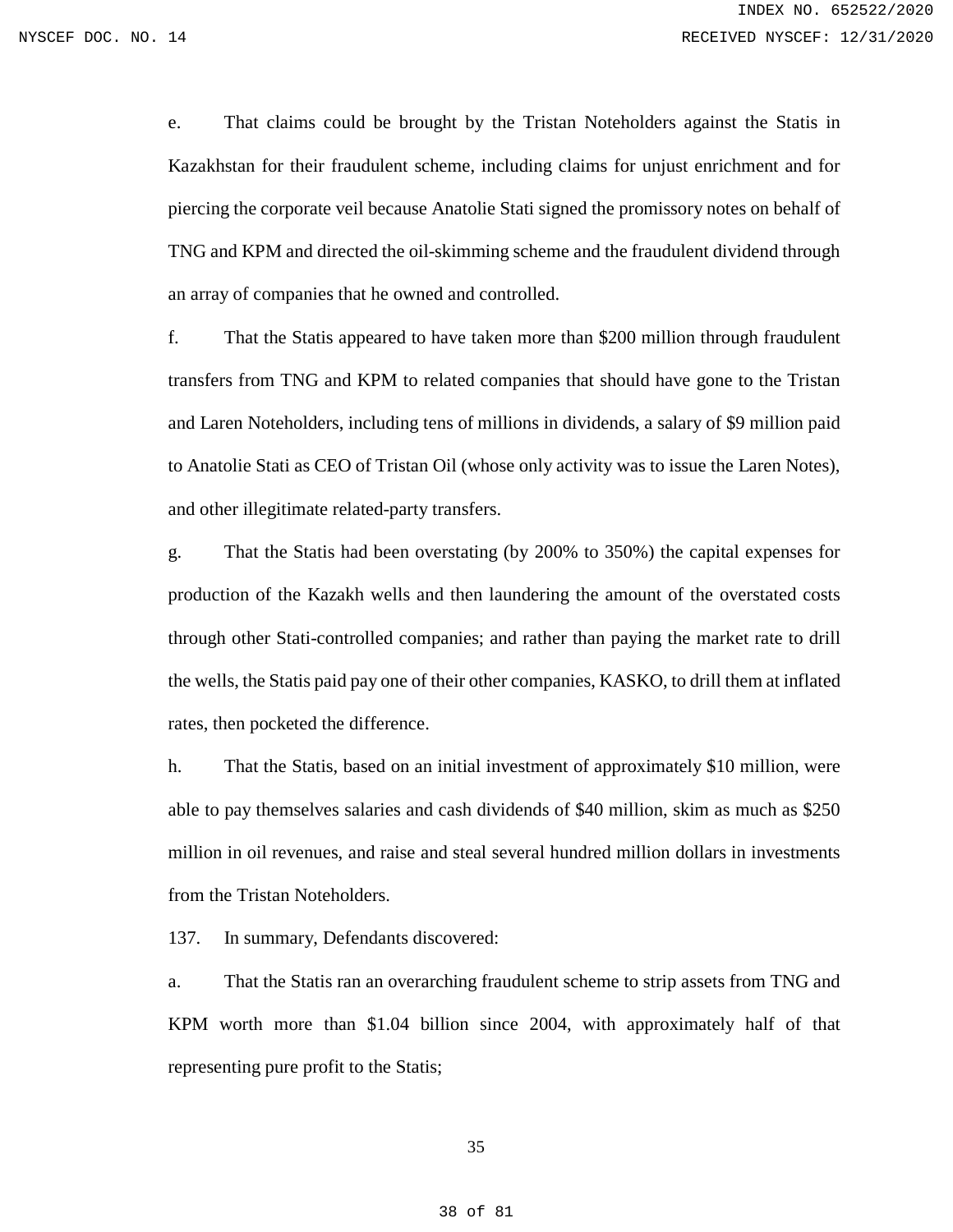e. That claims could be brought by the Tristan Noteholders against the Statis in Kazakhstan for their fraudulent scheme, including claims for unjust enrichment and for piercing the corporate veil because Anatolie Stati signed the promissory notes on behalf of TNG and KPM and directed the oil-skimming scheme and the fraudulent dividend through an array of companies that he owned and controlled.

f. That the Statis appeared to have taken more than $200 million through fraudulent transfers from TNG and KPM to related companies that should have gone to the Tristan and Laren Noteholders, including tens of millions in dividends, a salary of $9 million paid to Anatolie Stati as CEO of Tristan Oil (whose only activity was to issue the Laren Notes), and other illegitimate related-party transfers.

g. That the Statis had been overstating (by 200% to 350%) the capital expenses for production of the Kazakh wells and then laundering the amount of the overstated costs through other Stati-controlled companies; and rather than paying the market rate to drill the wells, the Statis paid pay one of their other companies, KASKO, to drill them at inflated rates, then pocketed the difference.

h. That the Statis, based on an initial investment of approximately $10 million, were able to pay themselves salaries and cash dividends of $40 million, skim as much as $250 million in oil revenues, and raise and steal several hundred million dollars in investments from the Tristan Noteholders.

137. In summary, Defendants discovered:

a. That the Statis ran an overarching fraudulent scheme to strip assets from TNG and KPM worth more than $1.04 billion since 2004, with approximately half of that representing pure profit to the Statis;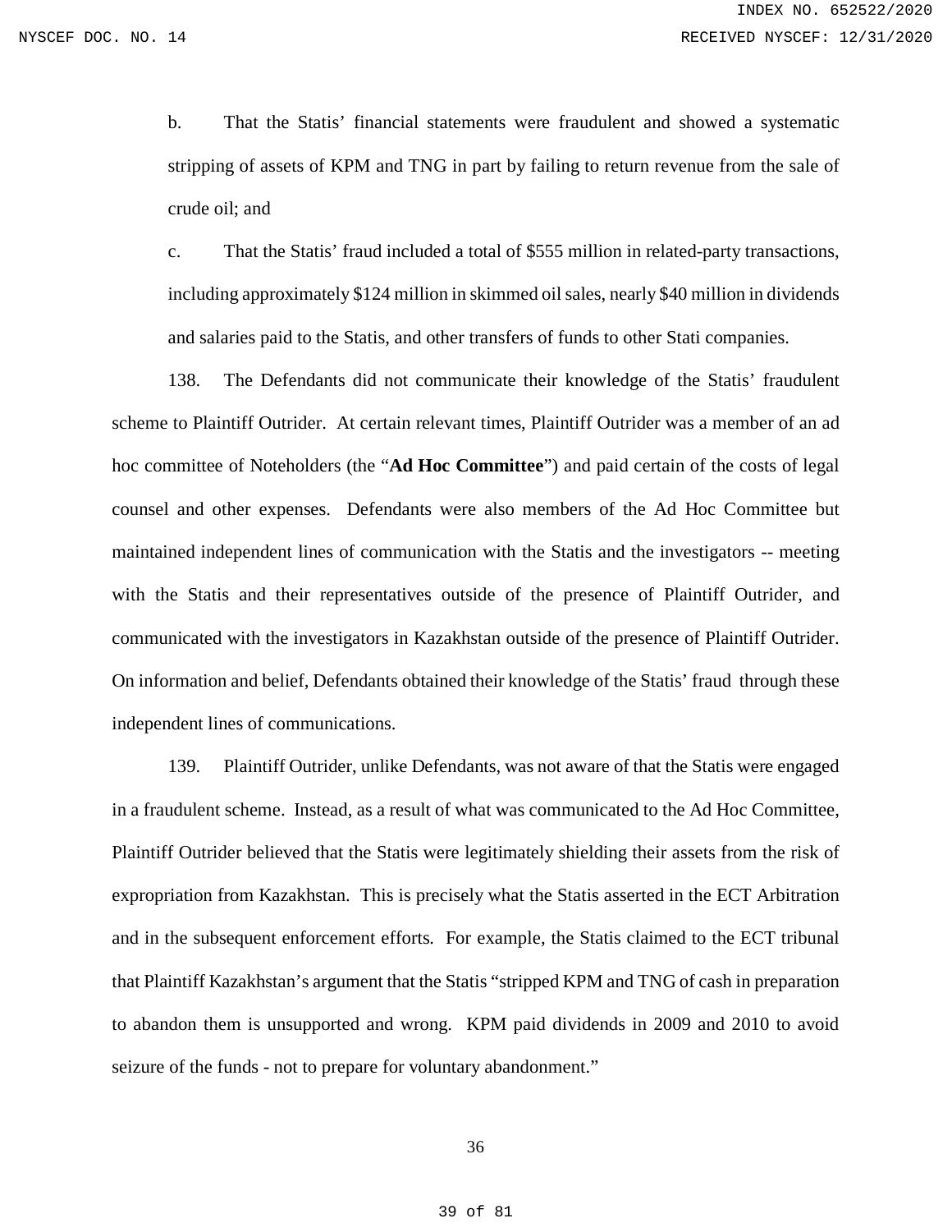b. That the Statis' financial statements were fraudulent and showed a systematic stripping of assets of KPM and TNG in part by failing to return revenue from the sale of crude oil; and

c. That the Statis' fraud included a total of $555 million in related-party transactions, including approximately $124 million in skimmed oil sales, nearly $40 million in dividends and salaries paid to the Statis, and other transfers of funds to other Stati companies.

138. The Defendants did not communicate their knowledge of the Statis' fraudulent scheme to Plaintiff Outrider. At certain relevant times, Plaintiff Outrider was a member of an ad hoc committee of Noteholders (the "**Ad Hoc Committee**") and paid certain of the costs of legal counsel and other expenses. Defendants were also members of the Ad Hoc Committee but maintained independent lines of communication with the Statis and the investigators -- meeting with the Statis and their representatives outside of the presence of Plaintiff Outrider, and communicated with the investigators in Kazakhstan outside of the presence of Plaintiff Outrider. On information and belief, Defendants obtained their knowledge of the Statis' fraud through these independent lines of communications.

139. Plaintiff Outrider, unlike Defendants, was not aware of that the Statis were engaged in a fraudulent scheme. Instead, as a result of what was communicated to the Ad Hoc Committee, Plaintiff Outrider believed that the Statis were legitimately shielding their assets from the risk of expropriation from Kazakhstan. This is precisely what the Statis asserted in the ECT Arbitration and in the subsequent enforcement efforts. For example, the Statis claimed to the ECT tribunal that Plaintiff Kazakhstan's argument that the Statis "stripped KPM and TNG of cash in preparation to abandon them is unsupported and wrong. KPM paid dividends in 2009 and 2010 to avoid seizure of the funds - not to prepare for voluntary abandonment."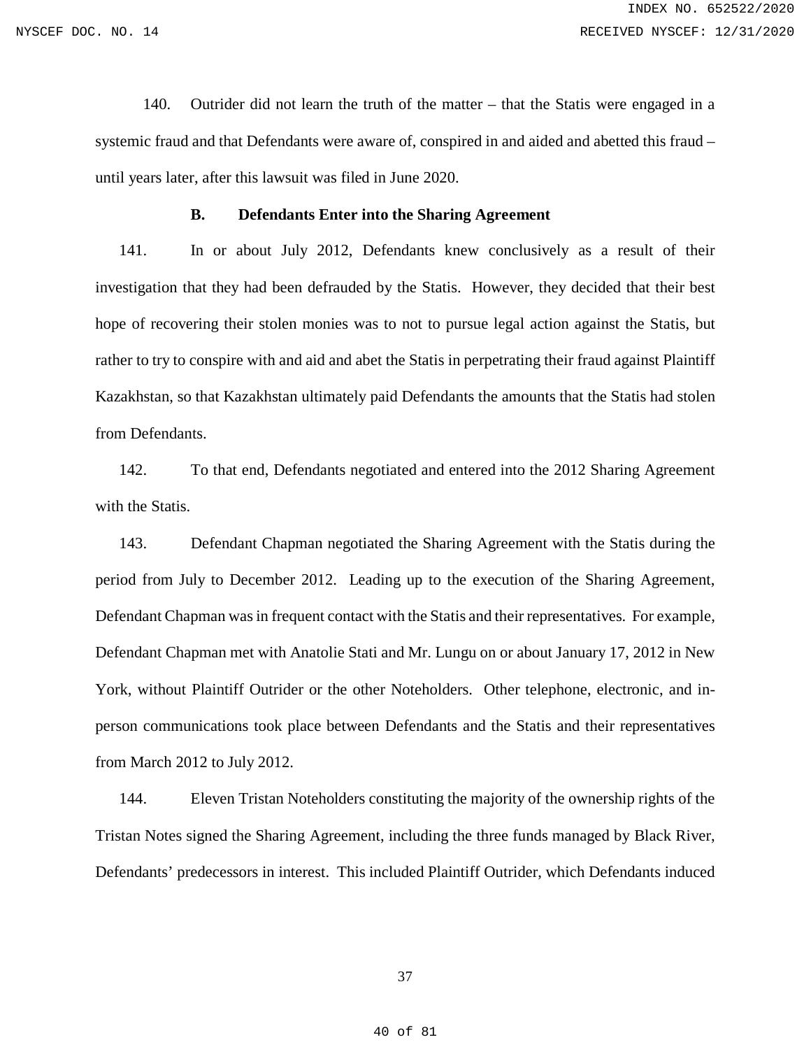140. Outrider did not learn the truth of the matter – that the Statis were engaged in a systemic fraud and that Defendants were aware of, conspired in and aided and abetted this fraud – until years later, after this lawsuit was filed in June 2020.

### B. Defendants Enter into the Sharing Agreement

141. In or about July 2012, Defendants knew conclusively as a result of their investigation that they had been defrauded by the Statis. However, they decided that their best hope of recovering their stolen monies was to not to pursue legal action against the Statis, but rather to try to conspire with and aid and abet the Statis in perpetrating their fraud against Plaintiff Kazakhstan, so that Kazakhstan ultimately paid Defendants the amounts that the Statis had stolen from Defendants.

142. To that end, Defendants negotiated and entered into the 2012 Sharing Agreement with the Statis.

143. Defendant Chapman negotiated the Sharing Agreement with the Statis during the period from July to December 2012. Leading up to the execution of the Sharing Agreement, Defendant Chapman was in frequent contact with the Statis and their representatives. For example, Defendant Chapman met with Anatolie Stati and Mr. Lungu on or about January 17, 2012 in New York, without Plaintiff Outrider or the other Noteholders. Other telephone, electronic, and in-person communications took place between Defendants and the Statis and their representatives from March 2012 to July 2012.

144. Eleven Tristan Noteholders constituting the majority of the ownership rights of the Tristan Notes signed the Sharing Agreement, including the three funds managed by Black River, Defendants' predecessors in interest. This included Plaintiff Outrider, which Defendants induced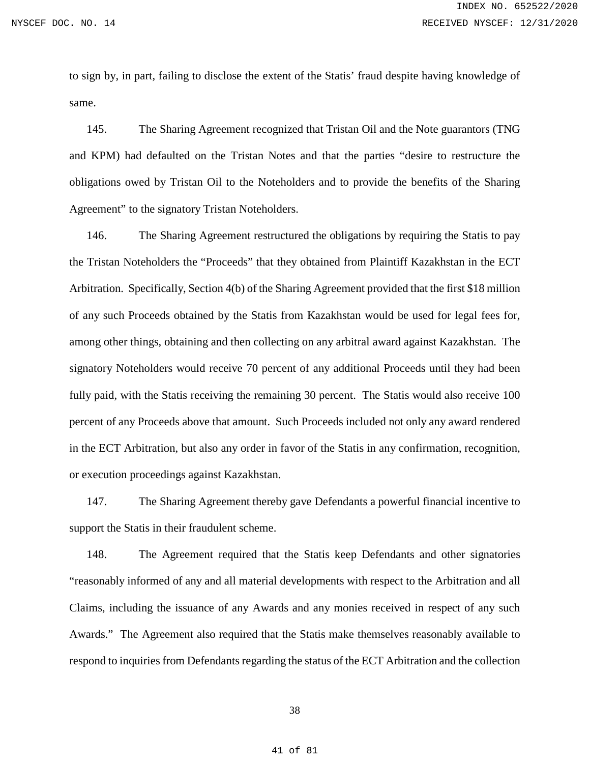to sign by, in part, failing to disclose the extent of the Statis' fraud despite having knowledge of same.

145. The Sharing Agreement recognized that Tristan Oil and the Note guarantors (TNG and KPM) had defaulted on the Tristan Notes and that the parties "desire to restructure the obligations owed by Tristan Oil to the Noteholders and to provide the benefits of the Sharing Agreement" to the signatory Tristan Noteholders.

146. The Sharing Agreement restructured the obligations by requiring the Statis to pay the Tristan Noteholders the "Proceeds" that they obtained from Plaintiff Kazakhstan in the ECT Arbitration. Specifically, Section 4(b) of the Sharing Agreement provided that the first $18 million of any such Proceeds obtained by the Statis from Kazakhstan would be used for legal fees for, among other things, obtaining and then collecting on any arbitral award against Kazakhstan. The signatory Noteholders would receive 70 percent of any additional Proceeds until they had been fully paid, with the Statis receiving the remaining 30 percent. The Statis would also receive 100 percent of any Proceeds above that amount. Such Proceeds included not only any award rendered in the ECT Arbitration, but also any order in favor of the Statis in any confirmation, recognition, or execution proceedings against Kazakhstan.

147. The Sharing Agreement thereby gave Defendants a powerful financial incentive to support the Statis in their fraudulent scheme.

148. The Agreement required that the Statis keep Defendants and other signatories "reasonably informed of any and all material developments with respect to the Arbitration and all Claims, including the issuance of any Awards and any monies received in respect of any such Awards." The Agreement also required that the Statis make themselves reasonably available to respond to inquiries from Defendants regarding the status of the ECT Arbitration and the collection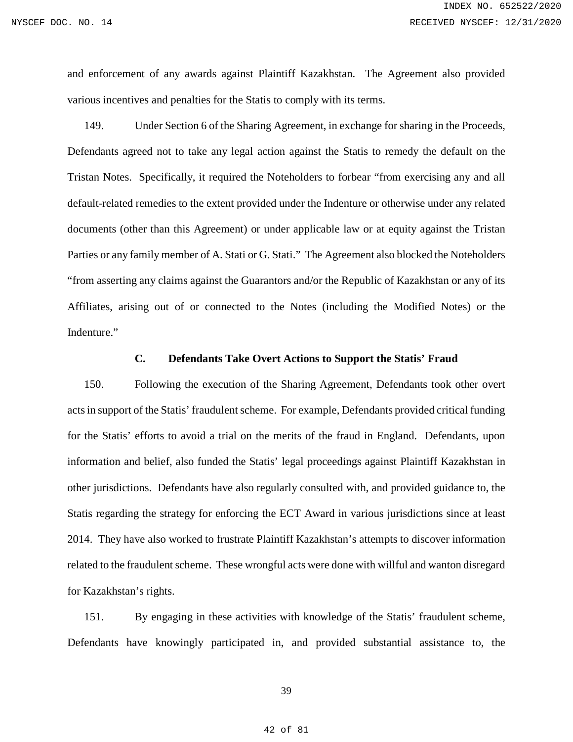and enforcement of any awards against Plaintiff Kazakhstan. The Agreement also provided various incentives and penalties for the Statis to comply with its terms.

149. Under Section 6 of the Sharing Agreement, in exchange for sharing in the Proceeds, Defendants agreed not to take any legal action against the Statis to remedy the default on the Tristan Notes. Specifically, it required the Noteholders to forbear "from exercising any and all default-related remedies to the extent provided under the Indenture or otherwise under any related documents (other than this Agreement) or under applicable law or at equity against the Tristan Parties or any family member of A. Stati or G. Stati." The Agreement also blocked the Noteholders "from asserting any claims against the Guarantors and/or the Republic of Kazakhstan or any of its Affiliates, arising out of or connected to the Notes (including the Modified Notes) or the Indenture."

### C. Defendants Take Overt Actions to Support the Statis' Fraud

150. Following the execution of the Sharing Agreement, Defendants took other overt acts in support of the Statis' fraudulent scheme. For example, Defendants provided critical funding for the Statis' efforts to avoid a trial on the merits of the fraud in England. Defendants, upon information and belief, also funded the Statis' legal proceedings against Plaintiff Kazakhstan in other jurisdictions. Defendants have also regularly consulted with, and provided guidance to, the Statis regarding the strategy for enforcing the ECT Award in various jurisdictions since at least 2014. They have also worked to frustrate Plaintiff Kazakhstan's attempts to discover information related to the fraudulent scheme. These wrongful acts were done with willful and wanton disregard for Kazakhstan's rights.

151. By engaging in these activities with knowledge of the Statis' fraudulent scheme, Defendants have knowingly participated in, and provided substantial assistance to, the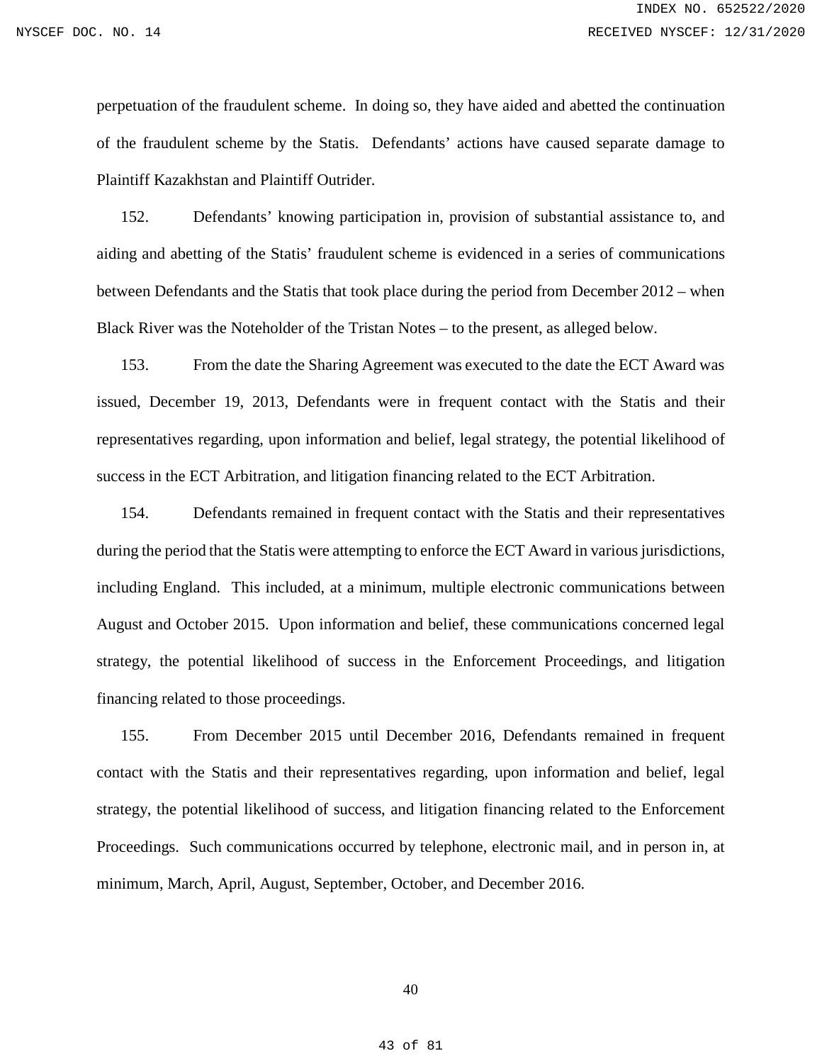perpetuation of the fraudulent scheme. In doing so, they have aided and abetted the continuation of the fraudulent scheme by the Statis. Defendants' actions have caused separate damage to Plaintiff Kazakhstan and Plaintiff Outrider.

152. Defendants' knowing participation in, provision of substantial assistance to, and aiding and abetting of the Statis' fraudulent scheme is evidenced in a series of communications between Defendants and the Statis that took place during the period from December 2012 – when Black River was the Noteholder of the Tristan Notes – to the present, as alleged below.

153. From the date the Sharing Agreement was executed to the date the ECT Award was issued, December 19, 2013, Defendants were in frequent contact with the Statis and their representatives regarding, upon information and belief, legal strategy, the potential likelihood of success in the ECT Arbitration, and litigation financing related to the ECT Arbitration.

154. Defendants remained in frequent contact with the Statis and their representatives during the period that the Statis were attempting to enforce the ECT Award in various jurisdictions, including England. This included, at a minimum, multiple electronic communications between August and October 2015. Upon information and belief, these communications concerned legal strategy, the potential likelihood of success in the Enforcement Proceedings, and litigation financing related to those proceedings.

155. From December 2015 until December 2016, Defendants remained in frequent contact with the Statis and their representatives regarding, upon information and belief, legal strategy, the potential likelihood of success, and litigation financing related to the Enforcement Proceedings. Such communications occurred by telephone, electronic mail, and in person in, at minimum, March, April, August, September, October, and December 2016.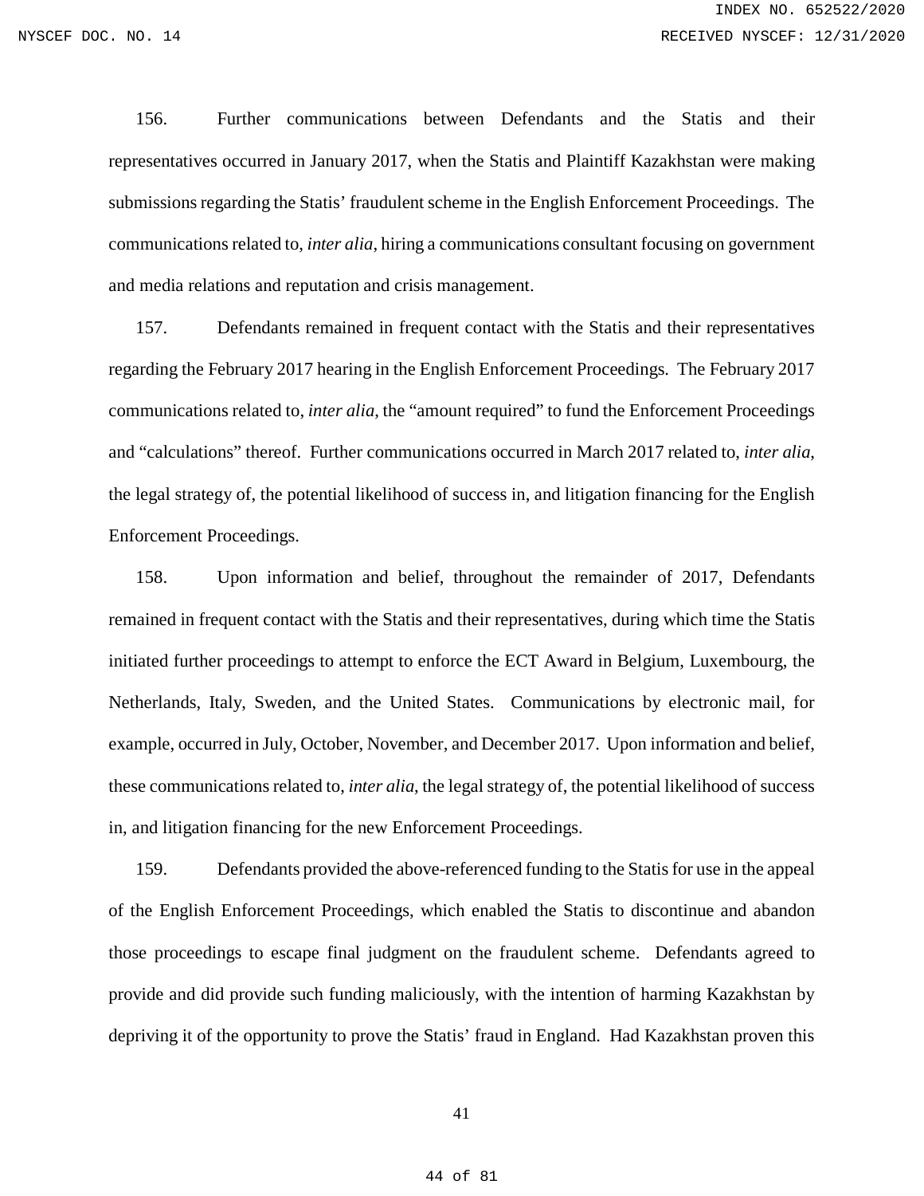156. Further communications between Defendants and the Statis and their representatives occurred in January 2017, when the Statis and Plaintiff Kazakhstan were making submissions regarding the Statis' fraudulent scheme in the English Enforcement Proceedings. The communications related to, *inter alia*, hiring a communications consultant focusing on government and media relations and reputation and crisis management.

157. Defendants remained in frequent contact with the Statis and their representatives regarding the February 2017 hearing in the English Enforcement Proceedings. The February 2017 communications related to, *inter alia*, the "amount required" to fund the Enforcement Proceedings and "calculations" thereof. Further communications occurred in March 2017 related to, *inter alia*, the legal strategy of, the potential likelihood of success in, and litigation financing for the English Enforcement Proceedings.

158. Upon information and belief, throughout the remainder of 2017, Defendants remained in frequent contact with the Statis and their representatives, during which time the Statis initiated further proceedings to attempt to enforce the ECT Award in Belgium, Luxembourg, the Netherlands, Italy, Sweden, and the United States. Communications by electronic mail, for example, occurred in July, October, November, and December 2017. Upon information and belief, these communications related to, *inter alia*, the legal strategy of, the potential likelihood of success in, and litigation financing for the new Enforcement Proceedings.

159. Defendants provided the above-referenced funding to the Statis for use in the appeal of the English Enforcement Proceedings, which enabled the Statis to discontinue and abandon those proceedings to escape final judgment on the fraudulent scheme. Defendants agreed to provide and did provide such funding maliciously, with the intention of harming Kazakhstan by depriving it of the opportunity to prove the Statis' fraud in England. Had Kazakhstan proven this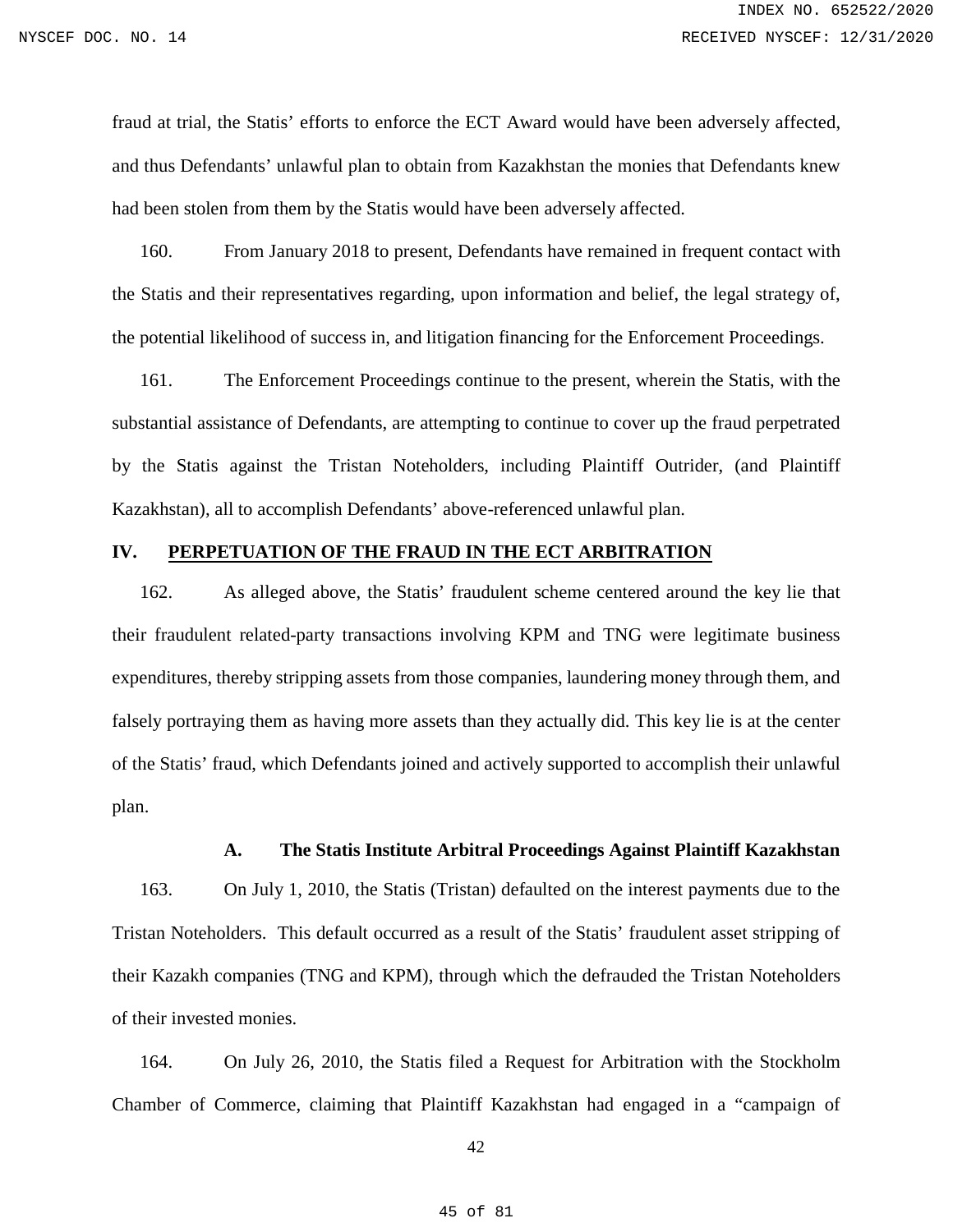fraud at trial, the Statis' efforts to enforce the ECT Award would have been adversely affected, and thus Defendants' unlawful plan to obtain from Kazakhstan the monies that Defendants knew had been stolen from them by the Statis would have been adversely affected.

160. From January 2018 to present, Defendants have remained in frequent contact with the Statis and their representatives regarding, upon information and belief, the legal strategy of, the potential likelihood of success in, and litigation financing for the Enforcement Proceedings.

161. The Enforcement Proceedings continue to the present, wherein the Statis, with the substantial assistance of Defendants, are attempting to continue to cover up the fraud perpetrated by the Statis against the Tristan Noteholders, including Plaintiff Outrider, (and Plaintiff Kazakhstan), all to accomplish Defendants' above-referenced unlawful plan.

## IV. PERPETUATION OF THE FRAUD IN THE ECT ARBITRATION

162. As alleged above, the Statis' fraudulent scheme centered around the key lie that their fraudulent related-party transactions involving KPM and TNG were legitimate business expenditures, thereby stripping assets from those companies, laundering money through them, and falsely portraying them as having more assets than they actually did. This key lie is at the center of the Statis' fraud, which Defendants joined and actively supported to accomplish their unlawful plan.

### A. The Statis Institute Arbitral Proceedings Against Plaintiff Kazakhstan

163. On July 1, 2010, the Statis (Tristan) defaulted on the interest payments due to the Tristan Noteholders. This default occurred as a result of the Statis' fraudulent asset stripping of their Kazakh companies (TNG and KPM), through which the defrauded the Tristan Noteholders of their invested monies.

164. On July 26, 2010, the Statis filed a Request for Arbitration with the Stockholm Chamber of Commerce, claiming that Plaintiff Kazakhstan had engaged in a "campaign of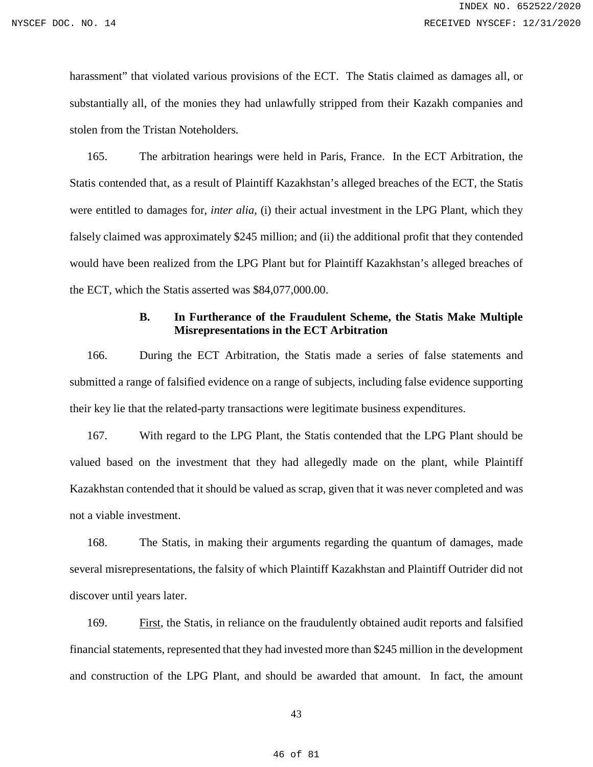harassment" that violated various provisions of the ECT. The Statis claimed as damages all, or substantially all, of the monies they had unlawfully stripped from their Kazakh companies and stolen from the Tristan Noteholders.

165. The arbitration hearings were held in Paris, France. In the ECT Arbitration, the Statis contended that, as a result of Plaintiff Kazakhstan's alleged breaches of the ECT, the Statis were entitled to damages for, *inter alia*, (i) their actual investment in the LPG Plant, which they falsely claimed was approximately $245 million; and (ii) the additional profit that they contended would have been realized from the LPG Plant but for Plaintiff Kazakhstan's alleged breaches of the ECT, which the Statis asserted was $84,077,000.00.

### B. In Furtherance of the Fraudulent Scheme, the Statis Make Multiple Misrepresentations in the ECT Arbitration

166. During the ECT Arbitration, the Statis made a series of false statements and submitted a range of falsified evidence on a range of subjects, including false evidence supporting their key lie that the related-party transactions were legitimate business expenditures.

167. With regard to the LPG Plant, the Statis contended that the LPG Plant should be valued based on the investment that they had allegedly made on the plant, while Plaintiff Kazakhstan contended that it should be valued as scrap, given that it was never completed and was not a viable investment.

168. The Statis, in making their arguments regarding the quantum of damages, made several misrepresentations, the falsity of which Plaintiff Kazakhstan and Plaintiff Outrider did not discover until years later.

169. First, the Statis, in reliance on the fraudulently obtained audit reports and falsified financial statements, represented that they had invested more than $245 million in the development and construction of the LPG Plant, and should be awarded that amount. In fact, the amount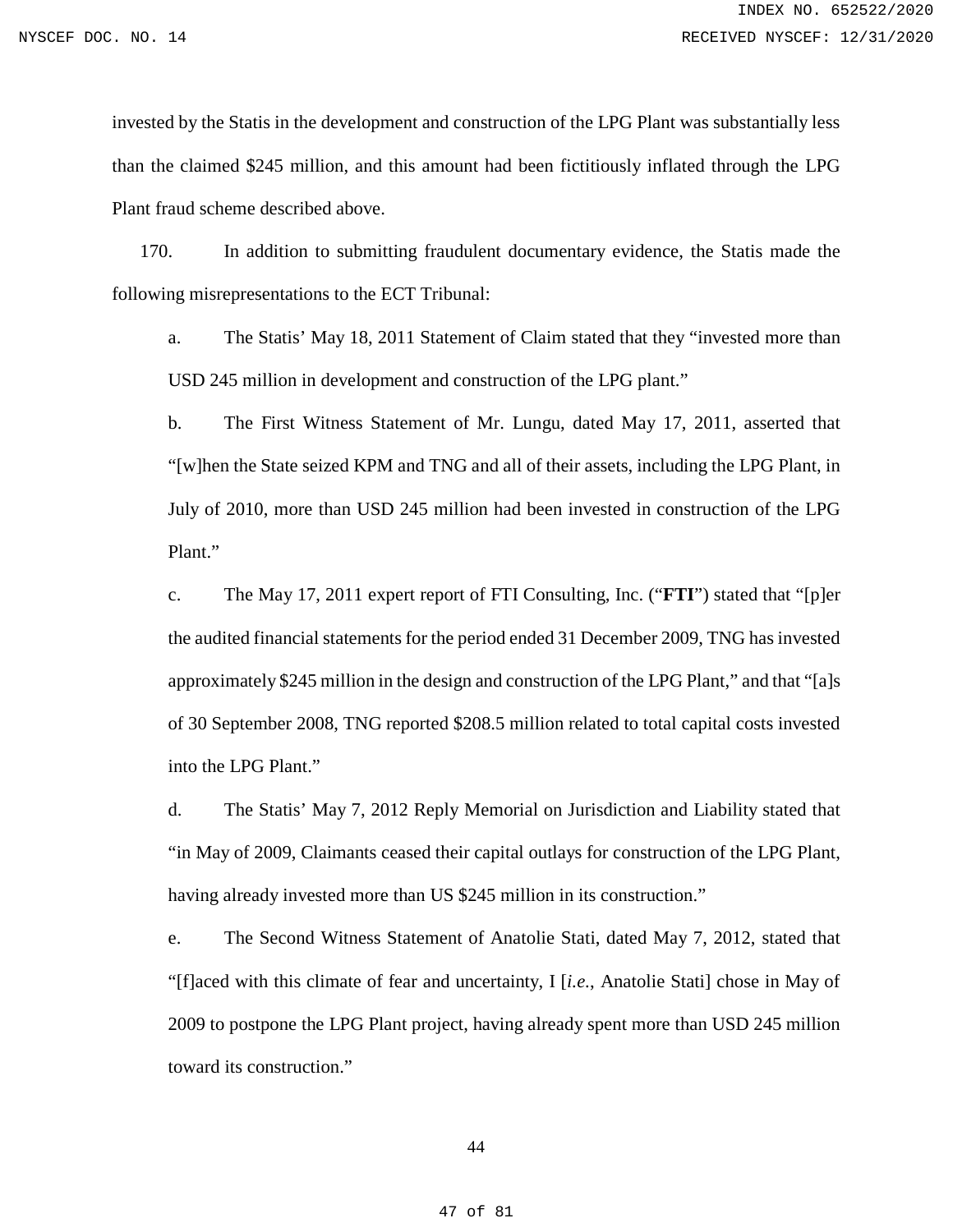invested by the Statis in the development and construction of the LPG Plant was substantially less than the claimed $245 million, and this amount had been fictitiously inflated through the LPG Plant fraud scheme described above.

170. In addition to submitting fraudulent documentary evidence, the Statis made the following misrepresentations to the ECT Tribunal:

a. The Statis' May 18, 2011 Statement of Claim stated that they "invested more than USD 245 million in development and construction of the LPG plant."

b. The First Witness Statement of Mr. Lungu, dated May 17, 2011, asserted that "[w]hen the State seized KPM and TNG and all of their assets, including the LPG Plant, in July of 2010, more than USD 245 million had been invested in construction of the LPG Plant."

c. The May 17, 2011 expert report of FTI Consulting, Inc. ("**FTI**") stated that "[p]er the audited financial statements for the period ended 31 December 2009, TNG has invested approximately $245 million in the design and construction of the LPG Plant," and that "[a]s of 30 September 2008, TNG reported $208.5 million related to total capital costs invested into the LPG Plant."

d. The Statis' May 7, 2012 Reply Memorial on Jurisdiction and Liability stated that "in May of 2009, Claimants ceased their capital outlays for construction of the LPG Plant, having already invested more than US $245 million in its construction."

e. The Second Witness Statement of Anatolie Stati, dated May 7, 2012, stated that "[f]aced with this climate of fear and uncertainty, I [*i.e.*, Anatolie Stati] chose in May of 2009 to postpone the LPG Plant project, having already spent more than USD 245 million toward its construction."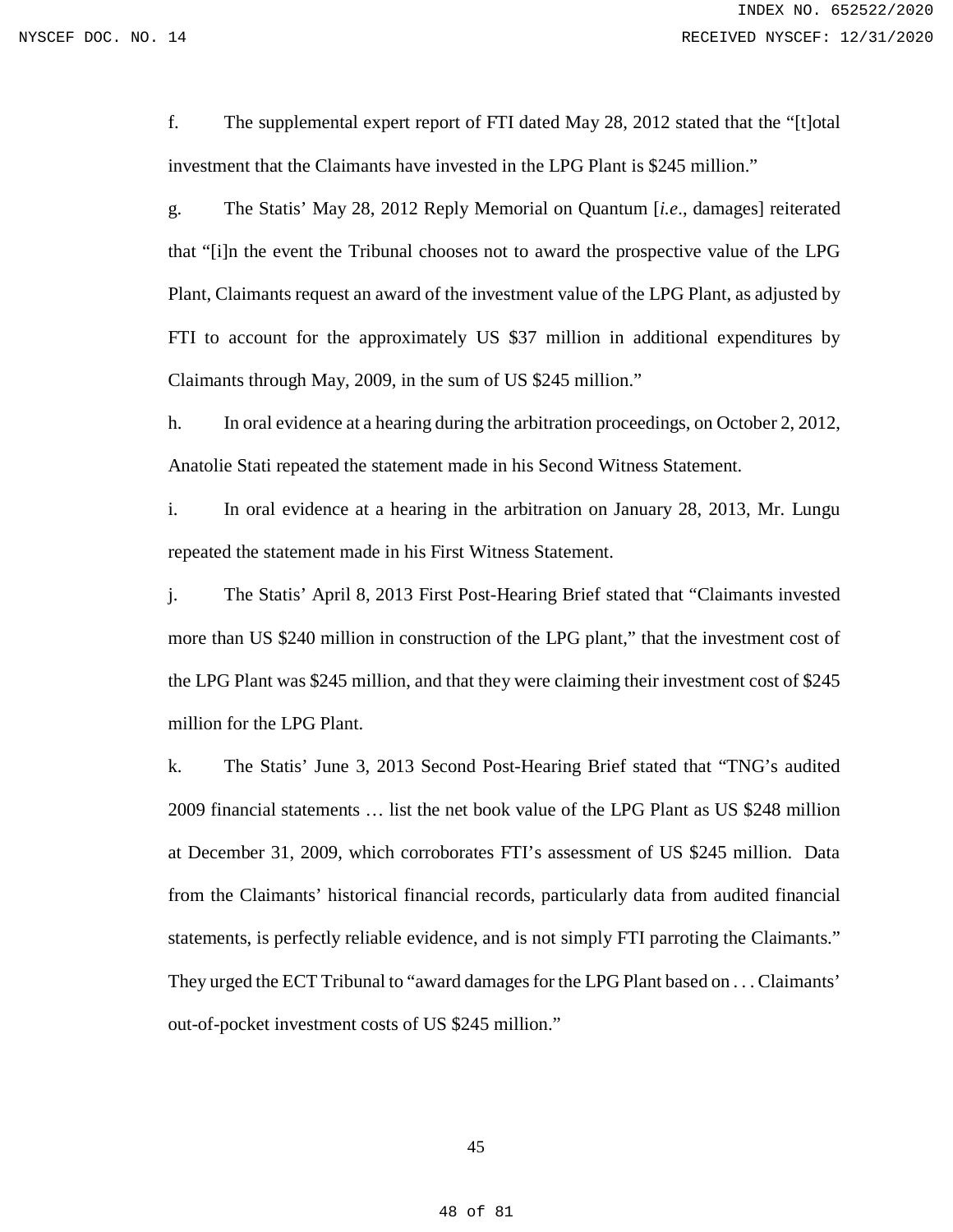f. The supplemental expert report of FTI dated May 28, 2012 stated that the "[t]otal investment that the Claimants have invested in the LPG Plant is $245 million."

g. The Statis' May 28, 2012 Reply Memorial on Quantum [*i.e*., damages] reiterated that "[i]n the event the Tribunal chooses not to award the prospective value of the LPG Plant, Claimants request an award of the investment value of the LPG Plant, as adjusted by FTI to account for the approximately US $37 million in additional expenditures by Claimants through May, 2009, in the sum of US $245 million."

h. In oral evidence at a hearing during the arbitration proceedings, on October 2, 2012, Anatolie Stati repeated the statement made in his Second Witness Statement.

i. In oral evidence at a hearing in the arbitration on January 28, 2013, Mr. Lungu repeated the statement made in his First Witness Statement.

j. The Statis' April 8, 2013 First Post-Hearing Brief stated that "Claimants invested more than US $240 million in construction of the LPG plant," that the investment cost of the LPG Plant was $245 million, and that they were claiming their investment cost of $245 million for the LPG Plant.

k. The Statis' June 3, 2013 Second Post-Hearing Brief stated that "TNG's audited 2009 financial statements … list the net book value of the LPG Plant as US $248 million at December 31, 2009, which corroborates FTI's assessment of US $245 million. Data from the Claimants' historical financial records, particularly data from audited financial statements, is perfectly reliable evidence, and is not simply FTI parroting the Claimants." They urged the ECT Tribunal to "award damages for the LPG Plant based on . . . Claimants' out-of-pocket investment costs of US $245 million."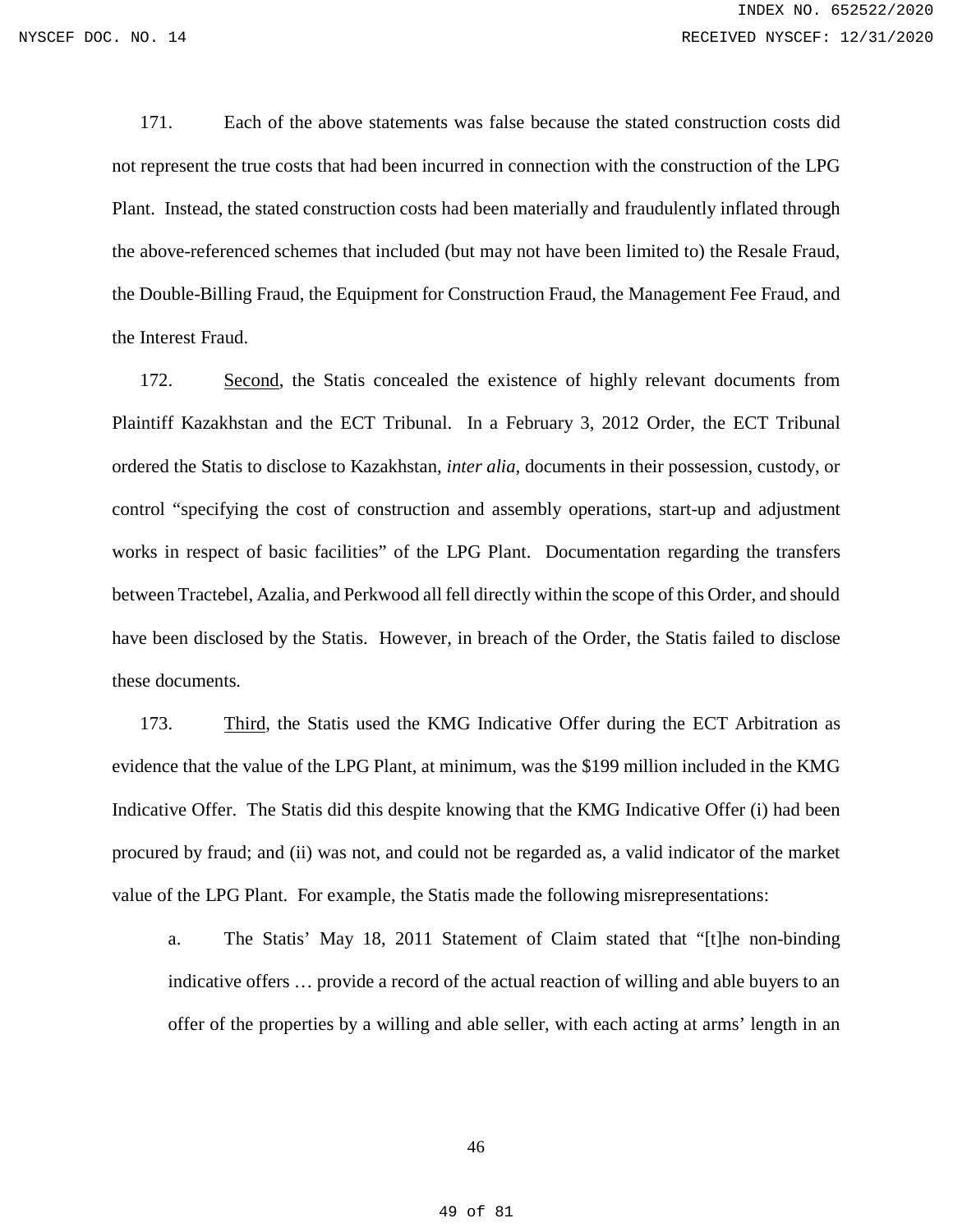171. Each of the above statements was false because the stated construction costs did not represent the true costs that had been incurred in connection with the construction of the LPG Plant. Instead, the stated construction costs had been materially and fraudulently inflated through the above-referenced schemes that included (but may not have been limited to) the Resale Fraud, the Double-Billing Fraud, the Equipment for Construction Fraud, the Management Fee Fraud, and the Interest Fraud.

172. Second, the Statis concealed the existence of highly relevant documents from Plaintiff Kazakhstan and the ECT Tribunal. In a February 3, 2012 Order, the ECT Tribunal ordered the Statis to disclose to Kazakhstan, *inter alia*, documents in their possession, custody, or control "specifying the cost of construction and assembly operations, start-up and adjustment works in respect of basic facilities" of the LPG Plant. Documentation regarding the transfers between Tractebel, Azalia, and Perkwood all fell directly within the scope of this Order, and should have been disclosed by the Statis. However, in breach of the Order, the Statis failed to disclose these documents.

173. Third, the Statis used the KMG Indicative Offer during the ECT Arbitration as evidence that the value of the LPG Plant, at minimum, was the $199 million included in the KMG Indicative Offer. The Statis did this despite knowing that the KMG Indicative Offer (i) had been procured by fraud; and (ii) was not, and could not be regarded as, a valid indicator of the market value of the LPG Plant. For example, the Statis made the following misrepresentations:

a. The Statis' May 18, 2011 Statement of Claim stated that "[t]he non-binding indicative offers … provide a record of the actual reaction of willing and able buyers to an offer of the properties by a willing and able seller, with each acting at arms' length in an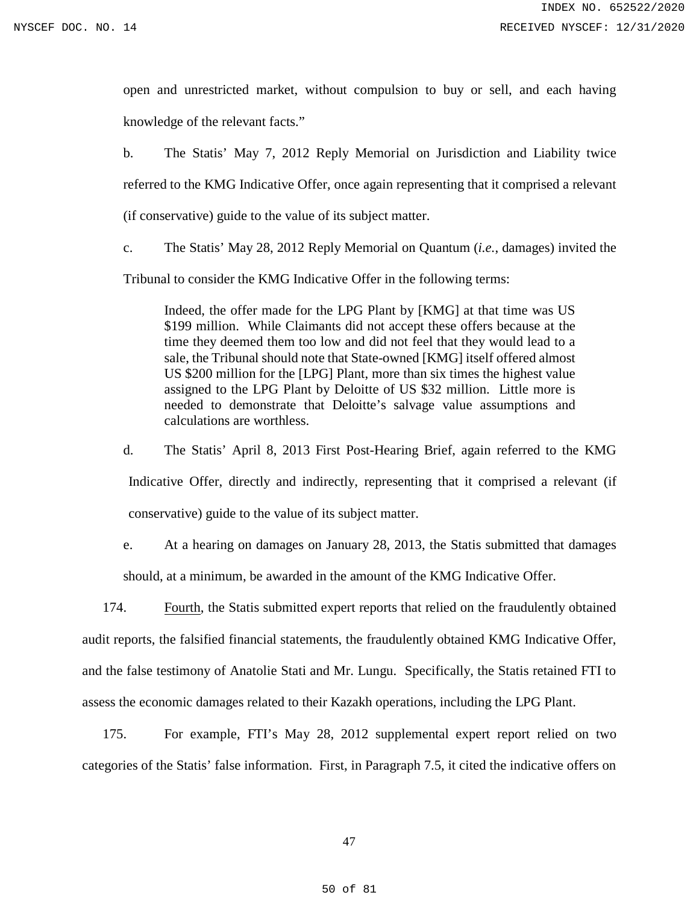open and unrestricted market, without compulsion to buy or sell, and each having knowledge of the relevant facts."

b. The Statis' May 7, 2012 Reply Memorial on Jurisdiction and Liability twice referred to the KMG Indicative Offer, once again representing that it comprised a relevant (if conservative) guide to the value of its subject matter.

c. The Statis' May 28, 2012 Reply Memorial on Quantum (*i.e.*, damages) invited the Tribunal to consider the KMG Indicative Offer in the following terms:

> Indeed, the offer made for the LPG Plant by [KMG] at that time was US $199 million. While Claimants did not accept these offers because at the time they deemed them too low and did not feel that they would lead to a sale, the Tribunal should note that State-owned [KMG] itself offered almost US $200 million for the [LPG] Plant, more than six times the highest value assigned to the LPG Plant by Deloitte of US $32 million. Little more is needed to demonstrate that Deloitte's salvage value assumptions and calculations are worthless.

d. The Statis' April 8, 2013 First Post-Hearing Brief, again referred to the KMG Indicative Offer, directly and indirectly, representing that it comprised a relevant (if conservative) guide to the value of its subject matter.

e. At a hearing on damages on January 28, 2013, the Statis submitted that damages should, at a minimum, be awarded in the amount of the KMG Indicative Offer.

174. Fourth, the Statis submitted expert reports that relied on the fraudulently obtained audit reports, the falsified financial statements, the fraudulently obtained KMG Indicative Offer, and the false testimony of Anatolie Stati and Mr. Lungu. Specifically, the Statis retained FTI to assess the economic damages related to their Kazakh operations, including the LPG Plant.

175. For example, FTI's May 28, 2012 supplemental expert report relied on two categories of the Statis' false information. First, in Paragraph 7.5, it cited the indicative offers on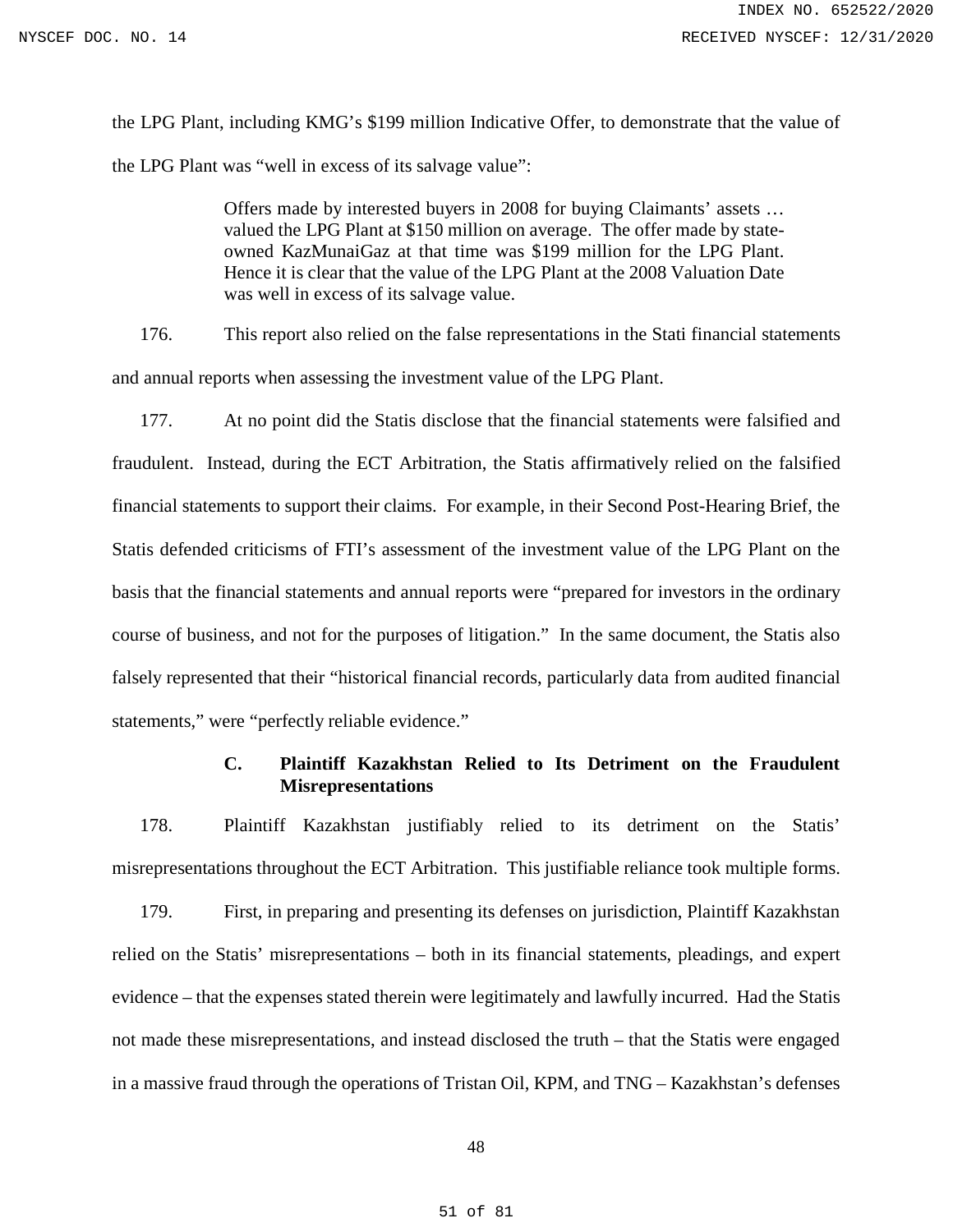the LPG Plant, including KMG's $199 million Indicative Offer, to demonstrate that the value of the LPG Plant was "well in excess of its salvage value":

> Offers made by interested buyers in 2008 for buying Claimants' assets … valued the LPG Plant at $150 million on average. The offer made by state-owned KazMunaiGaz at that time was $199 million for the LPG Plant. Hence it is clear that the value of the LPG Plant at the 2008 Valuation Date was well in excess of its salvage value.

176. This report also relied on the false representations in the Stati financial statements and annual reports when assessing the investment value of the LPG Plant.

177. At no point did the Statis disclose that the financial statements were falsified and fraudulent. Instead, during the ECT Arbitration, the Statis affirmatively relied on the falsified financial statements to support their claims. For example, in their Second Post-Hearing Brief, the Statis defended criticisms of FTI's assessment of the investment value of the LPG Plant on the basis that the financial statements and annual reports were "prepared for investors in the ordinary course of business, and not for the purposes of litigation." In the same document, the Statis also falsely represented that their "historical financial records, particularly data from audited financial statements," were "perfectly reliable evidence."

### C. Plaintiff Kazakhstan Relied to Its Detriment on the Fraudulent Misrepresentations

178. Plaintiff Kazakhstan justifiably relied to its detriment on the Statis' misrepresentations throughout the ECT Arbitration. This justifiable reliance took multiple forms.

179. First, in preparing and presenting its defenses on jurisdiction, Plaintiff Kazakhstan relied on the Statis' misrepresentations – both in its financial statements, pleadings, and expert evidence – that the expenses stated therein were legitimately and lawfully incurred. Had the Statis not made these misrepresentations, and instead disclosed the truth – that the Statis were engaged in a massive fraud through the operations of Tristan Oil, KPM, and TNG – Kazakhstan's defenses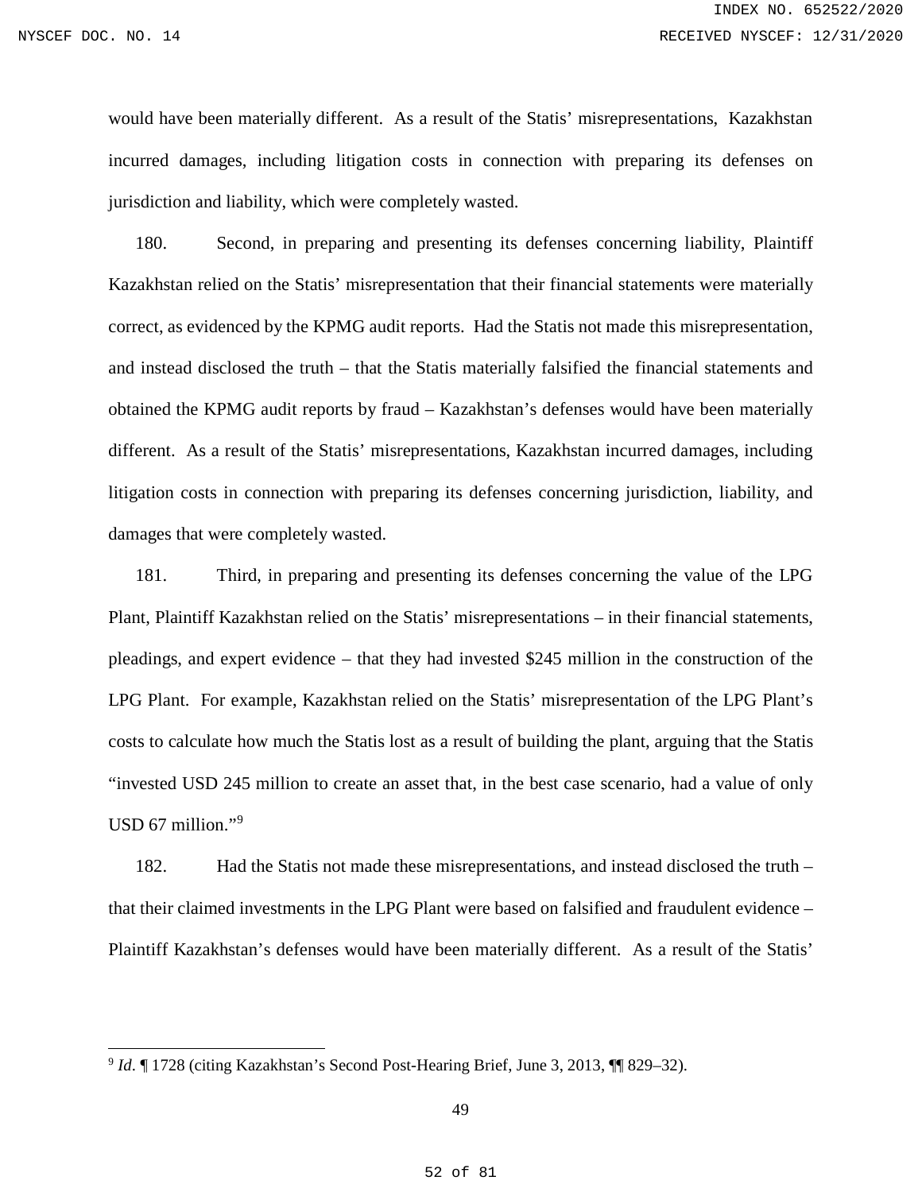would have been materially different. As a result of the Statis' misrepresentations, Kazakhstan incurred damages, including litigation costs in connection with preparing its defenses on jurisdiction and liability, which were completely wasted.

180. Second, in preparing and presenting its defenses concerning liability, Plaintiff Kazakhstan relied on the Statis' misrepresentation that their financial statements were materially correct, as evidenced by the KPMG audit reports. Had the Statis not made this misrepresentation, and instead disclosed the truth – that the Statis materially falsified the financial statements and obtained the KPMG audit reports by fraud – Kazakhstan's defenses would have been materially different. As a result of the Statis' misrepresentations, Kazakhstan incurred damages, including litigation costs in connection with preparing its defenses concerning jurisdiction, liability, and damages that were completely wasted.

181. Third, in preparing and presenting its defenses concerning the value of the LPG Plant, Plaintiff Kazakhstan relied on the Statis' misrepresentations – in their financial statements, pleadings, and expert evidence – that they had invested $245 million in the construction of the LPG Plant. For example, Kazakhstan relied on the Statis' misrepresentation of the LPG Plant's costs to calculate how much the Statis lost as a result of building the plant, arguing that the Statis "invested USD 245 million to create an asset that, in the best case scenario, had a value of only USD 67 million."[9]

182. Had the Statis not made these misrepresentations, and instead disclosed the truth – that their claimed investments in the LPG Plant were based on falsified and fraudulent evidence – Plaintiff Kazakhstan's defenses would have been materially different. As a result of the Statis'

---

[9] *Id.* ¶ 1728 (citing Kazakhstan's Second Post-Hearing Brief, June 3, 2013, ¶¶ 829–32).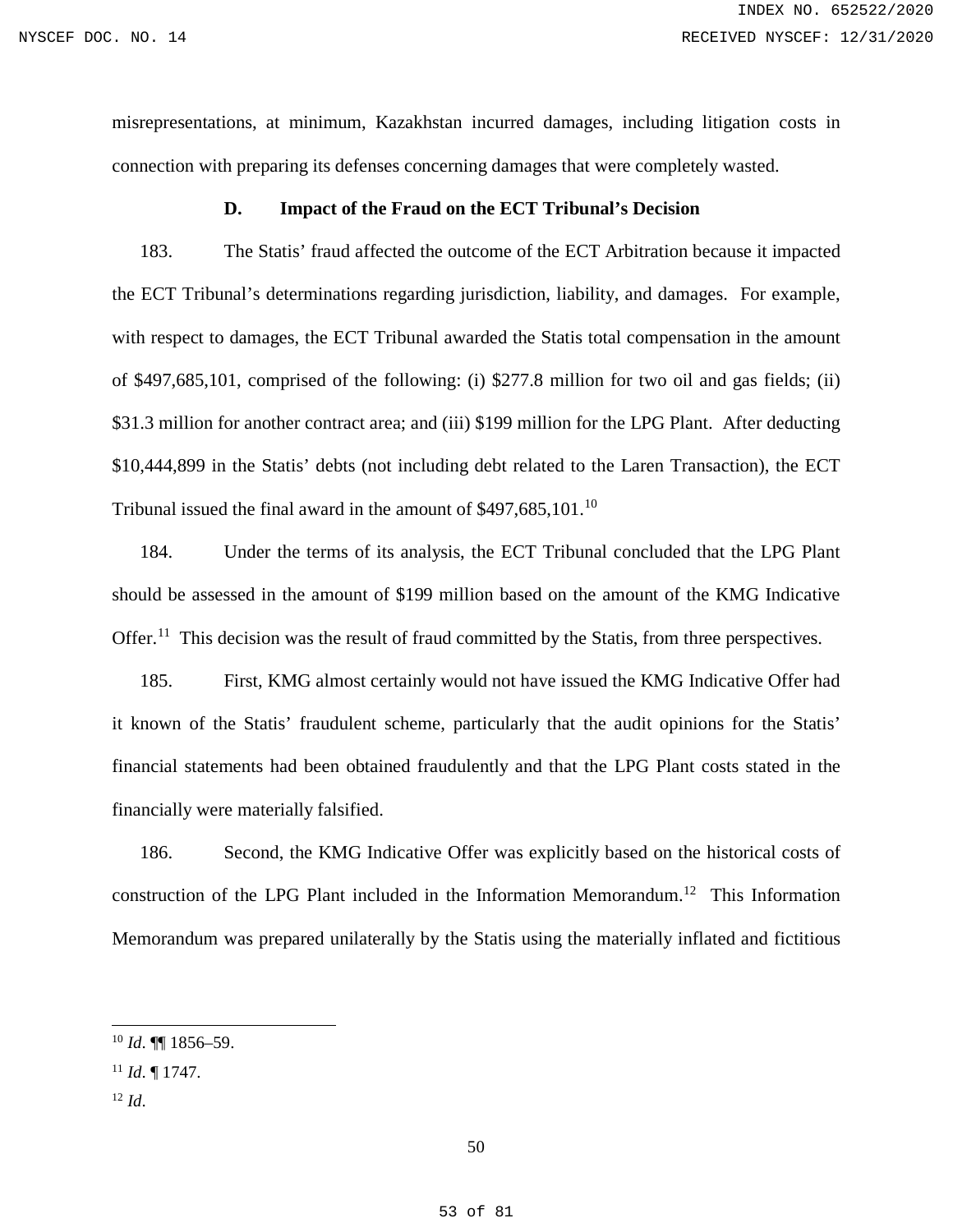misrepresentations, at minimum, Kazakhstan incurred damages, including litigation costs in connection with preparing its defenses concerning damages that were completely wasted.

### D. Impact of the Fraud on the ECT Tribunal's Decision

183. The Statis' fraud affected the outcome of the ECT Arbitration because it impacted the ECT Tribunal's determinations regarding jurisdiction, liability, and damages. For example, with respect to damages, the ECT Tribunal awarded the Statis total compensation in the amount of $497,685,101, comprised of the following: (i) $277.8 million for two oil and gas fields; (ii) $31.3 million for another contract area; and (iii) $199 million for the LPG Plant. After deducting $10,444,899 in the Statis' debts (not including debt related to the Laren Transaction), the ECT Tribunal issued the final award in the amount of $497,685,101.[10]

184. Under the terms of its analysis, the ECT Tribunal concluded that the LPG Plant should be assessed in the amount of $199 million based on the amount of the KMG Indicative Offer.[11] This decision was the result of fraud committed by the Statis, from three perspectives.

185. First, KMG almost certainly would not have issued the KMG Indicative Offer had it known of the Statis' fraudulent scheme, particularly that the audit opinions for the Statis' financial statements had been obtained fraudulently and that the LPG Plant costs stated in the financially were materially falsified.

186. Second, the KMG Indicative Offer was explicitly based on the historical costs of construction of the LPG Plant included in the Information Memorandum.[12] This Information Memorandum was prepared unilaterally by the Statis using the materially inflated and fictitious

---

[10] *Id*. ¶¶ 1856–59.

[11] *Id*. ¶ 1747.

[12] *Id*.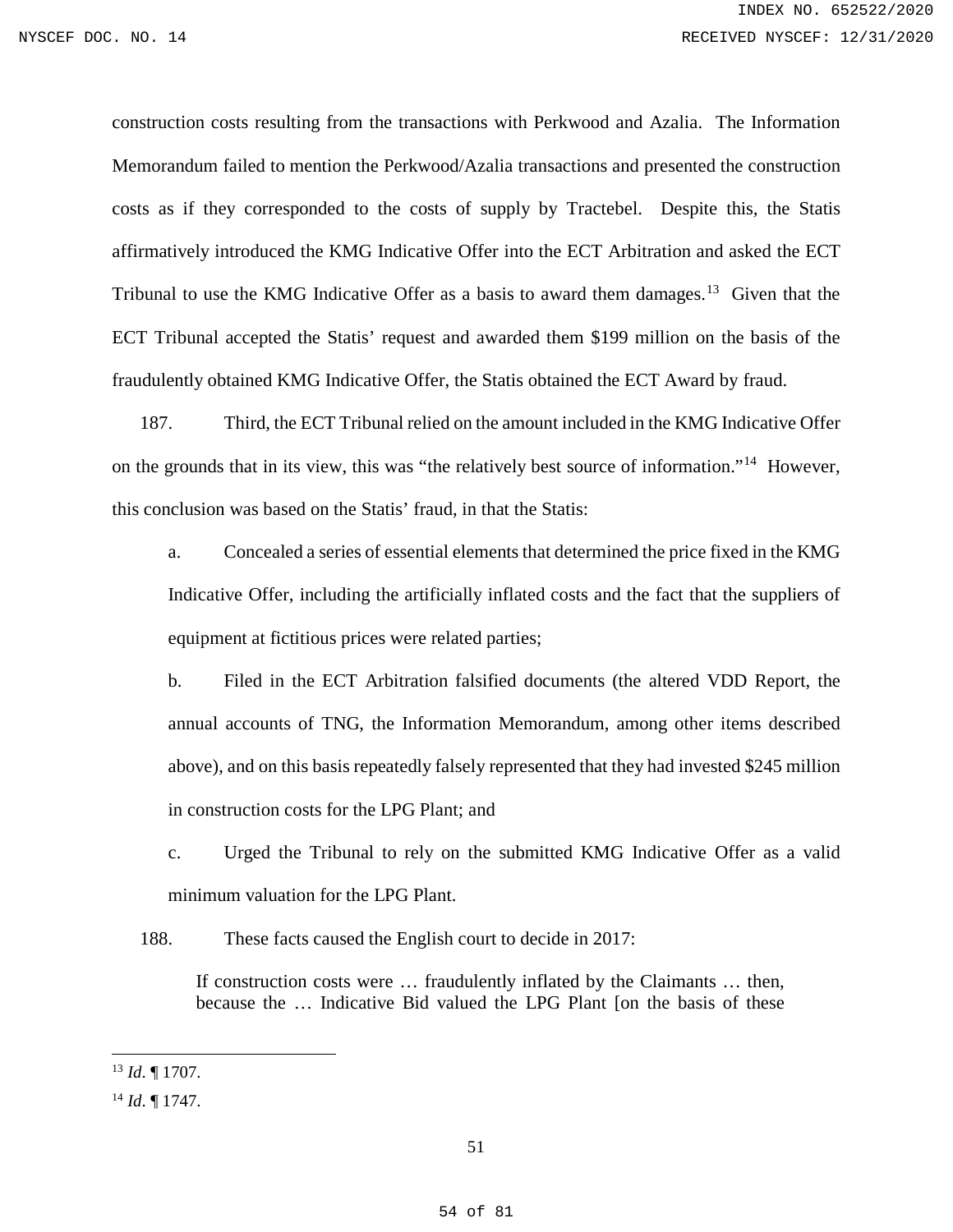construction costs resulting from the transactions with Perkwood and Azalia. The Information Memorandum failed to mention the Perkwood/Azalia transactions and presented the construction costs as if they corresponded to the costs of supply by Tractebel. Despite this, the Statis affirmatively introduced the KMG Indicative Offer into the ECT Arbitration and asked the ECT Tribunal to use the KMG Indicative Offer as a basis to award them damages.[13] Given that the ECT Tribunal accepted the Statis' request and awarded them $199 million on the basis of the fraudulently obtained KMG Indicative Offer, the Statis obtained the ECT Award by fraud.

187. Third, the ECT Tribunal relied on the amount included in the KMG Indicative Offer on the grounds that in its view, this was "the relatively best source of information."[14] However, this conclusion was based on the Statis' fraud, in that the Statis:

a. Concealed a series of essential elements that determined the price fixed in the KMG Indicative Offer, including the artificially inflated costs and the fact that the suppliers of equipment at fictitious prices were related parties;

b. Filed in the ECT Arbitration falsified documents (the altered VDD Report, the annual accounts of TNG, the Information Memorandum, among other items described above), and on this basis repeatedly falsely represented that they had invested $245 million in construction costs for the LPG Plant; and

c. Urged the Tribunal to rely on the submitted KMG Indicative Offer as a valid minimum valuation for the LPG Plant.

188. These facts caused the English court to decide in 2017:

> If construction costs were … fraudulently inflated by the Claimants … then, because the … Indicative Bid valued the LPG Plant [on the basis of these

---

[13] *Id*. ¶ 1707.

[14] *Id*. ¶ 1747.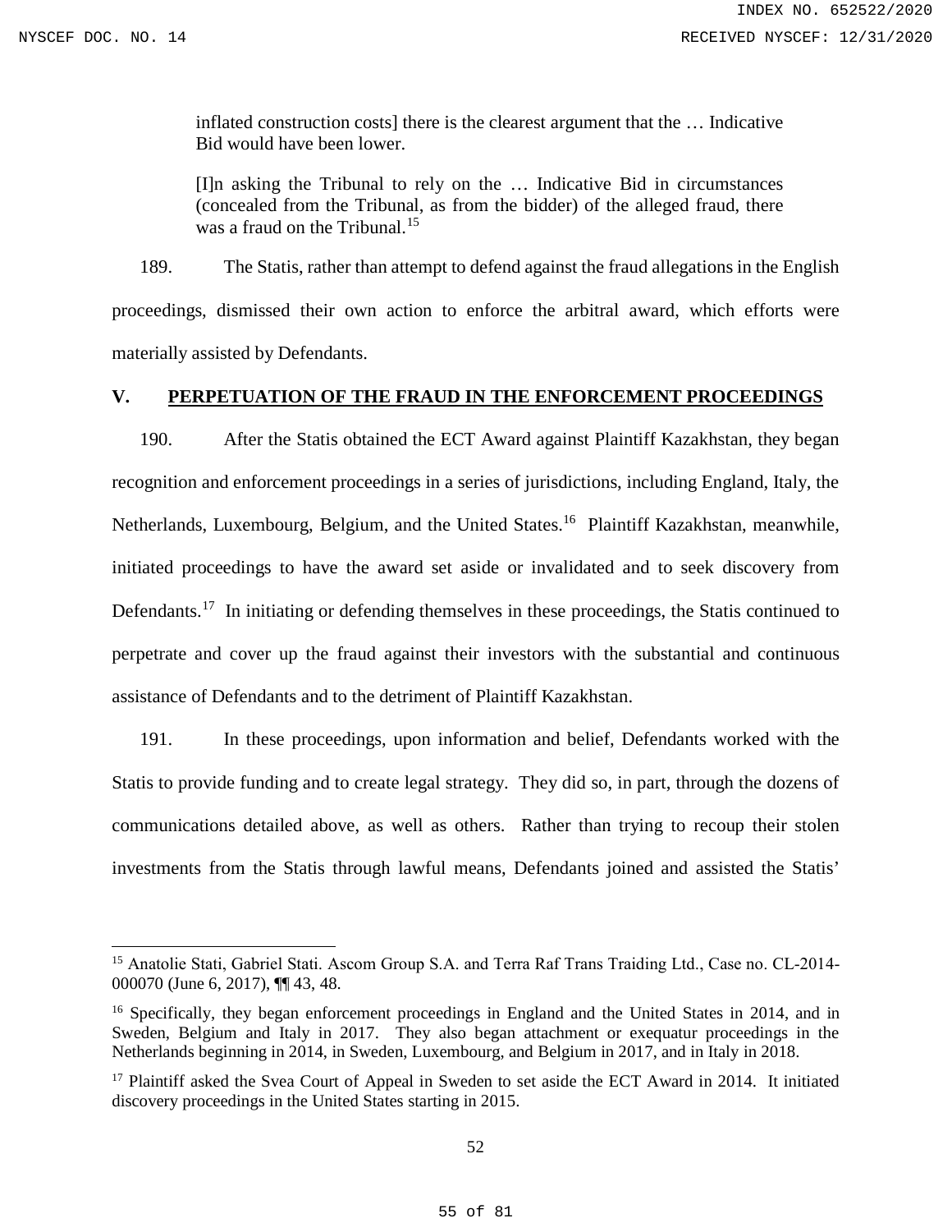> inflated construction costs] there is the clearest argument that the … Indicative Bid would have been lower.
>
> [I]n asking the Tribunal to rely on the … Indicative Bid in circumstances (concealed from the Tribunal, as from the bidder) of the alleged fraud, there was a fraud on the Tribunal.[15]

189. The Statis, rather than attempt to defend against the fraud allegations in the English proceedings, dismissed their own action to enforce the arbitral award, which efforts were materially assisted by Defendants.

## V. PERPETUATION OF THE FRAUD IN THE ENFORCEMENT PROCEEDINGS

190. After the Statis obtained the ECT Award against Plaintiff Kazakhstan, they began recognition and enforcement proceedings in a series of jurisdictions, including England, Italy, the Netherlands, Luxembourg, Belgium, and the United States.[16] Plaintiff Kazakhstan, meanwhile, initiated proceedings to have the award set aside or invalidated and to seek discovery from Defendants.[17] In initiating or defending themselves in these proceedings, the Statis continued to perpetrate and cover up the fraud against their investors with the substantial and continuous assistance of Defendants and to the detriment of Plaintiff Kazakhstan.

191. In these proceedings, upon information and belief, Defendants worked with the Statis to provide funding and to create legal strategy. They did so, in part, through the dozens of communications detailed above, as well as others. Rather than trying to recoup their stolen investments from the Statis through lawful means, Defendants joined and assisted the Statis'

---

[15] Anatolie Stati, Gabriel Stati. Ascom Group S.A. and Terra Raf Trans Traiding Ltd., Case no. CL-2014-000070 (June 6, 2017), ¶¶ 43, 48.

[16] Specifically, they began enforcement proceedings in England and the United States in 2014, and in Sweden, Belgium and Italy in 2017. They also began attachment or exequatur proceedings in the Netherlands beginning in 2014, in Sweden, Luxembourg, and Belgium in 2017, and in Italy in 2018.

[17] Plaintiff asked the Svea Court of Appeal in Sweden to set aside the ECT Award in 2014. It initiated discovery proceedings in the United States starting in 2015.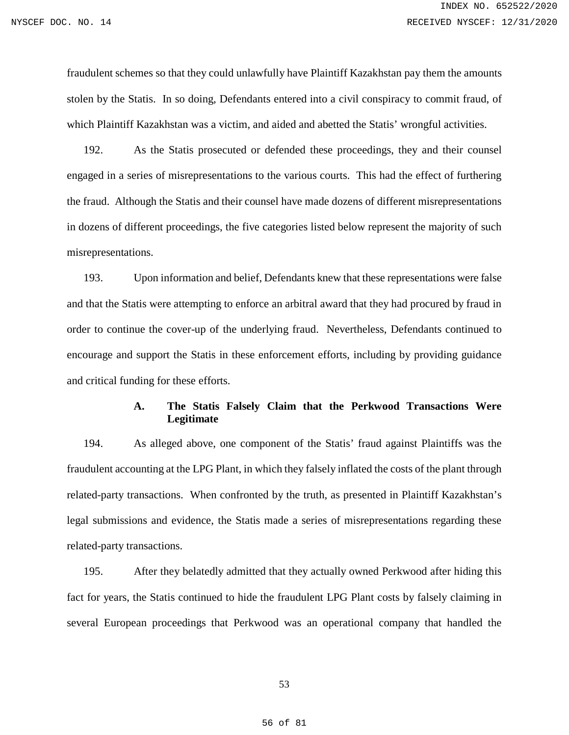fraudulent schemes so that they could unlawfully have Plaintiff Kazakhstan pay them the amounts stolen by the Statis. In so doing, Defendants entered into a civil conspiracy to commit fraud, of which Plaintiff Kazakhstan was a victim, and aided and abetted the Statis' wrongful activities.

192. As the Statis prosecuted or defended these proceedings, they and their counsel engaged in a series of misrepresentations to the various courts. This had the effect of furthering the fraud. Although the Statis and their counsel have made dozens of different misrepresentations in dozens of different proceedings, the five categories listed below represent the majority of such misrepresentations.

193. Upon information and belief, Defendants knew that these representations were false and that the Statis were attempting to enforce an arbitral award that they had procured by fraud in order to continue the cover-up of the underlying fraud. Nevertheless, Defendants continued to encourage and support the Statis in these enforcement efforts, including by providing guidance and critical funding for these efforts.

### A. The Statis Falsely Claim that the Perkwood Transactions Were Legitimate

194. As alleged above, one component of the Statis' fraud against Plaintiffs was the fraudulent accounting at the LPG Plant, in which they falsely inflated the costs of the plant through related-party transactions. When confronted by the truth, as presented in Plaintiff Kazakhstan's legal submissions and evidence, the Statis made a series of misrepresentations regarding these related-party transactions.

195. After they belatedly admitted that they actually owned Perkwood after hiding this fact for years, the Statis continued to hide the fraudulent LPG Plant costs by falsely claiming in several European proceedings that Perkwood was an operational company that handled the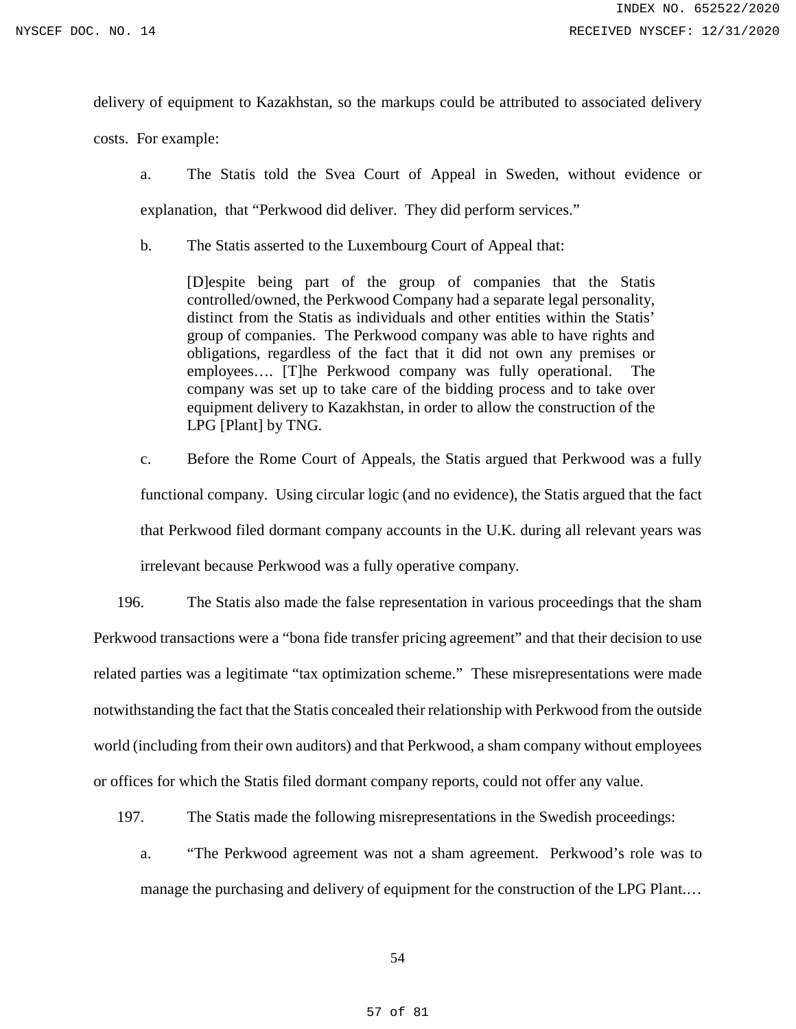delivery of equipment to Kazakhstan, so the markups could be attributed to associated delivery costs. For example:

a. The Statis told the Svea Court of Appeal in Sweden, without evidence or explanation, that "Perkwood did deliver. They did perform services."

b. The Statis asserted to the Luxembourg Court of Appeal that:

> [D]espite being part of the group of companies that the Statis controlled/owned, the Perkwood Company had a separate legal personality, distinct from the Statis as individuals and other entities within the Statis' group of companies. The Perkwood company was able to have rights and obligations, regardless of the fact that it did not own any premises or employees…. [T]he Perkwood company was fully operational. The company was set up to take care of the bidding process and to take over equipment delivery to Kazakhstan, in order to allow the construction of the LPG [Plant] by TNG.

c. Before the Rome Court of Appeals, the Statis argued that Perkwood was a fully functional company. Using circular logic (and no evidence), the Statis argued that the fact that Perkwood filed dormant company accounts in the U.K. during all relevant years was irrelevant because Perkwood was a fully operative company.

196. The Statis also made the false representation in various proceedings that the sham Perkwood transactions were a "bona fide transfer pricing agreement" and that their decision to use related parties was a legitimate "tax optimization scheme." These misrepresentations were made notwithstanding the fact that the Statis concealed their relationship with Perkwood from the outside world (including from their own auditors) and that Perkwood, a sham company without employees or offices for which the Statis filed dormant company reports, could not offer any value.

197. The Statis made the following misrepresentations in the Swedish proceedings:

a. "The Perkwood agreement was not a sham agreement. Perkwood's role was to manage the purchasing and delivery of equipment for the construction of the LPG Plant.…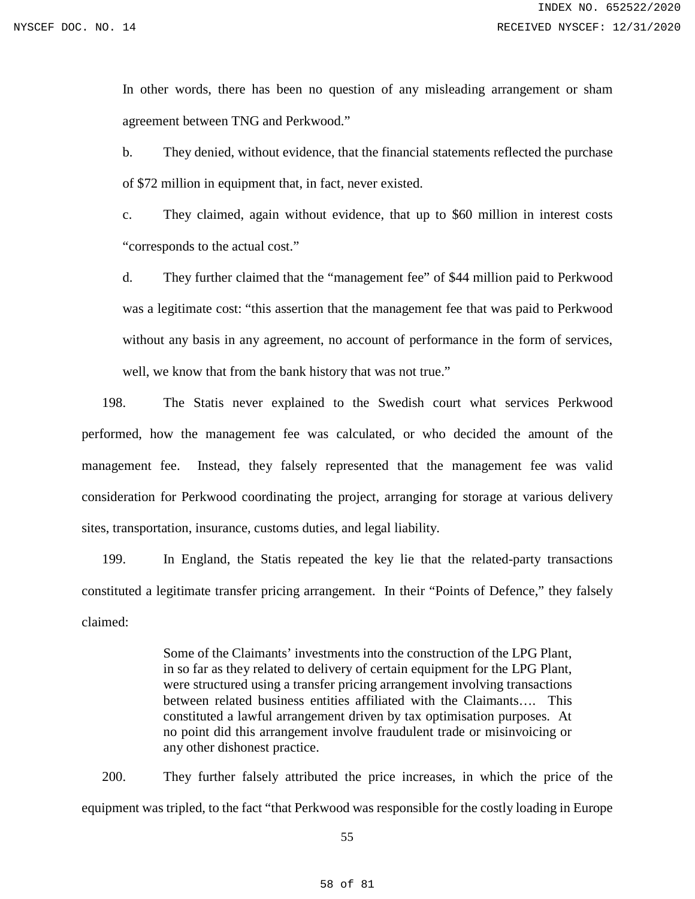In other words, there has been no question of any misleading arrangement or sham agreement between TNG and Perkwood."

b. They denied, without evidence, that the financial statements reflected the purchase of $72 million in equipment that, in fact, never existed.

c. They claimed, again without evidence, that up to $60 million in interest costs "corresponds to the actual cost."

d. They further claimed that the "management fee" of $44 million paid to Perkwood was a legitimate cost: "this assertion that the management fee that was paid to Perkwood without any basis in any agreement, no account of performance in the form of services, well, we know that from the bank history that was not true."

198. The Statis never explained to the Swedish court what services Perkwood performed, how the management fee was calculated, or who decided the amount of the management fee. Instead, they falsely represented that the management fee was valid consideration for Perkwood coordinating the project, arranging for storage at various delivery sites, transportation, insurance, customs duties, and legal liability.

199. In England, the Statis repeated the key lie that the related-party transactions constituted a legitimate transfer pricing arrangement. In their "Points of Defence," they falsely claimed:

> Some of the Claimants' investments into the construction of the LPG Plant, in so far as they related to delivery of certain equipment for the LPG Plant, were structured using a transfer pricing arrangement involving transactions between related business entities affiliated with the Claimants…. This constituted a lawful arrangement driven by tax optimisation purposes. At no point did this arrangement involve fraudulent trade or misinvoicing or any other dishonest practice.

200. They further falsely attributed the price increases, in which the price of the equipment was tripled, to the fact "that Perkwood was responsible for the costly loading in Europe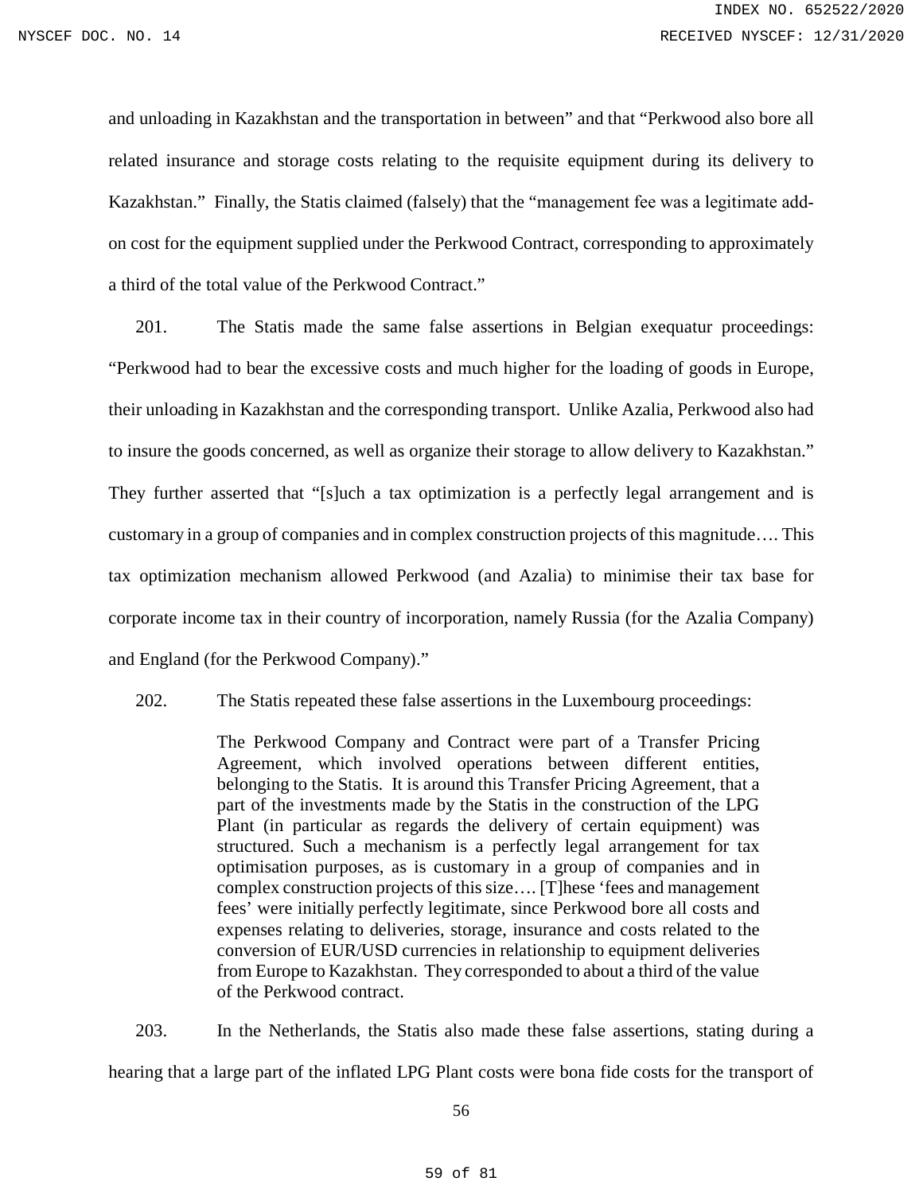and unloading in Kazakhstan and the transportation in between" and that "Perkwood also bore all related insurance and storage costs relating to the requisite equipment during its delivery to Kazakhstan." Finally, the Statis claimed (falsely) that the "management fee was a legitimate add-on cost for the equipment supplied under the Perkwood Contract, corresponding to approximately a third of the total value of the Perkwood Contract."

201. The Statis made the same false assertions in Belgian exequatur proceedings: "Perkwood had to bear the excessive costs and much higher for the loading of goods in Europe, their unloading in Kazakhstan and the corresponding transport. Unlike Azalia, Perkwood also had to insure the goods concerned, as well as organize their storage to allow delivery to Kazakhstan." They further asserted that "[s]uch a tax optimization is a perfectly legal arrangement and is customary in a group of companies and in complex construction projects of this magnitude…. This tax optimization mechanism allowed Perkwood (and Azalia) to minimise their tax base for corporate income tax in their country of incorporation, namely Russia (for the Azalia Company) and England (for the Perkwood Company)."

202. The Statis repeated these false assertions in the Luxembourg proceedings:

> The Perkwood Company and Contract were part of a Transfer Pricing Agreement, which involved operations between different entities, belonging to the Statis. It is around this Transfer Pricing Agreement, that a part of the investments made by the Statis in the construction of the LPG Plant (in particular as regards the delivery of certain equipment) was structured. Such a mechanism is a perfectly legal arrangement for tax optimisation purposes, as is customary in a group of companies and in complex construction projects of this size…. [T]hese 'fees and management fees' were initially perfectly legitimate, since Perkwood bore all costs and expenses relating to deliveries, storage, insurance and costs related to the conversion of EUR/USD currencies in relationship to equipment deliveries from Europe to Kazakhstan. They corresponded to about a third of the value of the Perkwood contract.

203. In the Netherlands, the Statis also made these false assertions, stating during a hearing that a large part of the inflated LPG Plant costs were bona fide costs for the transport of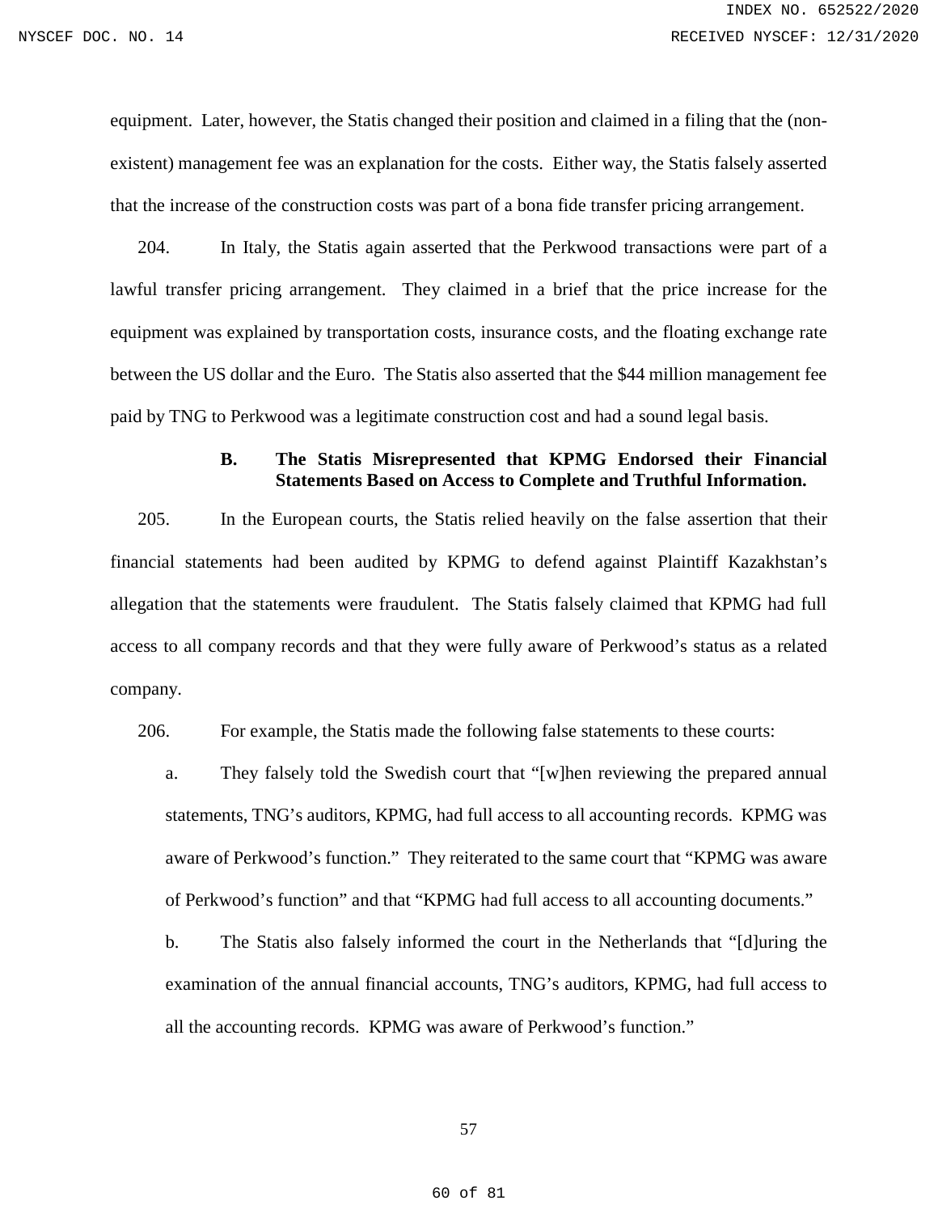equipment. Later, however, the Statis changed their position and claimed in a filing that the (non-existent) management fee was an explanation for the costs. Either way, the Statis falsely asserted that the increase of the construction costs was part of a bona fide transfer pricing arrangement.

204. In Italy, the Statis again asserted that the Perkwood transactions were part of a lawful transfer pricing arrangement. They claimed in a brief that the price increase for the equipment was explained by transportation costs, insurance costs, and the floating exchange rate between the US dollar and the Euro. The Statis also asserted that the $44 million management fee paid by TNG to Perkwood was a legitimate construction cost and had a sound legal basis.

### B. The Statis Misrepresented that KPMG Endorsed their Financial Statements Based on Access to Complete and Truthful Information.

205. In the European courts, the Statis relied heavily on the false assertion that their financial statements had been audited by KPMG to defend against Plaintiff Kazakhstan's allegation that the statements were fraudulent. The Statis falsely claimed that KPMG had full access to all company records and that they were fully aware of Perkwood's status as a related company.

206. For example, the Statis made the following false statements to these courts:

a. They falsely told the Swedish court that "[w]hen reviewing the prepared annual statements, TNG's auditors, KPMG, had full access to all accounting records. KPMG was aware of Perkwood's function." They reiterated to the same court that "KPMG was aware of Perkwood's function" and that "KPMG had full access to all accounting documents."

b. The Statis also falsely informed the court in the Netherlands that "[d]uring the examination of the annual financial accounts, TNG's auditors, KPMG, had full access to all the accounting records. KPMG was aware of Perkwood's function."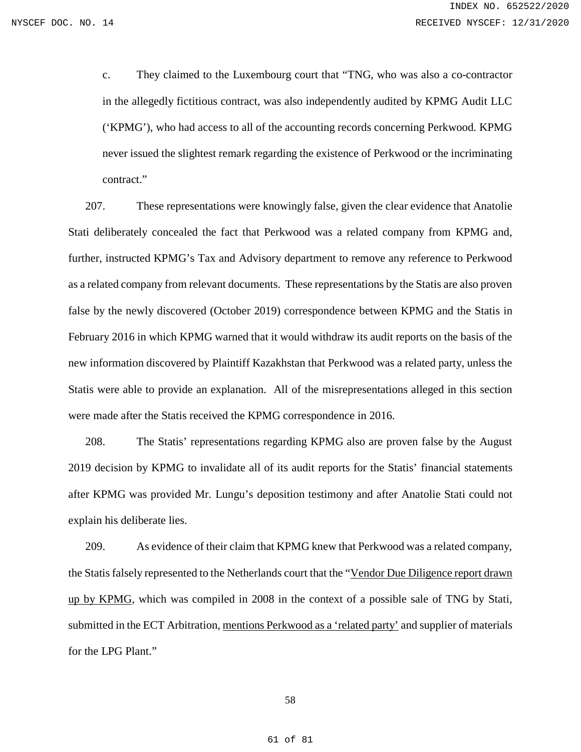c. They claimed to the Luxembourg court that "TNG, who was also a co-contractor in the allegedly fictitious contract, was also independently audited by KPMG Audit LLC ('KPMG'), who had access to all of the accounting records concerning Perkwood. KPMG never issued the slightest remark regarding the existence of Perkwood or the incriminating contract."

207. These representations were knowingly false, given the clear evidence that Anatolie Stati deliberately concealed the fact that Perkwood was a related company from KPMG and, further, instructed KPMG's Tax and Advisory department to remove any reference to Perkwood as a related company from relevant documents. These representations by the Statis are also proven false by the newly discovered (October 2019) correspondence between KPMG and the Statis in February 2016 in which KPMG warned that it would withdraw its audit reports on the basis of the new information discovered by Plaintiff Kazakhstan that Perkwood was a related party, unless the Statis were able to provide an explanation. All of the misrepresentations alleged in this section were made after the Statis received the KPMG correspondence in 2016.

208. The Statis' representations regarding KPMG also are proven false by the August 2019 decision by KPMG to invalidate all of its audit reports for the Statis' financial statements after KPMG was provided Mr. Lungu's deposition testimony and after Anatolie Stati could not explain his deliberate lies.

209. As evidence of their claim that KPMG knew that Perkwood was a related company, the Statis falsely represented to the Netherlands court that the "<u>Vendor Due Diligence report drawn up by KPMG</u>, which was compiled in 2008 in the context of a possible sale of TNG by Stati, submitted in the ECT Arbitration, <u>mentions Perkwood as a 'related party'</u> and supplier of materials for the LPG Plant."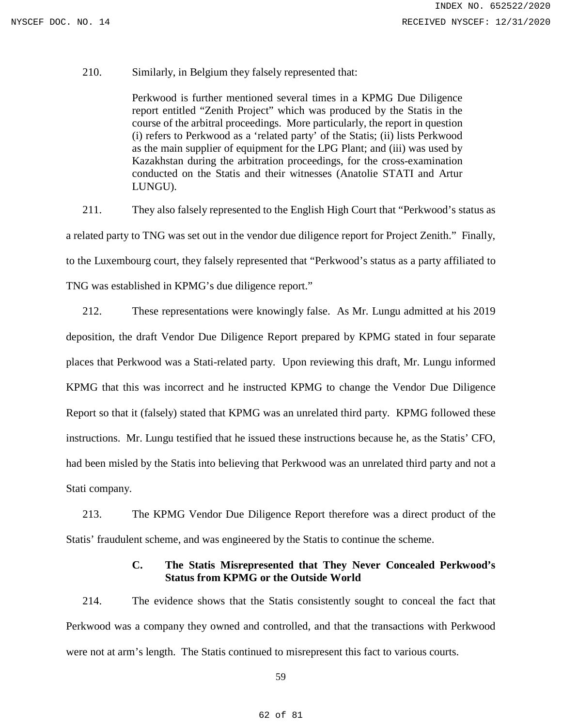210. Similarly, in Belgium they falsely represented that:

> Perkwood is further mentioned several times in a KPMG Due Diligence report entitled "Zenith Project" which was produced by the Statis in the course of the arbitral proceedings. More particularly, the report in question (i) refers to Perkwood as a 'related party' of the Statis; (ii) lists Perkwood as the main supplier of equipment for the LPG Plant; and (iii) was used by Kazakhstan during the arbitration proceedings, for the cross-examination conducted on the Statis and their witnesses (Anatolie STATI and Artur LUNGU).

211. They also falsely represented to the English High Court that "Perkwood's status as a related party to TNG was set out in the vendor due diligence report for Project Zenith." Finally, to the Luxembourg court, they falsely represented that "Perkwood's status as a party affiliated to TNG was established in KPMG's due diligence report."

212. These representations were knowingly false. As Mr. Lungu admitted at his 2019 deposition, the draft Vendor Due Diligence Report prepared by KPMG stated in four separate places that Perkwood was a Stati-related party. Upon reviewing this draft, Mr. Lungu informed KPMG that this was incorrect and he instructed KPMG to change the Vendor Due Diligence Report so that it (falsely) stated that KPMG was an unrelated third party. KPMG followed these instructions. Mr. Lungu testified that he issued these instructions because he, as the Statis' CFO, had been misled by the Statis into believing that Perkwood was an unrelated third party and not a Stati company.

213. The KPMG Vendor Due Diligence Report therefore was a direct product of the Statis' fraudulent scheme, and was engineered by the Statis to continue the scheme.

### C. The Statis Misrepresented that They Never Concealed Perkwood's Status from KPMG or the Outside World

214. The evidence shows that the Statis consistently sought to conceal the fact that Perkwood was a company they owned and controlled, and that the transactions with Perkwood were not at arm's length. The Statis continued to misrepresent this fact to various courts.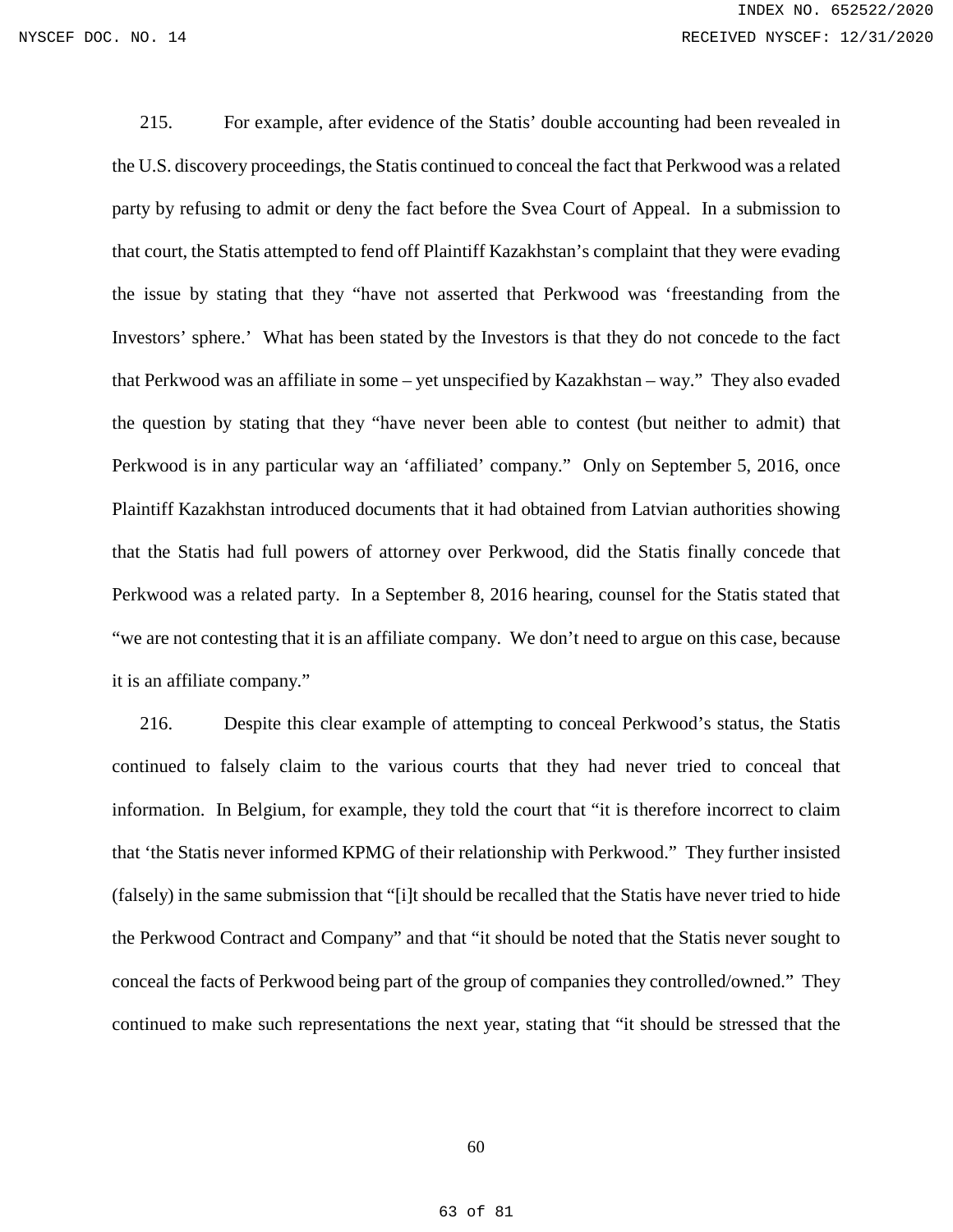215. For example, after evidence of the Statis' double accounting had been revealed in the U.S. discovery proceedings, the Statis continued to conceal the fact that Perkwood was a related party by refusing to admit or deny the fact before the Svea Court of Appeal. In a submission to that court, the Statis attempted to fend off Plaintiff Kazakhstan's complaint that they were evading the issue by stating that they "have not asserted that Perkwood was 'freestanding from the Investors' sphere.' What has been stated by the Investors is that they do not concede to the fact that Perkwood was an affiliate in some – yet unspecified by Kazakhstan – way." They also evaded the question by stating that they "have never been able to contest (but neither to admit) that Perkwood is in any particular way an 'affiliated' company." Only on September 5, 2016, once Plaintiff Kazakhstan introduced documents that it had obtained from Latvian authorities showing that the Statis had full powers of attorney over Perkwood, did the Statis finally concede that Perkwood was a related party. In a September 8, 2016 hearing, counsel for the Statis stated that "we are not contesting that it is an affiliate company. We don't need to argue on this case, because it is an affiliate company."

216. Despite this clear example of attempting to conceal Perkwood's status, the Statis continued to falsely claim to the various courts that they had never tried to conceal that information. In Belgium, for example, they told the court that "it is therefore incorrect to claim that 'the Statis never informed KPMG of their relationship with Perkwood." They further insisted (falsely) in the same submission that "[i]t should be recalled that the Statis have never tried to hide the Perkwood Contract and Company" and that "it should be noted that the Statis never sought to conceal the facts of Perkwood being part of the group of companies they controlled/owned." They continued to make such representations the next year, stating that "it should be stressed that the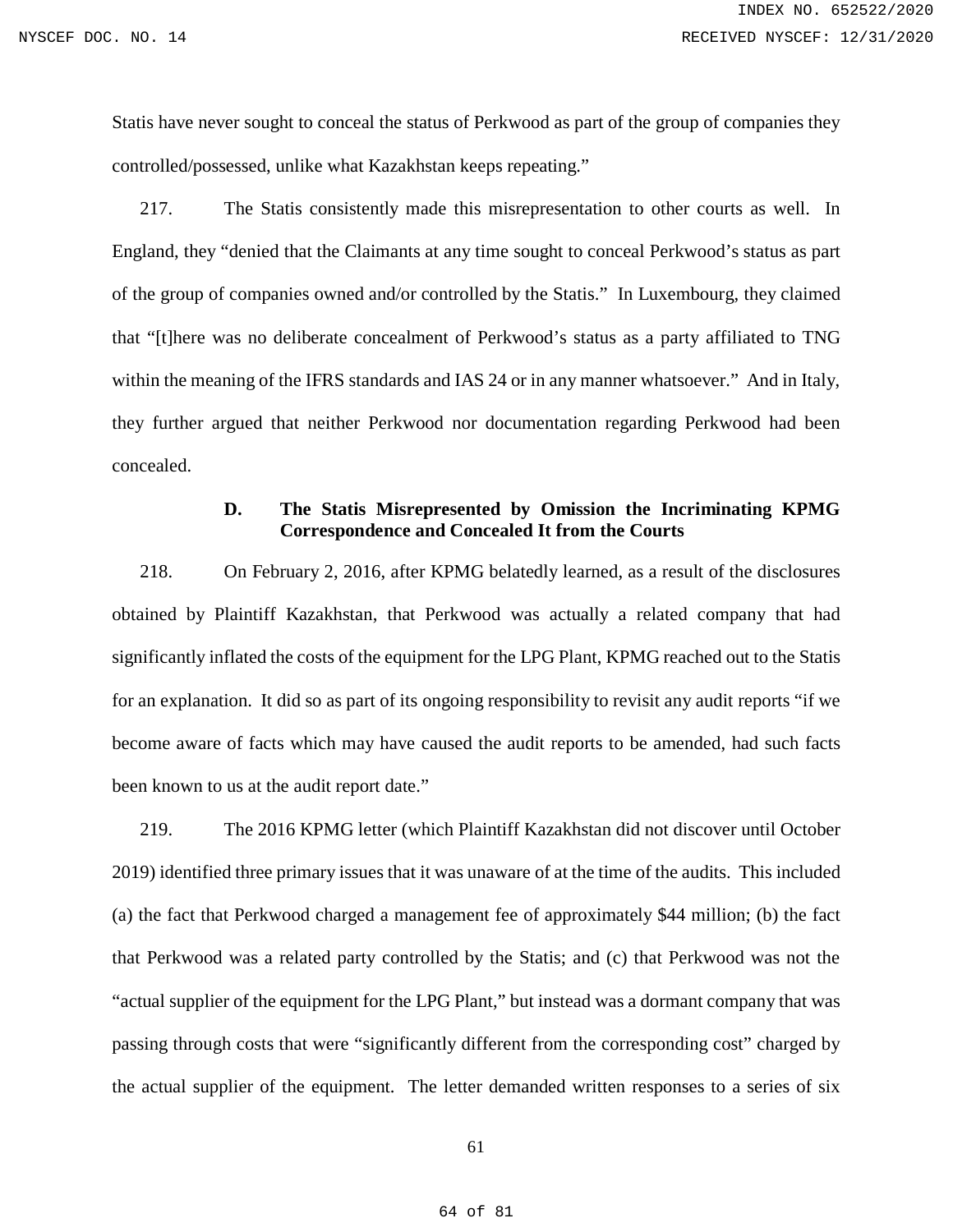Statis have never sought to conceal the status of Perkwood as part of the group of companies they controlled/possessed, unlike what Kazakhstan keeps repeating."

217. The Statis consistently made this misrepresentation to other courts as well. In England, they "denied that the Claimants at any time sought to conceal Perkwood's status as part of the group of companies owned and/or controlled by the Statis." In Luxembourg, they claimed that "[t]here was no deliberate concealment of Perkwood's status as a party affiliated to TNG within the meaning of the IFRS standards and IAS 24 or in any manner whatsoever." And in Italy, they further argued that neither Perkwood nor documentation regarding Perkwood had been concealed.

### D. The Statis Misrepresented by Omission the Incriminating KPMG Correspondence and Concealed It from the Courts

218. On February 2, 2016, after KPMG belatedly learned, as a result of the disclosures obtained by Plaintiff Kazakhstan, that Perkwood was actually a related company that had significantly inflated the costs of the equipment for the LPG Plant, KPMG reached out to the Statis for an explanation. It did so as part of its ongoing responsibility to revisit any audit reports "if we become aware of facts which may have caused the audit reports to be amended, had such facts been known to us at the audit report date."

219. The 2016 KPMG letter (which Plaintiff Kazakhstan did not discover until October 2019) identified three primary issues that it was unaware of at the time of the audits. This included (a) the fact that Perkwood charged a management fee of approximately $44 million; (b) the fact that Perkwood was a related party controlled by the Statis; and (c) that Perkwood was not the "actual supplier of the equipment for the LPG Plant," but instead was a dormant company that was passing through costs that were "significantly different from the corresponding cost" charged by the actual supplier of the equipment. The letter demanded written responses to a series of six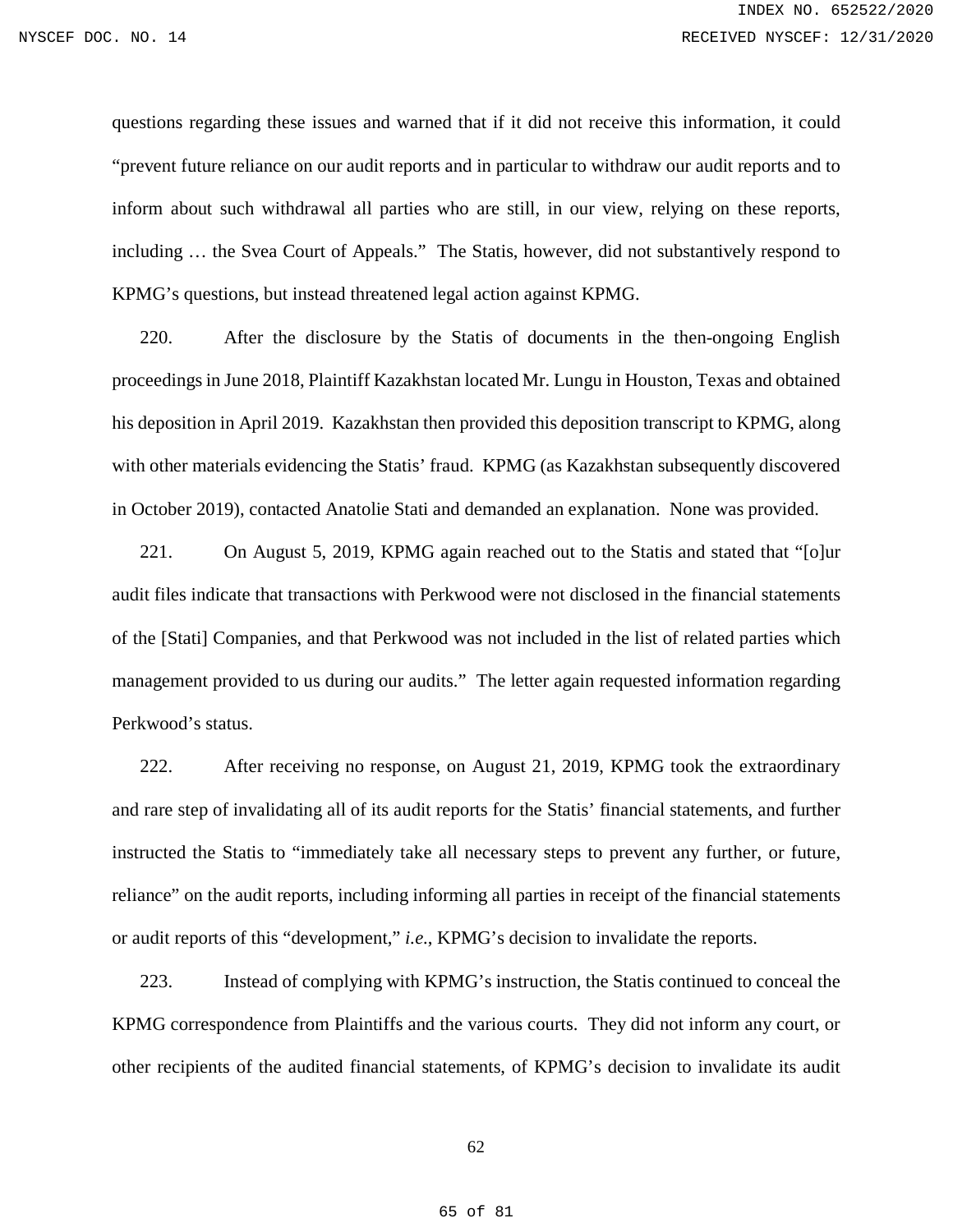questions regarding these issues and warned that if it did not receive this information, it could "prevent future reliance on our audit reports and in particular to withdraw our audit reports and to inform about such withdrawal all parties who are still, in our view, relying on these reports, including … the Svea Court of Appeals." The Statis, however, did not substantively respond to KPMG's questions, but instead threatened legal action against KPMG.

220. After the disclosure by the Statis of documents in the then-ongoing English proceedings in June 2018, Plaintiff Kazakhstan located Mr. Lungu in Houston, Texas and obtained his deposition in April 2019. Kazakhstan then provided this deposition transcript to KPMG, along with other materials evidencing the Statis' fraud. KPMG (as Kazakhstan subsequently discovered in October 2019), contacted Anatolie Stati and demanded an explanation. None was provided.

221. On August 5, 2019, KPMG again reached out to the Statis and stated that "[o]ur audit files indicate that transactions with Perkwood were not disclosed in the financial statements of the [Stati] Companies, and that Perkwood was not included in the list of related parties which management provided to us during our audits." The letter again requested information regarding Perkwood's status.

222. After receiving no response, on August 21, 2019, KPMG took the extraordinary and rare step of invalidating all of its audit reports for the Statis' financial statements, and further instructed the Statis to "immediately take all necessary steps to prevent any further, or future, reliance" on the audit reports, including informing all parties in receipt of the financial statements or audit reports of this "development," *i.e.*, KPMG's decision to invalidate the reports.

223. Instead of complying with KPMG's instruction, the Statis continued to conceal the KPMG correspondence from Plaintiffs and the various courts. They did not inform any court, or other recipients of the audited financial statements, of KPMG's decision to invalidate its audit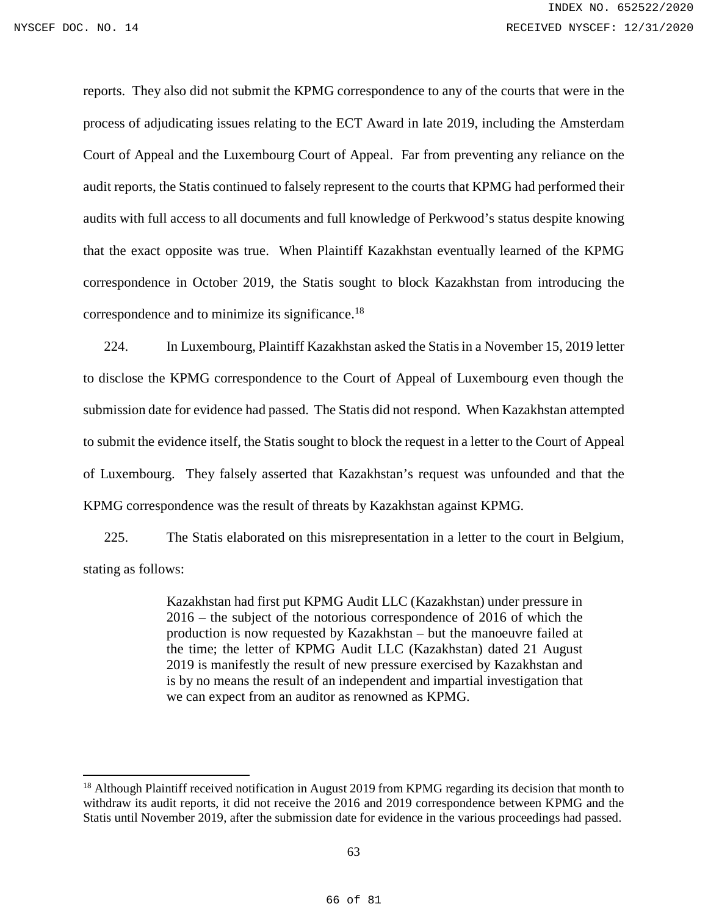reports. They also did not submit the KPMG correspondence to any of the courts that were in the process of adjudicating issues relating to the ECT Award in late 2019, including the Amsterdam Court of Appeal and the Luxembourg Court of Appeal. Far from preventing any reliance on the audit reports, the Statis continued to falsely represent to the courts that KPMG had performed their audits with full access to all documents and full knowledge of Perkwood's status despite knowing that the exact opposite was true. When Plaintiff Kazakhstan eventually learned of the KPMG correspondence in October 2019, the Statis sought to block Kazakhstan from introducing the correspondence and to minimize its significance.[18]

224. In Luxembourg, Plaintiff Kazakhstan asked the Statis in a November 15, 2019 letter to disclose the KPMG correspondence to the Court of Appeal of Luxembourg even though the submission date for evidence had passed. The Statis did not respond. When Kazakhstan attempted to submit the evidence itself, the Statis sought to block the request in a letter to the Court of Appeal of Luxembourg. They falsely asserted that Kazakhstan's request was unfounded and that the KPMG correspondence was the result of threats by Kazakhstan against KPMG.

225. The Statis elaborated on this misrepresentation in a letter to the court in Belgium, stating as follows:

> Kazakhstan had first put KPMG Audit LLC (Kazakhstan) under pressure in 2016 – the subject of the notorious correspondence of 2016 of which the production is now requested by Kazakhstan – but the manoeuvre failed at the time; the letter of KPMG Audit LLC (Kazakhstan) dated 21 August 2019 is manifestly the result of new pressure exercised by Kazakhstan and is by no means the result of an independent and impartial investigation that we can expect from an auditor as renowned as KPMG.

---

[18] Although Plaintiff received notification in August 2019 from KPMG regarding its decision that month to withdraw its audit reports, it did not receive the 2016 and 2019 correspondence between KPMG and the Statis until November 2019, after the submission date for evidence in the various proceedings had passed.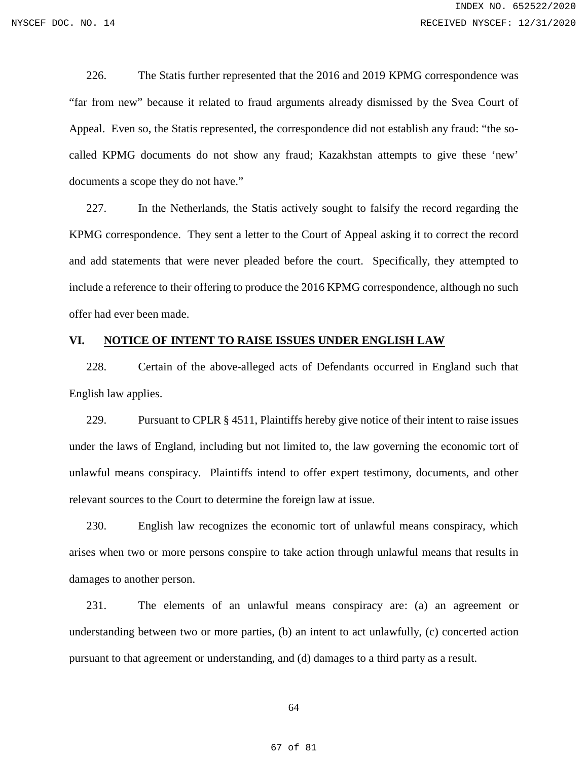226. The Statis further represented that the 2016 and 2019 KPMG correspondence was "far from new" because it related to fraud arguments already dismissed by the Svea Court of Appeal. Even so, the Statis represented, the correspondence did not establish any fraud: "the so-called KPMG documents do not show any fraud; Kazakhstan attempts to give these 'new' documents a scope they do not have."

227. In the Netherlands, the Statis actively sought to falsify the record regarding the KPMG correspondence. They sent a letter to the Court of Appeal asking it to correct the record and add statements that were never pleaded before the court. Specifically, they attempted to include a reference to their offering to produce the 2016 KPMG correspondence, although no such offer had ever been made.

## VI. NOTICE OF INTENT TO RAISE ISSUES UNDER ENGLISH LAW

228. Certain of the above-alleged acts of Defendants occurred in England such that English law applies.

229. Pursuant to CPLR § 4511, Plaintiffs hereby give notice of their intent to raise issues under the laws of England, including but not limited to, the law governing the economic tort of unlawful means conspiracy. Plaintiffs intend to offer expert testimony, documents, and other relevant sources to the Court to determine the foreign law at issue.

230. English law recognizes the economic tort of unlawful means conspiracy, which arises when two or more persons conspire to take action through unlawful means that results in damages to another person.

231. The elements of an unlawful means conspiracy are: (a) an agreement or understanding between two or more parties, (b) an intent to act unlawfully, (c) concerted action pursuant to that agreement or understanding, and (d) damages to a third party as a result.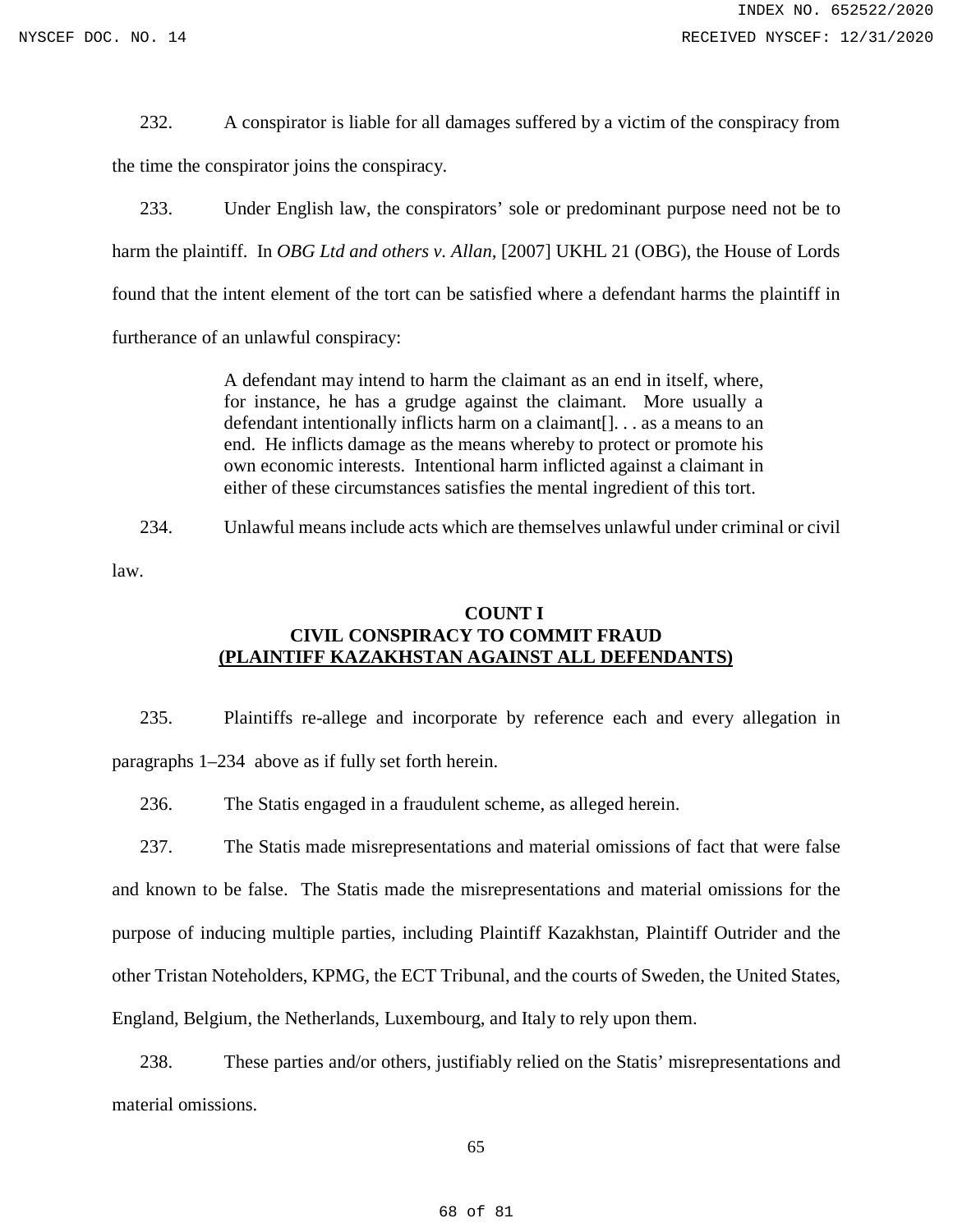232. A conspirator is liable for all damages suffered by a victim of the conspiracy from the time the conspirator joins the conspiracy.

233. Under English law, the conspirators' sole or predominant purpose need not be to harm the plaintiff. In *OBG Ltd and others v. Allan,* [2007] UKHL 21 (OBG), the House of Lords found that the intent element of the tort can be satisfied where a defendant harms the plaintiff in furtherance of an unlawful conspiracy:

> A defendant may intend to harm the claimant as an end in itself, where, for instance, he has a grudge against the claimant. More usually a defendant intentionally inflicts harm on a claimant[]. . . as a means to an end. He inflicts damage as the means whereby to protect or promote his own economic interests. Intentional harm inflicted against a claimant in either of these circumstances satisfies the mental ingredient of this tort.

234. Unlawful means include acts which are themselves unlawful under criminal or civil law.

**COUNT I**
**CIVIL CONSPIRACY TO COMMIT FRAUD**
**<u>(PLAINTIFF KAZAKHSTAN AGAINST ALL DEFENDANTS)</u>**

235. Plaintiffs re-allege and incorporate by reference each and every allegation in paragraphs 1–234 above as if fully set forth herein.

236. The Statis engaged in a fraudulent scheme, as alleged herein.

237. The Statis made misrepresentations and material omissions of fact that were false and known to be false. The Statis made the misrepresentations and material omissions for the purpose of inducing multiple parties, including Plaintiff Kazakhstan, Plaintiff Outrider and the other Tristan Noteholders, KPMG, the ECT Tribunal, and the courts of Sweden, the United States, England, Belgium, the Netherlands, Luxembourg, and Italy to rely upon them.

238. These parties and/or others, justifiably relied on the Statis' misrepresentations and material omissions.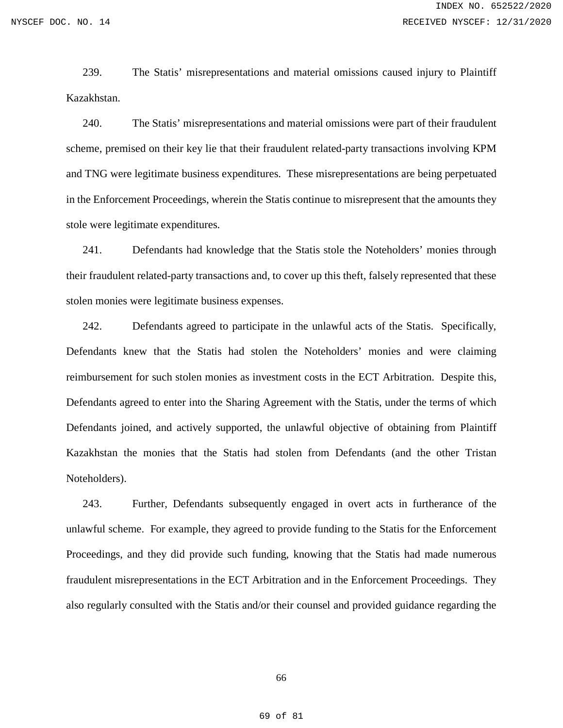239. The Statis' misrepresentations and material omissions caused injury to Plaintiff Kazakhstan.

240. The Statis' misrepresentations and material omissions were part of their fraudulent scheme, premised on their key lie that their fraudulent related-party transactions involving KPM and TNG were legitimate business expenditures. These misrepresentations are being perpetuated in the Enforcement Proceedings, wherein the Statis continue to misrepresent that the amounts they stole were legitimate expenditures.

241. Defendants had knowledge that the Statis stole the Noteholders' monies through their fraudulent related-party transactions and, to cover up this theft, falsely represented that these stolen monies were legitimate business expenses.

242. Defendants agreed to participate in the unlawful acts of the Statis. Specifically, Defendants knew that the Statis had stolen the Noteholders' monies and were claiming reimbursement for such stolen monies as investment costs in the ECT Arbitration. Despite this, Defendants agreed to enter into the Sharing Agreement with the Statis, under the terms of which Defendants joined, and actively supported, the unlawful objective of obtaining from Plaintiff Kazakhstan the monies that the Statis had stolen from Defendants (and the other Tristan Noteholders).

243. Further, Defendants subsequently engaged in overt acts in furtherance of the unlawful scheme. For example, they agreed to provide funding to the Statis for the Enforcement Proceedings, and they did provide such funding, knowing that the Statis had made numerous fraudulent misrepresentations in the ECT Arbitration and in the Enforcement Proceedings. They also regularly consulted with the Statis and/or their counsel and provided guidance regarding the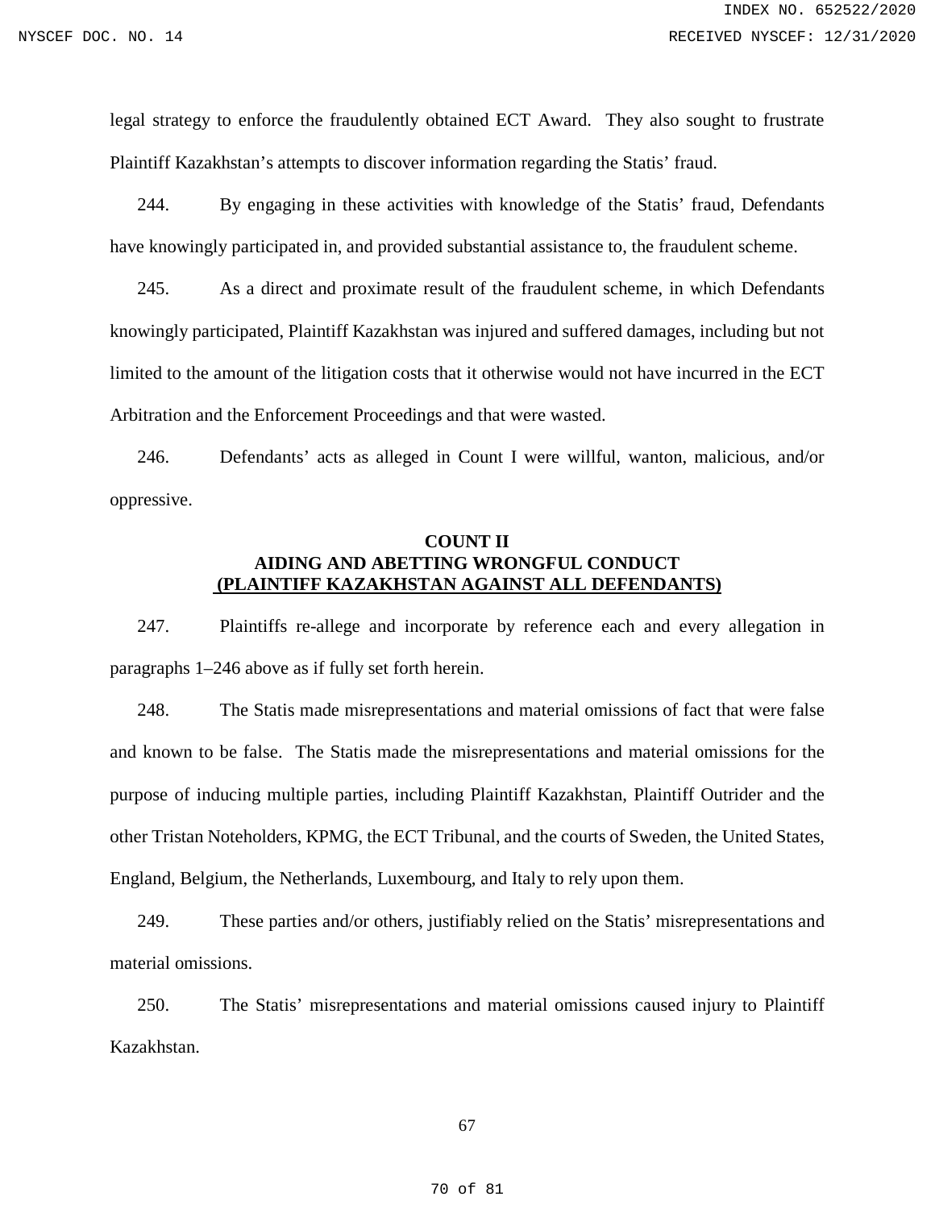legal strategy to enforce the fraudulently obtained ECT Award. They also sought to frustrate Plaintiff Kazakhstan's attempts to discover information regarding the Statis' fraud.

244. By engaging in these activities with knowledge of the Statis' fraud, Defendants have knowingly participated in, and provided substantial assistance to, the fraudulent scheme.

245. As a direct and proximate result of the fraudulent scheme, in which Defendants knowingly participated, Plaintiff Kazakhstan was injured and suffered damages, including but not limited to the amount of the litigation costs that it otherwise would not have incurred in the ECT Arbitration and the Enforcement Proceedings and that were wasted.

246. Defendants' acts as alleged in Count I were willful, wanton, malicious, and/or oppressive.

**COUNT II**
**AIDING AND ABETTING WRONGFUL CONDUCT**
**(PLAINTIFF KAZAKHSTAN AGAINST ALL DEFENDANTS)**

247. Plaintiffs re-allege and incorporate by reference each and every allegation in paragraphs 1–246 above as if fully set forth herein.

248. The Statis made misrepresentations and material omissions of fact that were false and known to be false. The Statis made the misrepresentations and material omissions for the purpose of inducing multiple parties, including Plaintiff Kazakhstan, Plaintiff Outrider and the other Tristan Noteholders, KPMG, the ECT Tribunal, and the courts of Sweden, the United States, England, Belgium, the Netherlands, Luxembourg, and Italy to rely upon them.

249. These parties and/or others, justifiably relied on the Statis' misrepresentations and material omissions.

250. The Statis' misrepresentations and material omissions caused injury to Plaintiff Kazakhstan.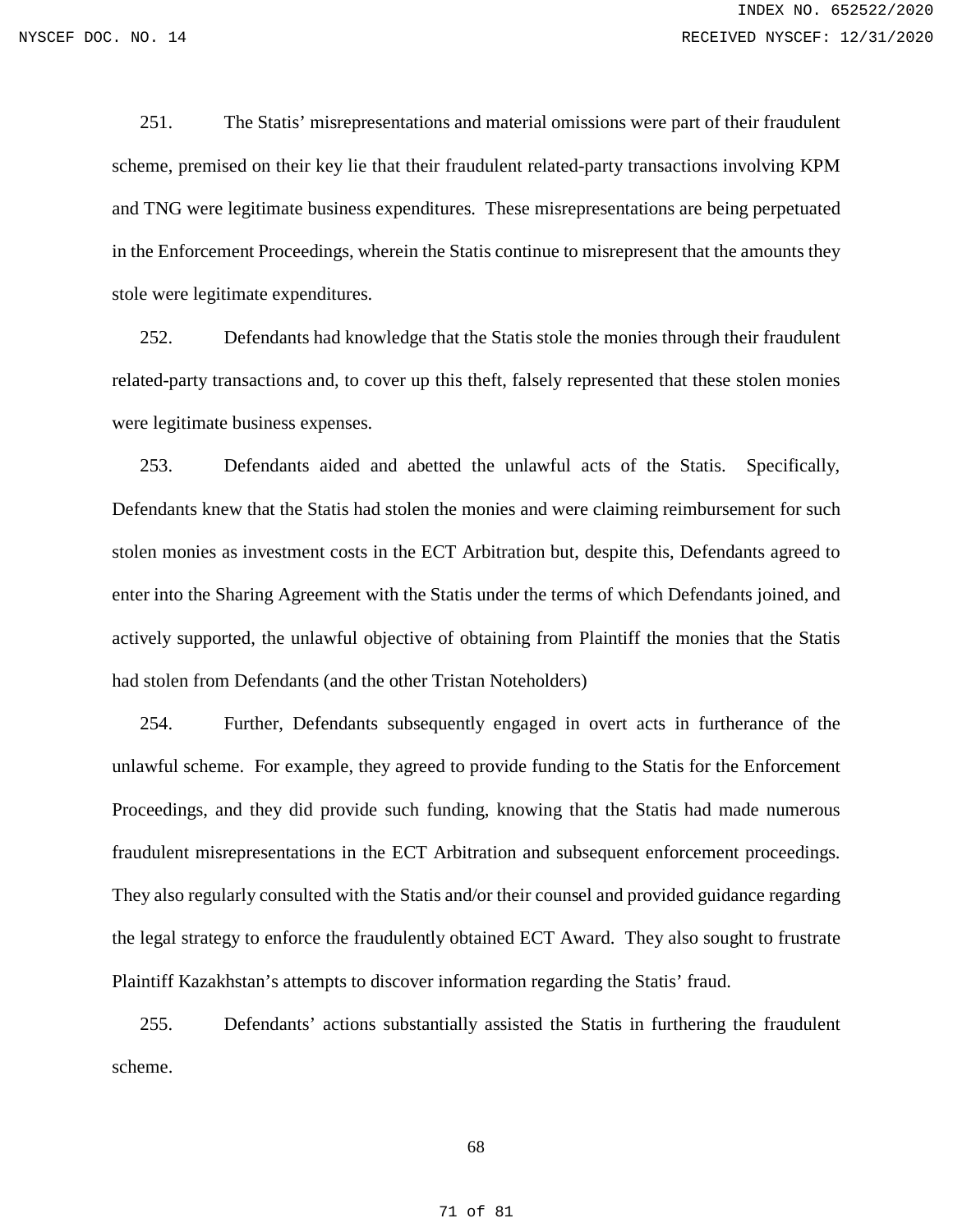251. The Statis' misrepresentations and material omissions were part of their fraudulent scheme, premised on their key lie that their fraudulent related-party transactions involving KPM and TNG were legitimate business expenditures. These misrepresentations are being perpetuated in the Enforcement Proceedings, wherein the Statis continue to misrepresent that the amounts they stole were legitimate expenditures.

252. Defendants had knowledge that the Statis stole the monies through their fraudulent related-party transactions and, to cover up this theft, falsely represented that these stolen monies were legitimate business expenses.

253. Defendants aided and abetted the unlawful acts of the Statis. Specifically, Defendants knew that the Statis had stolen the monies and were claiming reimbursement for such stolen monies as investment costs in the ECT Arbitration but, despite this, Defendants agreed to enter into the Sharing Agreement with the Statis under the terms of which Defendants joined, and actively supported, the unlawful objective of obtaining from Plaintiff the monies that the Statis had stolen from Defendants (and the other Tristan Noteholders)

254. Further, Defendants subsequently engaged in overt acts in furtherance of the unlawful scheme. For example, they agreed to provide funding to the Statis for the Enforcement Proceedings, and they did provide such funding, knowing that the Statis had made numerous fraudulent misrepresentations in the ECT Arbitration and subsequent enforcement proceedings. They also regularly consulted with the Statis and/or their counsel and provided guidance regarding the legal strategy to enforce the fraudulently obtained ECT Award. They also sought to frustrate Plaintiff Kazakhstan's attempts to discover information regarding the Statis' fraud.

255. Defendants' actions substantially assisted the Statis in furthering the fraudulent scheme.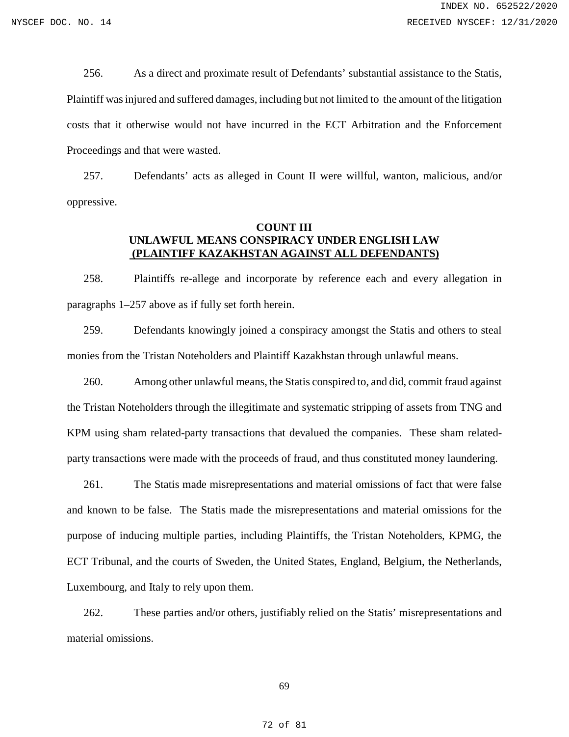256. As a direct and proximate result of Defendants' substantial assistance to the Statis, Plaintiff was injured and suffered damages, including but not limited to the amount of the litigation costs that it otherwise would not have incurred in the ECT Arbitration and the Enforcement Proceedings and that were wasted.

257. Defendants' acts as alleged in Count II were willful, wanton, malicious, and/or oppressive.

**COUNT III**
**UNLAWFUL MEANS CONSPIRACY UNDER ENGLISH LAW**
**(PLAINTIFF KAZAKHSTAN AGAINST ALL DEFENDANTS)**

258. Plaintiffs re-allege and incorporate by reference each and every allegation in paragraphs 1–257 above as if fully set forth herein.

259. Defendants knowingly joined a conspiracy amongst the Statis and others to steal monies from the Tristan Noteholders and Plaintiff Kazakhstan through unlawful means.

260. Among other unlawful means, the Statis conspired to, and did, commit fraud against the Tristan Noteholders through the illegitimate and systematic stripping of assets from TNG and KPM using sham related-party transactions that devalued the companies. These sham related-party transactions were made with the proceeds of fraud, and thus constituted money laundering.

261. The Statis made misrepresentations and material omissions of fact that were false and known to be false. The Statis made the misrepresentations and material omissions for the purpose of inducing multiple parties, including Plaintiffs, the Tristan Noteholders, KPMG, the ECT Tribunal, and the courts of Sweden, the United States, England, Belgium, the Netherlands, Luxembourg, and Italy to rely upon them.

262. These parties and/or others, justifiably relied on the Statis' misrepresentations and material omissions.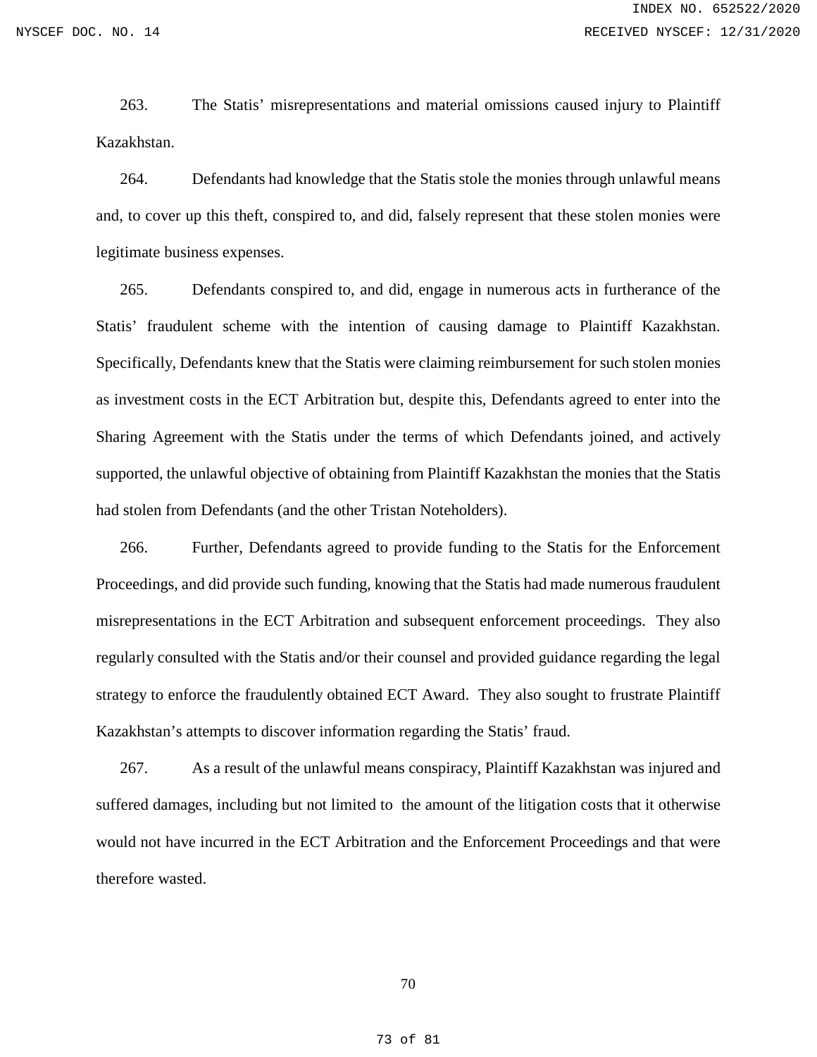263. The Statis' misrepresentations and material omissions caused injury to Plaintiff Kazakhstan.

264. Defendants had knowledge that the Statis stole the monies through unlawful means and, to cover up this theft, conspired to, and did, falsely represent that these stolen monies were legitimate business expenses.

265. Defendants conspired to, and did, engage in numerous acts in furtherance of the Statis' fraudulent scheme with the intention of causing damage to Plaintiff Kazakhstan. Specifically, Defendants knew that the Statis were claiming reimbursement for such stolen monies as investment costs in the ECT Arbitration but, despite this, Defendants agreed to enter into the Sharing Agreement with the Statis under the terms of which Defendants joined, and actively supported, the unlawful objective of obtaining from Plaintiff Kazakhstan the monies that the Statis had stolen from Defendants (and the other Tristan Noteholders).

266. Further, Defendants agreed to provide funding to the Statis for the Enforcement Proceedings, and did provide such funding, knowing that the Statis had made numerous fraudulent misrepresentations in the ECT Arbitration and subsequent enforcement proceedings. They also regularly consulted with the Statis and/or their counsel and provided guidance regarding the legal strategy to enforce the fraudulently obtained ECT Award. They also sought to frustrate Plaintiff Kazakhstan's attempts to discover information regarding the Statis' fraud.

267. As a result of the unlawful means conspiracy, Plaintiff Kazakhstan was injured and suffered damages, including but not limited to the amount of the litigation costs that it otherwise would not have incurred in the ECT Arbitration and the Enforcement Proceedings and that were therefore wasted.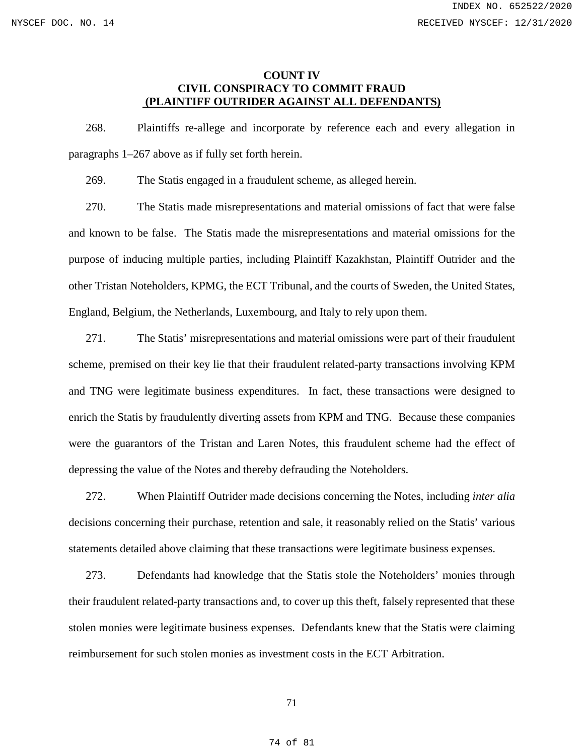## COUNT IV
## CIVIL CONSPIRACY TO COMMIT FRAUD
## (PLAINTIFF OUTRIDER AGAINST ALL DEFENDANTS)

268. Plaintiffs re-allege and incorporate by reference each and every allegation in paragraphs 1–267 above as if fully set forth herein.

269. The Statis engaged in a fraudulent scheme, as alleged herein.

270. The Statis made misrepresentations and material omissions of fact that were false and known to be false. The Statis made the misrepresentations and material omissions for the purpose of inducing multiple parties, including Plaintiff Kazakhstan, Plaintiff Outrider and the other Tristan Noteholders, KPMG, the ECT Tribunal, and the courts of Sweden, the United States, England, Belgium, the Netherlands, Luxembourg, and Italy to rely upon them.

271. The Statis' misrepresentations and material omissions were part of their fraudulent scheme, premised on their key lie that their fraudulent related-party transactions involving KPM and TNG were legitimate business expenditures. In fact, these transactions were designed to enrich the Statis by fraudulently diverting assets from KPM and TNG. Because these companies were the guarantors of the Tristan and Laren Notes, this fraudulent scheme had the effect of depressing the value of the Notes and thereby defrauding the Noteholders.

272. When Plaintiff Outrider made decisions concerning the Notes, including *inter alia* decisions concerning their purchase, retention and sale, it reasonably relied on the Statis' various statements detailed above claiming that these transactions were legitimate business expenses.

273. Defendants had knowledge that the Statis stole the Noteholders' monies through their fraudulent related-party transactions and, to cover up this theft, falsely represented that these stolen monies were legitimate business expenses. Defendants knew that the Statis were claiming reimbursement for such stolen monies as investment costs in the ECT Arbitration.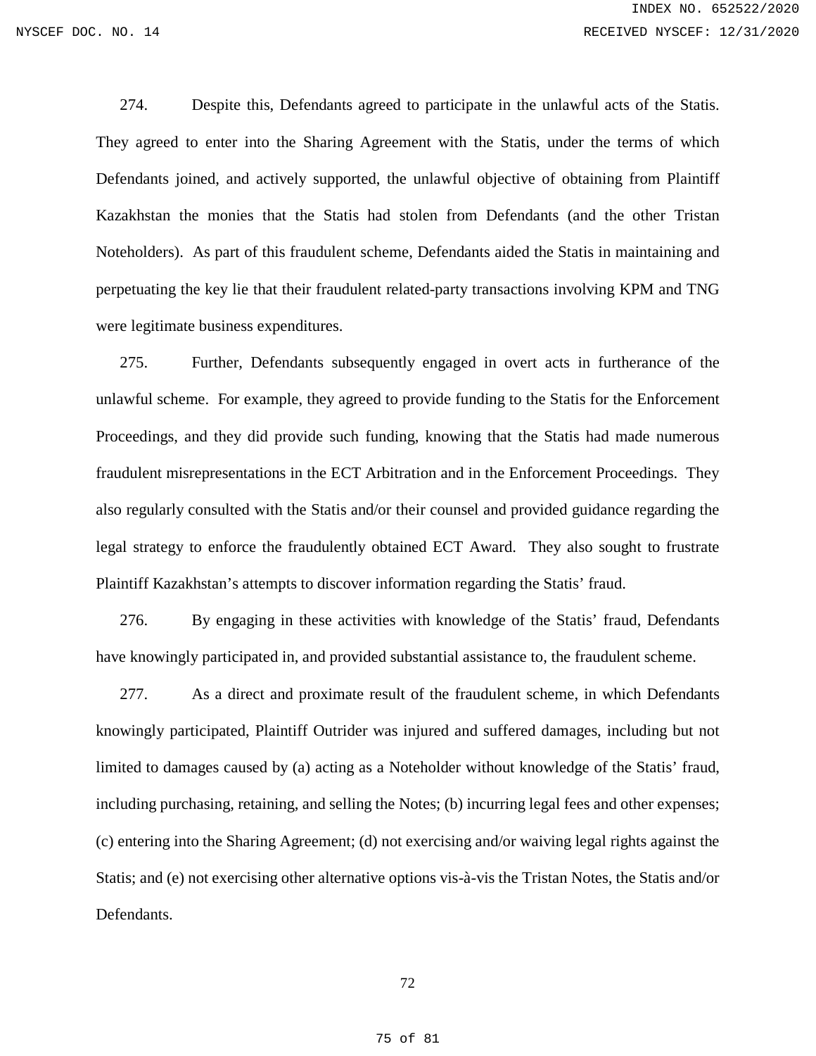274. Despite this, Defendants agreed to participate in the unlawful acts of the Statis. They agreed to enter into the Sharing Agreement with the Statis, under the terms of which Defendants joined, and actively supported, the unlawful objective of obtaining from Plaintiff Kazakhstan the monies that the Statis had stolen from Defendants (and the other Tristan Noteholders). As part of this fraudulent scheme, Defendants aided the Statis in maintaining and perpetuating the key lie that their fraudulent related-party transactions involving KPM and TNG were legitimate business expenditures.

275. Further, Defendants subsequently engaged in overt acts in furtherance of the unlawful scheme. For example, they agreed to provide funding to the Statis for the Enforcement Proceedings, and they did provide such funding, knowing that the Statis had made numerous fraudulent misrepresentations in the ECT Arbitration and in the Enforcement Proceedings. They also regularly consulted with the Statis and/or their counsel and provided guidance regarding the legal strategy to enforce the fraudulently obtained ECT Award. They also sought to frustrate Plaintiff Kazakhstan's attempts to discover information regarding the Statis' fraud.

276. By engaging in these activities with knowledge of the Statis' fraud, Defendants have knowingly participated in, and provided substantial assistance to, the fraudulent scheme.

277. As a direct and proximate result of the fraudulent scheme, in which Defendants knowingly participated, Plaintiff Outrider was injured and suffered damages, including but not limited to damages caused by (a) acting as a Noteholder without knowledge of the Statis' fraud, including purchasing, retaining, and selling the Notes; (b) incurring legal fees and other expenses; (c) entering into the Sharing Agreement; (d) not exercising and/or waiving legal rights against the Statis; and (e) not exercising other alternative options vis-à-vis the Tristan Notes, the Statis and/or Defendants.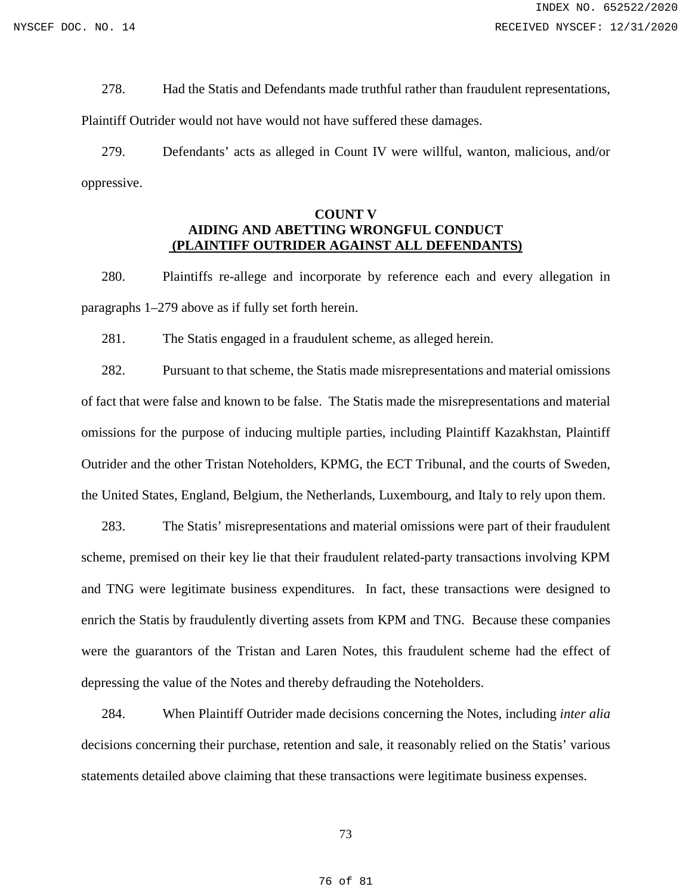278. Had the Statis and Defendants made truthful rather than fraudulent representations, Plaintiff Outrider would not have would not have suffered these damages.

279. Defendants' acts as alleged in Count IV were willful, wanton, malicious, and/or oppressive.

**COUNT V**
**AIDING AND ABETTING WRONGFUL CONDUCT**
**(PLAINTIFF OUTRIDER AGAINST ALL DEFENDANTS)**

280. Plaintiffs re-allege and incorporate by reference each and every allegation in paragraphs 1–279 above as if fully set forth herein.

281. The Statis engaged in a fraudulent scheme, as alleged herein.

282. Pursuant to that scheme, the Statis made misrepresentations and material omissions of fact that were false and known to be false. The Statis made the misrepresentations and material omissions for the purpose of inducing multiple parties, including Plaintiff Kazakhstan, Plaintiff Outrider and the other Tristan Noteholders, KPMG, the ECT Tribunal, and the courts of Sweden, the United States, England, Belgium, the Netherlands, Luxembourg, and Italy to rely upon them.

283. The Statis' misrepresentations and material omissions were part of their fraudulent scheme, premised on their key lie that their fraudulent related-party transactions involving KPM and TNG were legitimate business expenditures. In fact, these transactions were designed to enrich the Statis by fraudulently diverting assets from KPM and TNG. Because these companies were the guarantors of the Tristan and Laren Notes, this fraudulent scheme had the effect of depressing the value of the Notes and thereby defrauding the Noteholders.

284. When Plaintiff Outrider made decisions concerning the Notes, including *inter alia* decisions concerning their purchase, retention and sale, it reasonably relied on the Statis' various statements detailed above claiming that these transactions were legitimate business expenses.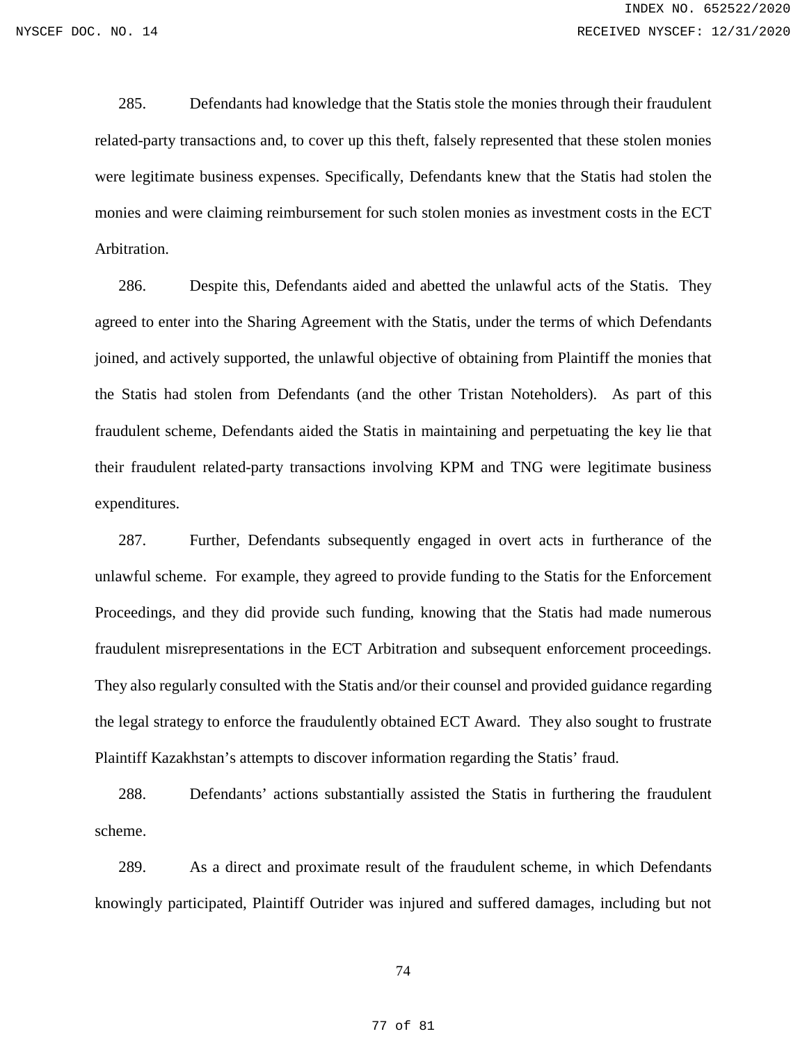285. Defendants had knowledge that the Statis stole the monies through their fraudulent related-party transactions and, to cover up this theft, falsely represented that these stolen monies were legitimate business expenses. Specifically, Defendants knew that the Statis had stolen the monies and were claiming reimbursement for such stolen monies as investment costs in the ECT Arbitration.

286. Despite this, Defendants aided and abetted the unlawful acts of the Statis. They agreed to enter into the Sharing Agreement with the Statis, under the terms of which Defendants joined, and actively supported, the unlawful objective of obtaining from Plaintiff the monies that the Statis had stolen from Defendants (and the other Tristan Noteholders). As part of this fraudulent scheme, Defendants aided the Statis in maintaining and perpetuating the key lie that their fraudulent related-party transactions involving KPM and TNG were legitimate business expenditures.

287. Further, Defendants subsequently engaged in overt acts in furtherance of the unlawful scheme. For example, they agreed to provide funding to the Statis for the Enforcement Proceedings, and they did provide such funding, knowing that the Statis had made numerous fraudulent misrepresentations in the ECT Arbitration and subsequent enforcement proceedings. They also regularly consulted with the Statis and/or their counsel and provided guidance regarding the legal strategy to enforce the fraudulently obtained ECT Award. They also sought to frustrate Plaintiff Kazakhstan's attempts to discover information regarding the Statis' fraud.

288. Defendants' actions substantially assisted the Statis in furthering the fraudulent scheme.

289. As a direct and proximate result of the fraudulent scheme, in which Defendants knowingly participated, Plaintiff Outrider was injured and suffered damages, including but not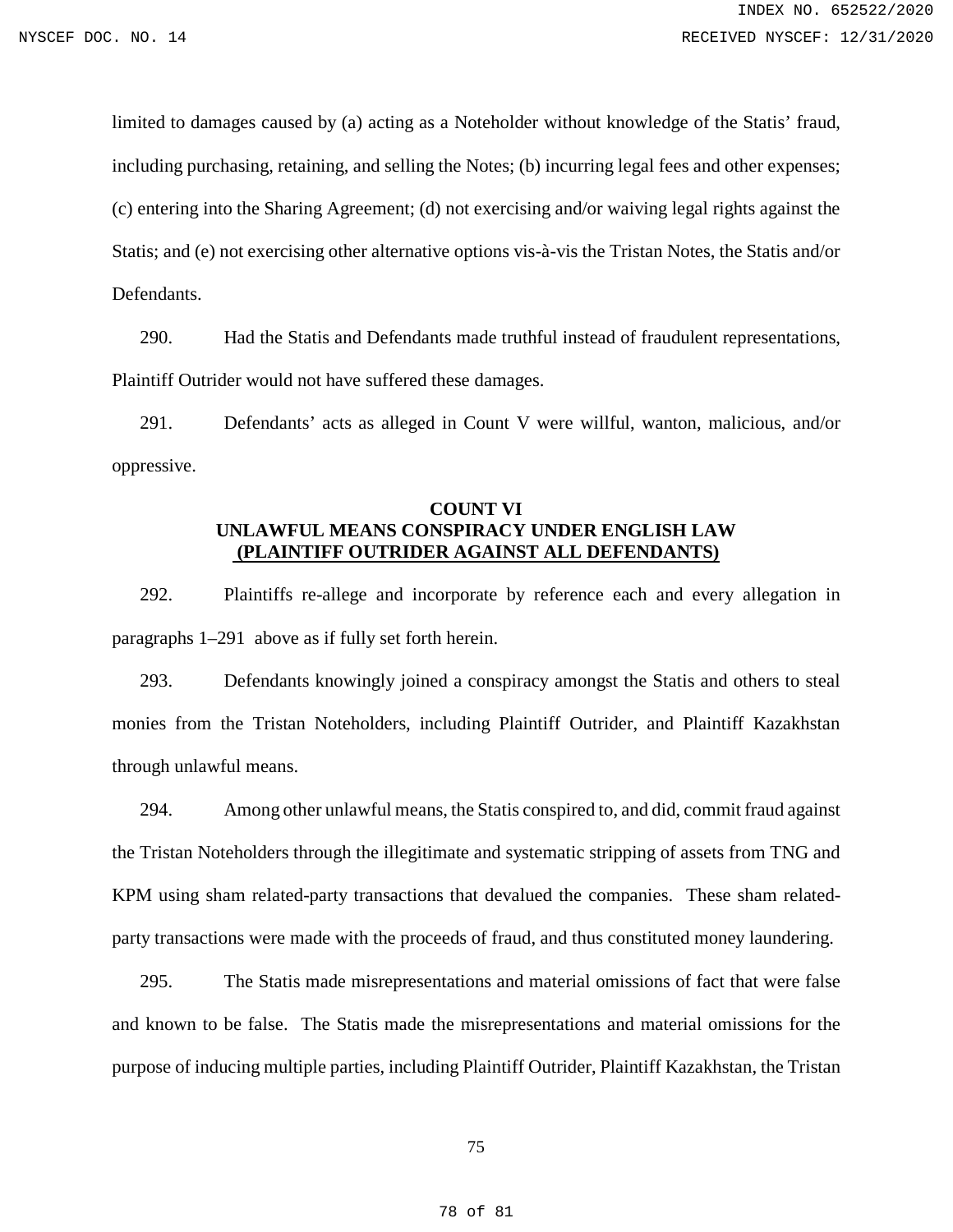limited to damages caused by (a) acting as a Noteholder without knowledge of the Statis' fraud, including purchasing, retaining, and selling the Notes; (b) incurring legal fees and other expenses; (c) entering into the Sharing Agreement; (d) not exercising and/or waiving legal rights against the Statis; and (e) not exercising other alternative options vis-à-vis the Tristan Notes, the Statis and/or Defendants.

290. Had the Statis and Defendants made truthful instead of fraudulent representations, Plaintiff Outrider would not have suffered these damages.

291. Defendants' acts as alleged in Count V were willful, wanton, malicious, and/or oppressive.

**COUNT VI**
**UNLAWFUL MEANS CONSPIRACY UNDER ENGLISH LAW**
**(PLAINTIFF OUTRIDER AGAINST ALL DEFENDANTS)**

292. Plaintiffs re-allege and incorporate by reference each and every allegation in paragraphs 1–291 above as if fully set forth herein.

293. Defendants knowingly joined a conspiracy amongst the Statis and others to steal monies from the Tristan Noteholders, including Plaintiff Outrider, and Plaintiff Kazakhstan through unlawful means.

294. Among other unlawful means, the Statis conspired to, and did, commit fraud against the Tristan Noteholders through the illegitimate and systematic stripping of assets from TNG and KPM using sham related-party transactions that devalued the companies. These sham related-party transactions were made with the proceeds of fraud, and thus constituted money laundering.

295. The Statis made misrepresentations and material omissions of fact that were false and known to be false. The Statis made the misrepresentations and material omissions for the purpose of inducing multiple parties, including Plaintiff Outrider, Plaintiff Kazakhstan, the Tristan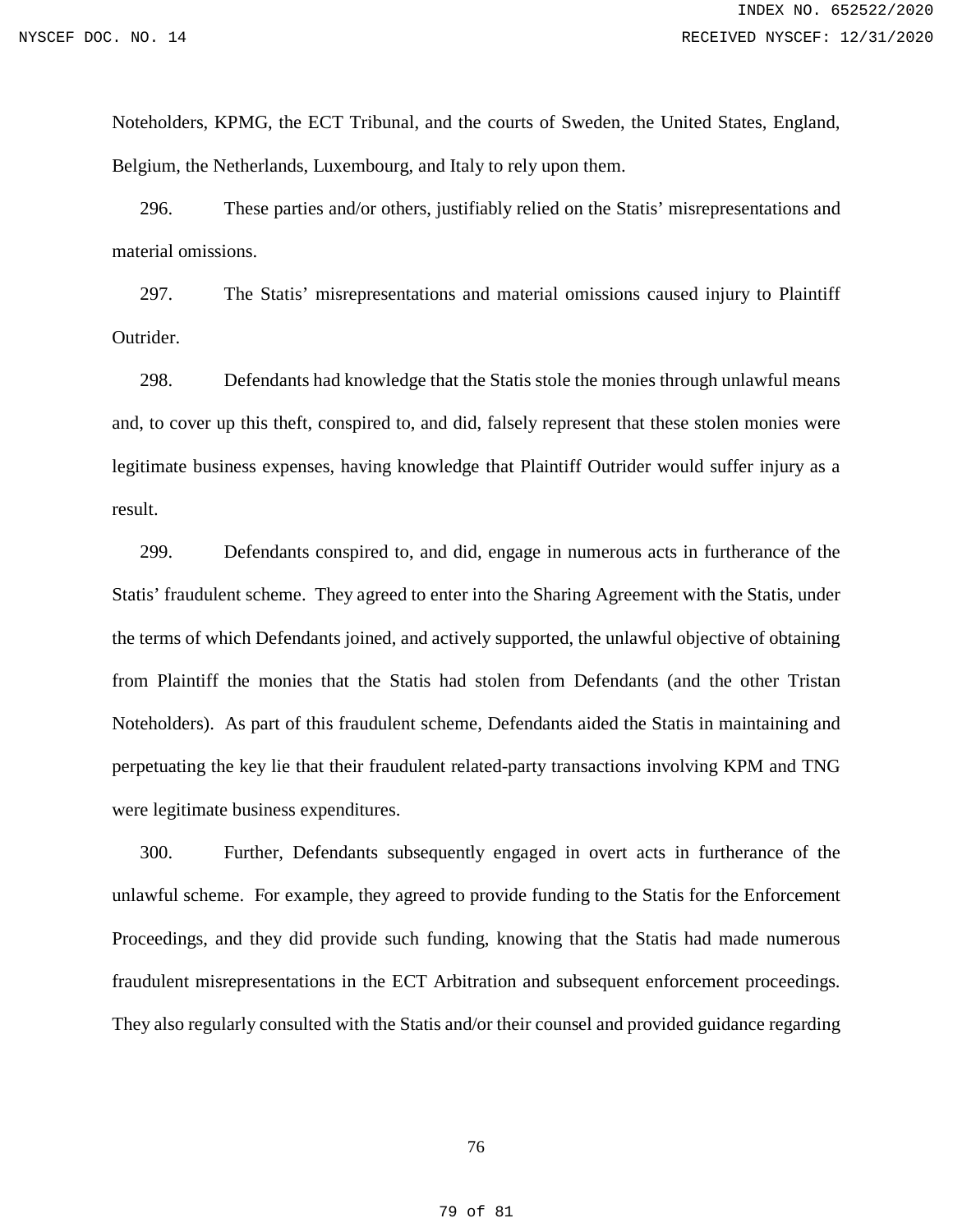Noteholders, KPMG, the ECT Tribunal, and the courts of Sweden, the United States, England, Belgium, the Netherlands, Luxembourg, and Italy to rely upon them.

296. These parties and/or others, justifiably relied on the Statis' misrepresentations and material omissions.

297. The Statis' misrepresentations and material omissions caused injury to Plaintiff Outrider.

298. Defendants had knowledge that the Statis stole the monies through unlawful means and, to cover up this theft, conspired to, and did, falsely represent that these stolen monies were legitimate business expenses, having knowledge that Plaintiff Outrider would suffer injury as a result.

299. Defendants conspired to, and did, engage in numerous acts in furtherance of the Statis' fraudulent scheme. They agreed to enter into the Sharing Agreement with the Statis, under the terms of which Defendants joined, and actively supported, the unlawful objective of obtaining from Plaintiff the monies that the Statis had stolen from Defendants (and the other Tristan Noteholders). As part of this fraudulent scheme, Defendants aided the Statis in maintaining and perpetuating the key lie that their fraudulent related-party transactions involving KPM and TNG were legitimate business expenditures.

300. Further, Defendants subsequently engaged in overt acts in furtherance of the unlawful scheme. For example, they agreed to provide funding to the Statis for the Enforcement Proceedings, and they did provide such funding, knowing that the Statis had made numerous fraudulent misrepresentations in the ECT Arbitration and subsequent enforcement proceedings. They also regularly consulted with the Statis and/or their counsel and provided guidance regarding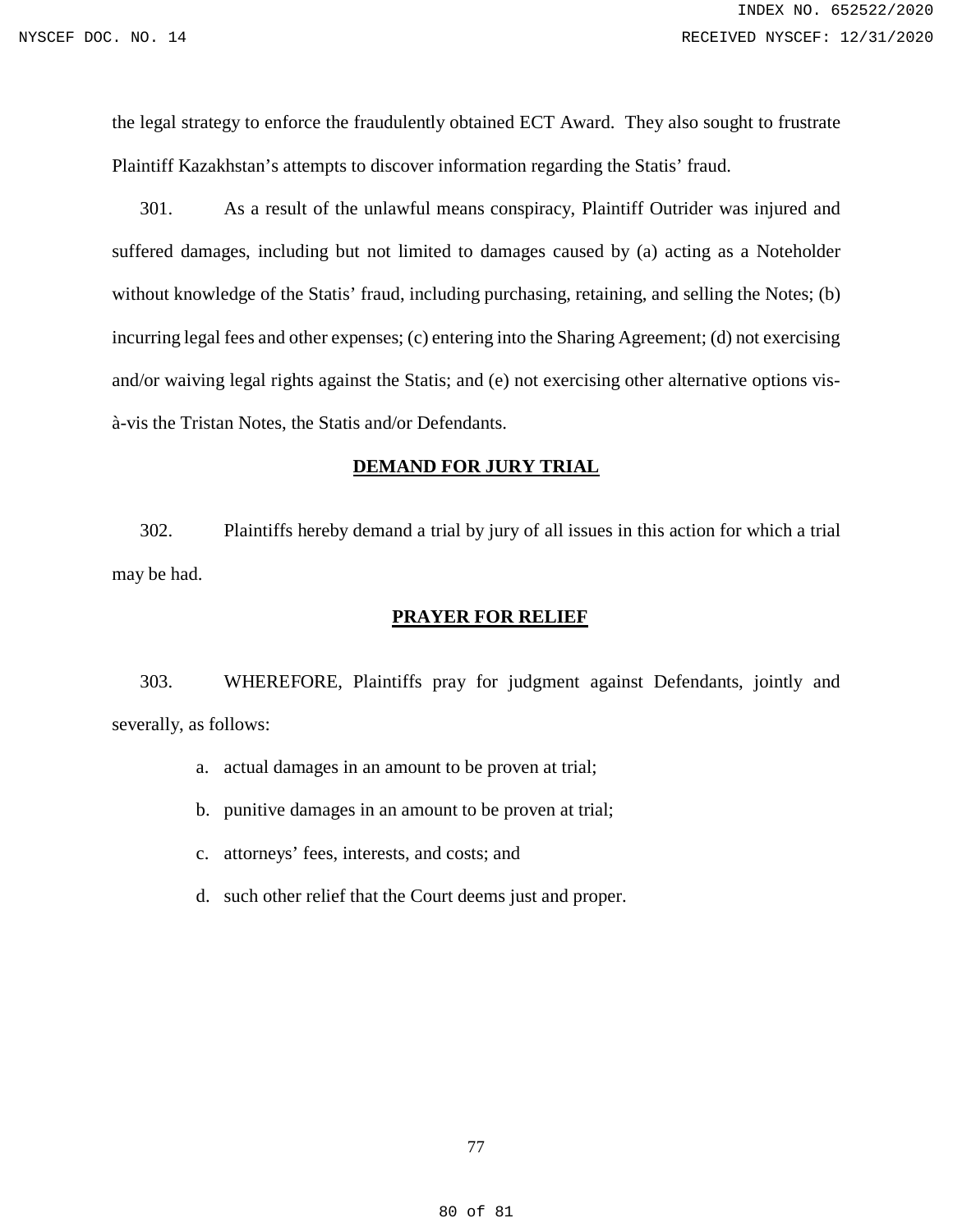the legal strategy to enforce the fraudulently obtained ECT Award. They also sought to frustrate Plaintiff Kazakhstan's attempts to discover information regarding the Statis' fraud.

301. As a result of the unlawful means conspiracy, Plaintiff Outrider was injured and suffered damages, including but not limited to damages caused by (a) acting as a Noteholder without knowledge of the Statis' fraud, including purchasing, retaining, and selling the Notes; (b) incurring legal fees and other expenses; (c) entering into the Sharing Agreement; (d) not exercising and/or waiving legal rights against the Statis; and (e) not exercising other alternative options vis-à-vis the Tristan Notes, the Statis and/or Defendants.

## DEMAND FOR JURY TRIAL

302. Plaintiffs hereby demand a trial by jury of all issues in this action for which a trial may be had.

## PRAYER FOR RELIEF

303. WHEREFORE, Plaintiffs pray for judgment against Defendants, jointly and severally, as follows:

a. actual damages in an amount to be proven at trial;

b. punitive damages in an amount to be proven at trial;

c. attorneys' fees, interests, and costs; and

d. such other relief that the Court deems just and proper.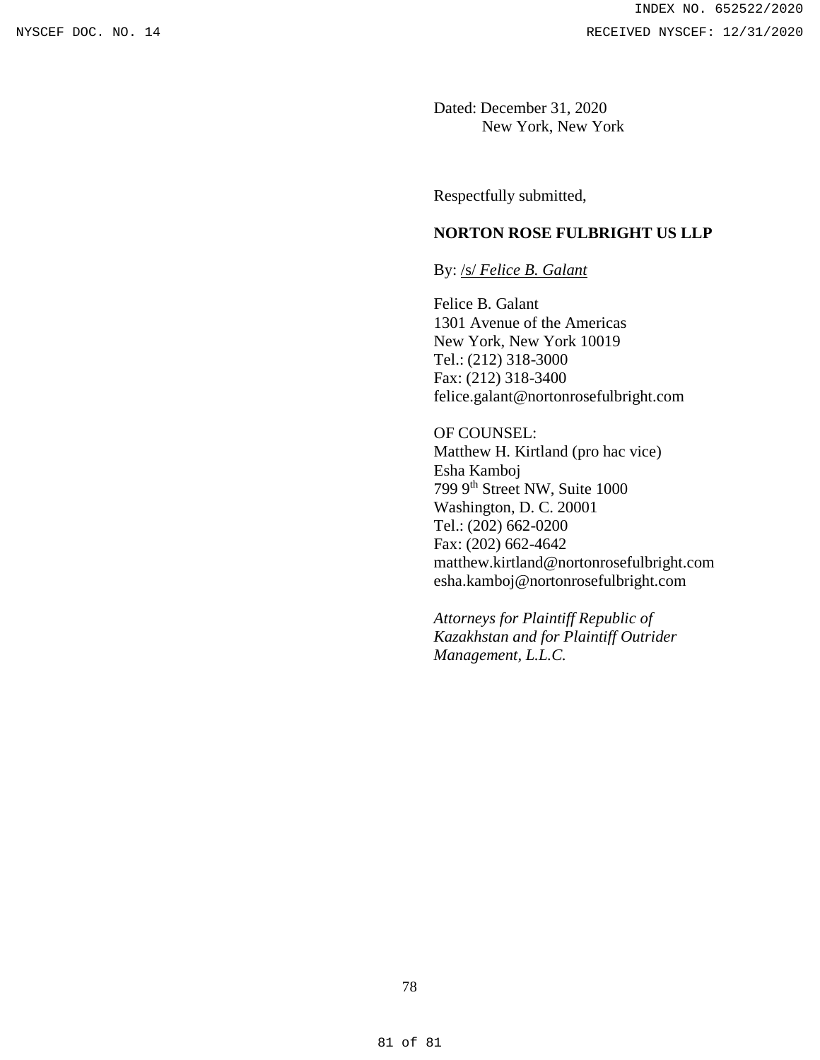Dated: December 31, 2020
New York, New York

Respectfully submitted,

**NORTON ROSE FULBRIGHT US LLP**

By: /s/ *Felice B. Galant*

Felice B. Galant
1301 Avenue of the Americas
New York, New York 10019
Tel.: (212) 318-3000
Fax: (212) 318-3400
felice.galant@nortonrosefulbright.com

OF COUNSEL:
Matthew H. Kirtland (pro hac vice)
Esha Kamboj
799 9th Street NW, Suite 1000
Washington, D. C. 20001
Tel.: (202) 662-0200
Fax: (202) 662-4642
matthew.kirtland@nortonrosefulbright.com
esha.kamboj@nortonrosefulbright.com

*Attorneys for Plaintiff Republic of Kazakhstan and for Plaintiff Outrider Management, L.L.C.*